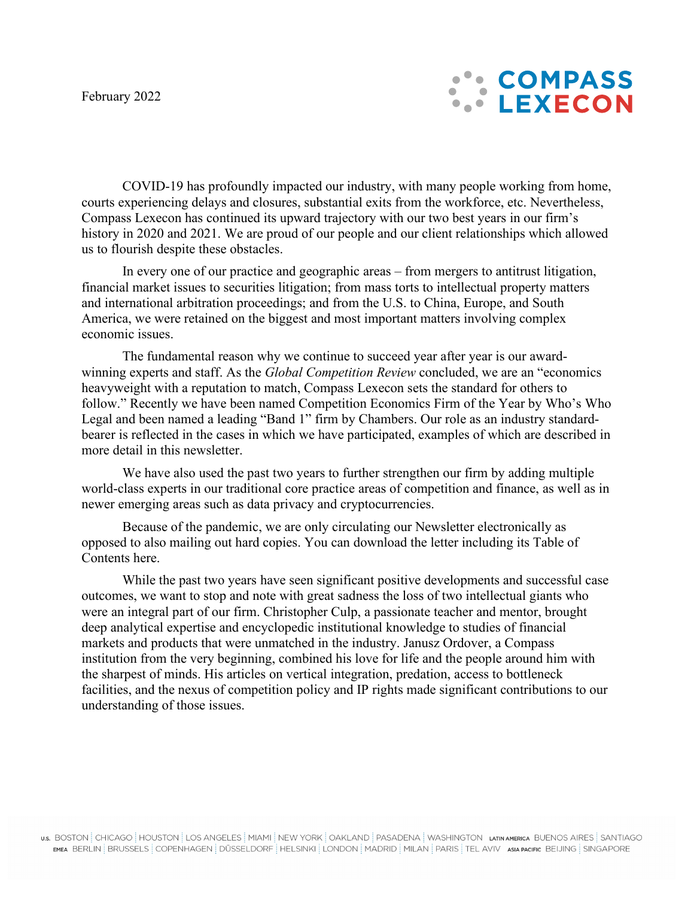February 2022

COMPASS LEXECON

COVID-19 has profoundly impacted our industry, with many people working from home, courts experiencing delays and closures, substantial exits from the workforce, etc. Nevertheless, Compass Lexecon has continued its upward trajectory with our two best years in our firm's history in 2020 and 2021. We are proud of our people and our client relationships which allowed us to flourish despite these obstacles.

In every one of our practice and geographic areas – from mergers to antitrust litigation, financial market issues to securities litigation; from mass torts to intellectual property matters and international arbitration proceedings; and from the U.S. to China, Europe, and South America, we were retained on the biggest and most important matters involving complex economic issues.

The fundamental reason why we continue to succeed year after year is our award-winning experts and staff. As the *Global Competition Review* concluded, we are an "economics heavyweight with a reputation to match, Compass Lexecon sets the standard for others to follow." Recently we have been named Competition Economics Firm of the Year by Who's Who Legal and been named a leading "Band 1" firm by Chambers. Our role as an industry standard-bearer is reflected in the cases in which we have participated, examples of which are described in more detail in this newsletter.

We have also used the past two years to further strengthen our firm by adding multiple world-class experts in our traditional core practice areas of competition and finance, as well as in newer emerging areas such as data privacy and cryptocurrencies.

Because of the pandemic, we are only circulating our Newsletter electronically as opposed to also mailing out hard copies. You can download the letter including its Table of Contents here.

While the past two years have seen significant positive developments and successful case outcomes, we want to stop and note with great sadness the loss of two intellectual giants who were an integral part of our firm. Christopher Culp, a passionate teacher and mentor, brought deep analytical expertise and encyclopedic institutional knowledge to studies of financial markets and products that were unmatched in the industry. Janusz Ordover, a Compass institution from the very beginning, combined his love for life and the people around him with the sharpest of minds. His articles on vertical integration, predation, access to bottleneck facilities, and the nexus of competition policy and IP rights made significant contributions to our understanding of those issues.

U.S. BOSTON | CHICAGO | HOUSTON | LOS ANGELES | MIAMI | NEW YORK | OAKLAND | PASADENA | WASHINGTON LATIN AMERICA BUENOS AIRES | SANTIAGO
EMEA BERLIN | BRUSSELS | COPENHAGEN | DÜSSELDORF | HELSINKI | LONDON | MADRID | MILAN | PARIS | TEL AVIV ASIA PACIFIC BEIJING | SINGAPORE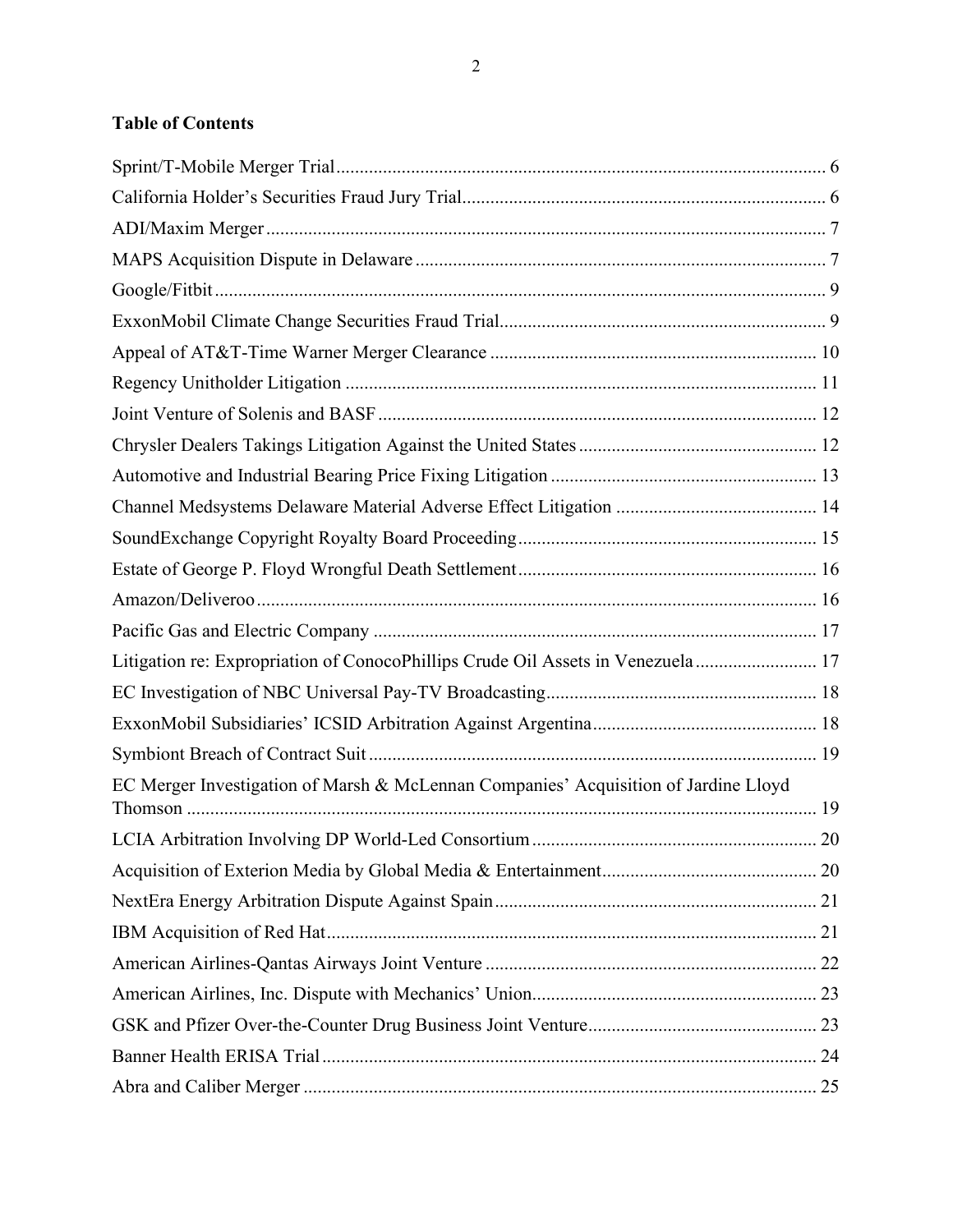## Table of Contents

Sprint/T-Mobile Merger Trial ........ 6
California Holder's Securities Fraud Jury Trial ........ 6
ADI/Maxim Merger ........ 7
MAPS Acquisition Dispute in Delaware ........ 7
Google/Fitbit ........ 9
ExxonMobil Climate Change Securities Fraud Trial ........ 9
Appeal of AT&T-Time Warner Merger Clearance ........ 10
Regency Unitholder Litigation ........ 11
Joint Venture of Solenis and BASF ........ 12
Chrysler Dealers Takings Litigation Against the United States ........ 12
Automotive and Industrial Bearing Price Fixing Litigation ........ 13
Channel Medsystems Delaware Material Adverse Effect Litigation ........ 14
SoundExchange Copyright Royalty Board Proceeding ........ 15
Estate of George P. Floyd Wrongful Death Settlement ........ 16
Amazon/Deliveroo ........ 16
Pacific Gas and Electric Company ........ 17
Litigation re: Expropriation of ConocoPhillips Crude Oil Assets in Venezuela ........ 17
EC Investigation of NBC Universal Pay-TV Broadcasting ........ 18
ExxonMobil Subsidiaries' ICSID Arbitration Against Argentina ........ 18
Symbiont Breach of Contract Suit ........ 19
EC Merger Investigation of Marsh & McLennan Companies' Acquisition of Jardine Lloyd Thomson ........ 19
LCIA Arbitration Involving DP World-Led Consortium ........ 20
Acquisition of Exterion Media by Global Media & Entertainment ........ 20
NextEra Energy Arbitration Dispute Against Spain ........ 21
IBM Acquisition of Red Hat ........ 21
American Airlines-Qantas Airways Joint Venture ........ 22
American Airlines, Inc. Dispute with Mechanics' Union ........ 23
GSK and Pfizer Over-the-Counter Drug Business Joint Venture ........ 23
Banner Health ERISA Trial ........ 24
Abra and Caliber Merger ........ 25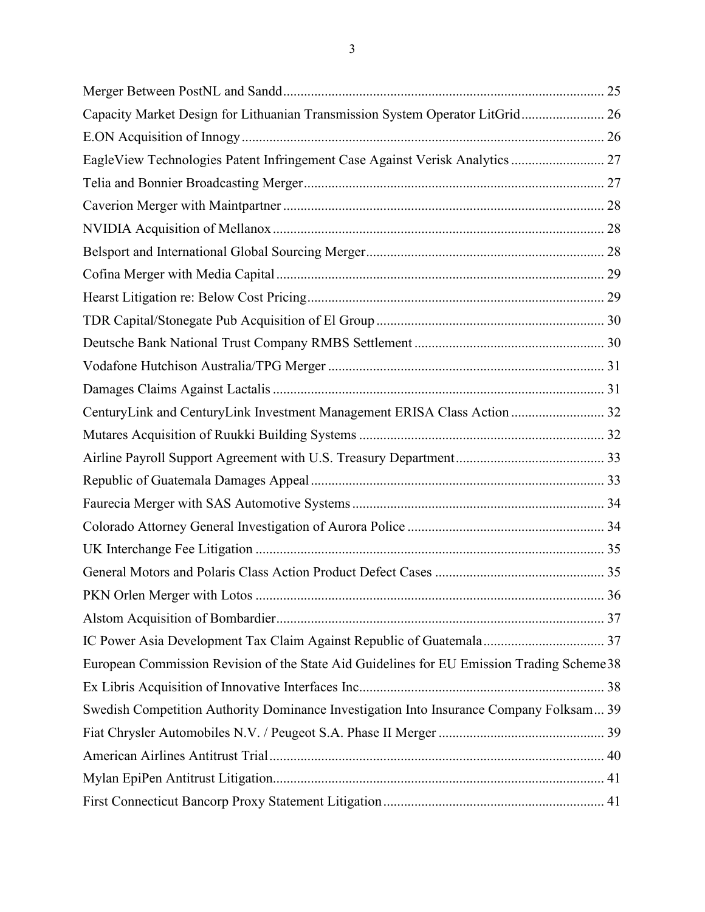Merger Between PostNL and Sandd ........................................................................................... 25
Capacity Market Design for Lithuanian Transmission System Operator LitGrid ........................ 26
E.ON Acquisition of Innogy ....................................................................................................... 26
EagleView Technologies Patent Infringement Case Against Verisk Analytics ........................... 27
Telia and Bonnier Broadcasting Merger ..................................................................................... 27
Caverion Merger with Maintpartner ........................................................................................... 28
NVIDIA Acquisition of Mellanox .............................................................................................. 28
Belsport and International Global Sourcing Merger ................................................................... 28
Cofina Merger with Media Capital ............................................................................................. 29
Hearst Litigation re: Below Cost Pricing .................................................................................... 29
TDR Capital/Stonegate Pub Acquisition of El Group ................................................................ 30
Deutsche Bank National Trust Company RMBS Settlement ...................................................... 30
Vodafone Hutchison Australia/TPG Merger .............................................................................. 31
Damages Claims Against Lactalis .............................................................................................. 31
CenturyLink and CenturyLink Investment Management ERISA Class Action ........................... 32
Mutares Acquisition of Ruukki Building Systems ..................................................................... 32
Airline Payroll Support Agreement with U.S. Treasury Department .......................................... 33
Republic of Guatemala Damages Appeal ................................................................................... 33
Faurecia Merger with SAS Automotive Systems ....................................................................... 34
Colorado Attorney General Investigation of Aurora Police ........................................................ 34
UK Interchange Fee Litigation ................................................................................................... 35
General Motors and Polaris Class Action Product Defect Cases ................................................ 35
PKN Orlen Merger with Lotos ................................................................................................... 36
Alstom Acquisition of Bombardier ............................................................................................. 37
IC Power Asia Development Tax Claim Against Republic of Guatemala .................................. 37
European Commission Revision of the State Aid Guidelines for EU Emission Trading Scheme 38
Ex Libris Acquisition of Innovative Interfaces Inc ..................................................................... 38
Swedish Competition Authority Dominance Investigation Into Insurance Company Folksam ... 39
Fiat Chrysler Automobiles N.V. / Peugeot S.A. Phase II Merger ............................................... 39
American Airlines Antitrust Trial ............................................................................................... 40
Mylan EpiPen Antitrust Litigation .............................................................................................. 41
First Connecticut Bancorp Proxy Statement Litigation .............................................................. 41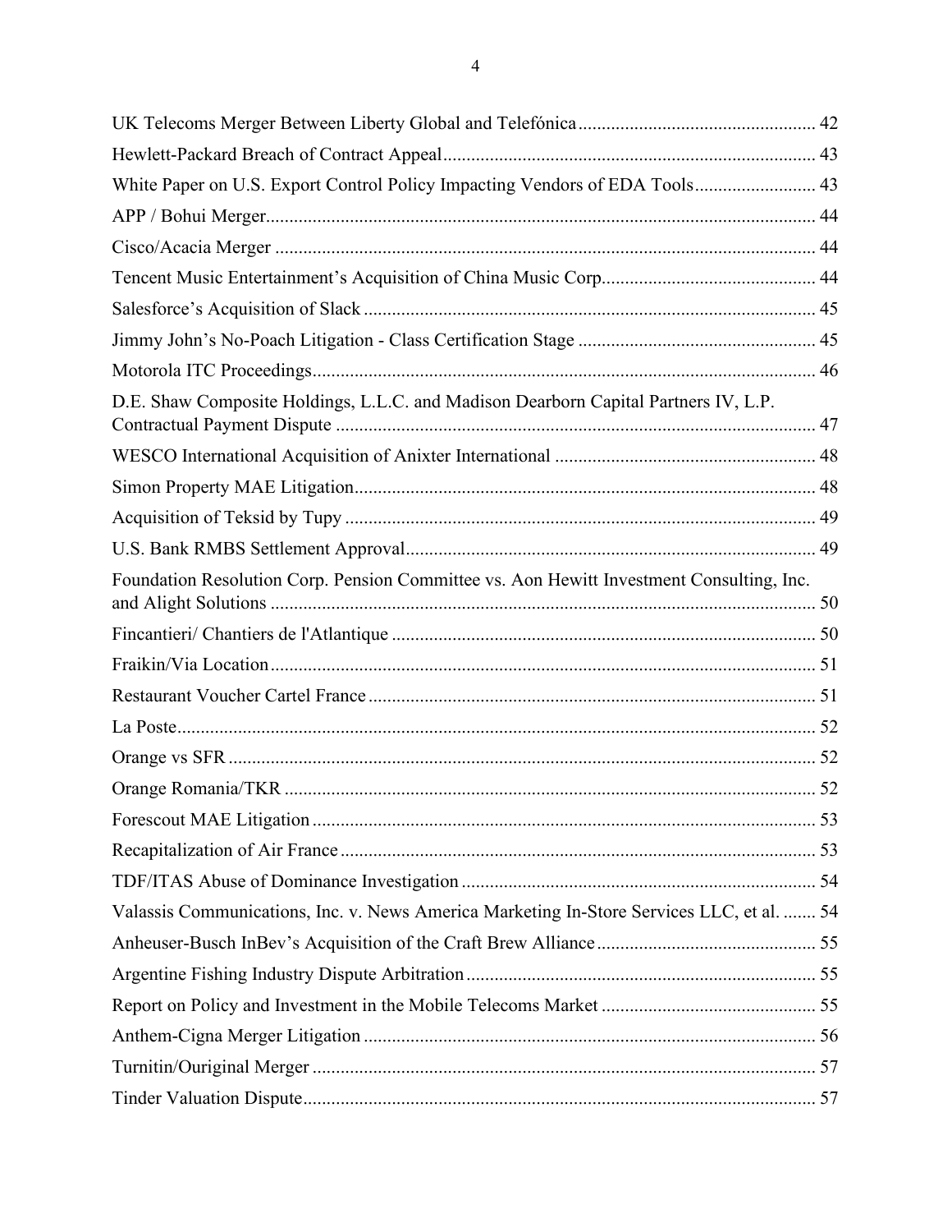UK Telecoms Merger Between Liberty Global and Telefónica .................................................. 42

Hewlett-Packard Breach of Contract Appeal ............................................................................... 43

White Paper on U.S. Export Control Policy Impacting Vendors of EDA Tools .......................... 43

APP / Bohui Merger..................................................................................................................... 44

Cisco/Acacia Merger .................................................................................................................... 44

Tencent Music Entertainment's Acquisition of China Music Corp.............................................. 44

Salesforce's Acquisition of Slack ................................................................................................. 45

Jimmy John's No-Poach Litigation - Class Certification Stage ................................................... 45

Motorola ITC Proceedings............................................................................................................ 46

D.E. Shaw Composite Holdings, L.L.C. and Madison Dearborn Capital Partners IV, L.P. Contractual Payment Dispute ...................................................................................................... 47

WESCO International Acquisition of Anixter International ........................................................ 48

Simon Property MAE Litigation................................................................................................... 48

Acquisition of Teksid by Tupy ..................................................................................................... 49

U.S. Bank RMBS Settlement Approval........................................................................................ 49

Foundation Resolution Corp. Pension Committee vs. Aon Hewitt Investment Consulting, Inc. and Alight Solutions .................................................................................................................... 50

Fincantieri/ Chantiers de l'Atlantique ........................................................................................... 50

Fraikin/Via Location..................................................................................................................... 51

Restaurant Voucher Cartel France ................................................................................................ 51

La Poste......................................................................................................................................... 52

Orange vs SFR .............................................................................................................................. 52

Orange Romania/TKR .................................................................................................................. 52

Forescout MAE Litigation ............................................................................................................ 53

Recapitalization of Air France ...................................................................................................... 53

TDF/ITAS Abuse of Dominance Investigation ............................................................................ 54

Valassis Communications, Inc. v. News America Marketing In-Store Services LLC, et al. ....... 54

Anheuser-Busch InBev's Acquisition of the Craft Brew Alliance ............................................... 55

Argentine Fishing Industry Dispute Arbitration ........................................................................... 55

Report on Policy and Investment in the Mobile Telecoms Market .............................................. 55

Anthem-Cigna Merger Litigation ................................................................................................. 56

Turnitin/Ouriginal Merger ............................................................................................................ 57

Tinder Valuation Dispute.............................................................................................................. 57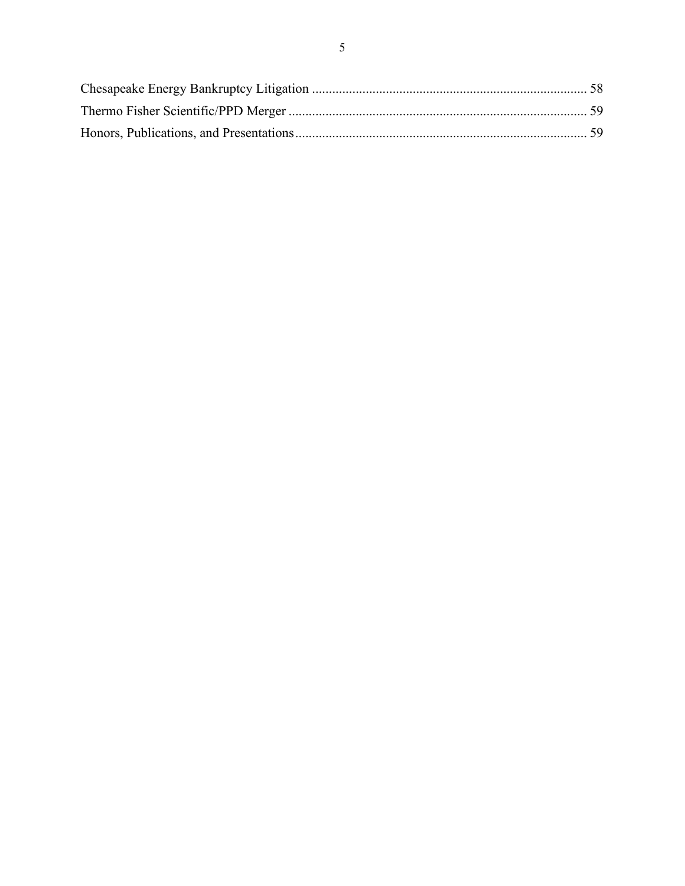Chesapeake Energy Bankruptcy Litigation ................................................................................ 58

Thermo Fisher Scientific/PPD Merger ....................................................................................... 59

Honors, Publications, and Presentations...................................................................................... 59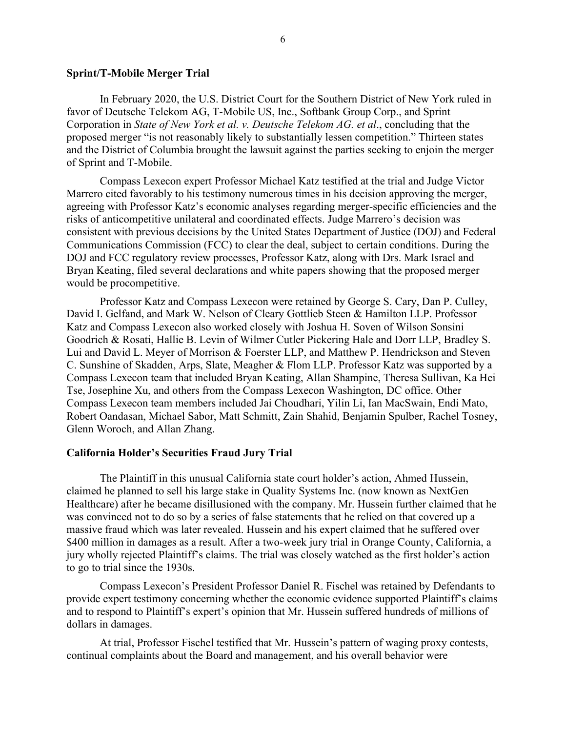### Sprint/T-Mobile Merger Trial

In February 2020, the U.S. District Court for the Southern District of New York ruled in favor of Deutsche Telekom AG, T-Mobile US, Inc., Softbank Group Corp., and Sprint Corporation in *State of New York et al. v. Deutsche Telekom AG. et al*., concluding that the proposed merger "is not reasonably likely to substantially lessen competition." Thirteen states and the District of Columbia brought the lawsuit against the parties seeking to enjoin the merger of Sprint and T-Mobile.

Compass Lexecon expert Professor Michael Katz testified at the trial and Judge Victor Marrero cited favorably to his testimony numerous times in his decision approving the merger, agreeing with Professor Katz's economic analyses regarding merger-specific efficiencies and the risks of anticompetitive unilateral and coordinated effects. Judge Marrero's decision was consistent with previous decisions by the United States Department of Justice (DOJ) and Federal Communications Commission (FCC) to clear the deal, subject to certain conditions. During the DOJ and FCC regulatory review processes, Professor Katz, along with Drs. Mark Israel and Bryan Keating, filed several declarations and white papers showing that the proposed merger would be procompetitive.

Professor Katz and Compass Lexecon were retained by George S. Cary, Dan P. Culley, David I. Gelfand, and Mark W. Nelson of Cleary Gottlieb Steen & Hamilton LLP. Professor Katz and Compass Lexecon also worked closely with Joshua H. Soven of Wilson Sonsini Goodrich & Rosati, Hallie B. Levin of Wilmer Cutler Pickering Hale and Dorr LLP, Bradley S. Lui and David L. Meyer of Morrison & Foerster LLP, and Matthew P. Hendrickson and Steven C. Sunshine of Skadden, Arps, Slate, Meagher & Flom LLP. Professor Katz was supported by a Compass Lexecon team that included Bryan Keating, Allan Shampine, Theresa Sullivan, Ka Hei Tse, Josephine Xu, and others from the Compass Lexecon Washington, DC office. Other Compass Lexecon team members included Jai Choudhari, Yilin Li, Ian MacSwain, Endi Mato, Robert Oandasan, Michael Sabor, Matt Schmitt, Zain Shahid, Benjamin Spulber, Rachel Tosney, Glenn Woroch, and Allan Zhang.

### California Holder's Securities Fraud Jury Trial

The Plaintiff in this unusual California state court holder's action, Ahmed Hussein, claimed he planned to sell his large stake in Quality Systems Inc. (now known as NextGen Healthcare) after he became disillusioned with the company. Mr. Hussein further claimed that he was convinced not to do so by a series of false statements that he relied on that covered up a massive fraud which was later revealed. Hussein and his expert claimed that he suffered over $400 million in damages as a result. After a two-week jury trial in Orange County, California, a jury wholly rejected Plaintiff's claims. The trial was closely watched as the first holder's action to go to trial since the 1930s.

Compass Lexecon's President Professor Daniel R. Fischel was retained by Defendants to provide expert testimony concerning whether the economic evidence supported Plaintiff's claims and to respond to Plaintiff's expert's opinion that Mr. Hussein suffered hundreds of millions of dollars in damages.

At trial, Professor Fischel testified that Mr. Hussein's pattern of waging proxy contests, continual complaints about the Board and management, and his overall behavior were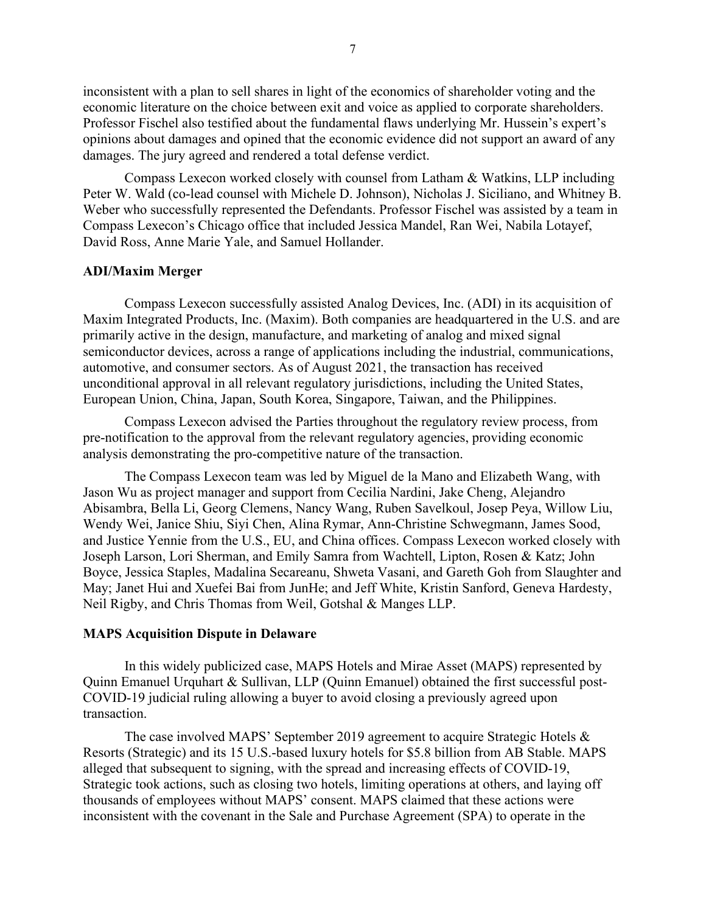inconsistent with a plan to sell shares in light of the economics of shareholder voting and the economic literature on the choice between exit and voice as applied to corporate shareholders. Professor Fischel also testified about the fundamental flaws underlying Mr. Hussein's expert's opinions about damages and opined that the economic evidence did not support an award of any damages. The jury agreed and rendered a total defense verdict.

Compass Lexecon worked closely with counsel from Latham & Watkins, LLP including Peter W. Wald (co-lead counsel with Michele D. Johnson), Nicholas J. Siciliano, and Whitney B. Weber who successfully represented the Defendants. Professor Fischel was assisted by a team in Compass Lexecon's Chicago office that included Jessica Mandel, Ran Wei, Nabila Lotayef, David Ross, Anne Marie Yale, and Samuel Hollander.

**ADI/Maxim Merger**

Compass Lexecon successfully assisted Analog Devices, Inc. (ADI) in its acquisition of Maxim Integrated Products, Inc. (Maxim). Both companies are headquartered in the U.S. and are primarily active in the design, manufacture, and marketing of analog and mixed signal semiconductor devices, across a range of applications including the industrial, communications, automotive, and consumer sectors. As of August 2021, the transaction has received unconditional approval in all relevant regulatory jurisdictions, including the United States, European Union, China, Japan, South Korea, Singapore, Taiwan, and the Philippines.

Compass Lexecon advised the Parties throughout the regulatory review process, from pre-notification to the approval from the relevant regulatory agencies, providing economic analysis demonstrating the pro-competitive nature of the transaction.

The Compass Lexecon team was led by Miguel de la Mano and Elizabeth Wang, with Jason Wu as project manager and support from Cecilia Nardini, Jake Cheng, Alejandro Abisambra, Bella Li, Georg Clemens, Nancy Wang, Ruben Savelkoul, Josep Peya, Willow Liu, Wendy Wei, Janice Shiu, Siyi Chen, Alina Rymar, Ann-Christine Schwegmann, James Sood, and Justice Yennie from the U.S., EU, and China offices. Compass Lexecon worked closely with Joseph Larson, Lori Sherman, and Emily Samra from Wachtell, Lipton, Rosen & Katz; John Boyce, Jessica Staples, Madalina Secareanu, Shweta Vasani, and Gareth Goh from Slaughter and May; Janet Hui and Xuefei Bai from JunHe; and Jeff White, Kristin Sanford, Geneva Hardesty, Neil Rigby, and Chris Thomas from Weil, Gotshal & Manges LLP.

**MAPS Acquisition Dispute in Delaware**

In this widely publicized case, MAPS Hotels and Mirae Asset (MAPS) represented by Quinn Emanuel Urquhart & Sullivan, LLP (Quinn Emanuel) obtained the first successful post-COVID-19 judicial ruling allowing a buyer to avoid closing a previously agreed upon transaction.

The case involved MAPS' September 2019 agreement to acquire Strategic Hotels & Resorts (Strategic) and its 15 U.S.-based luxury hotels for $5.8 billion from AB Stable. MAPS alleged that subsequent to signing, with the spread and increasing effects of COVID-19, Strategic took actions, such as closing two hotels, limiting operations at others, and laying off thousands of employees without MAPS' consent. MAPS claimed that these actions were inconsistent with the covenant in the Sale and Purchase Agreement (SPA) to operate in the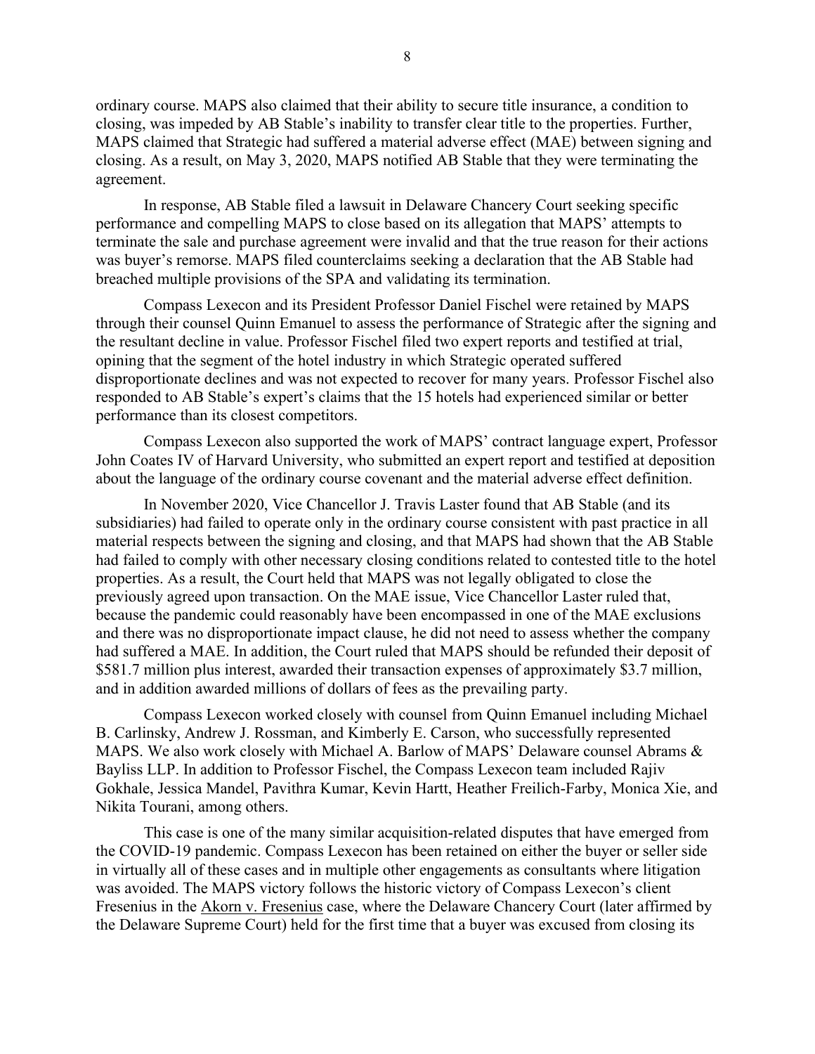ordinary course. MAPS also claimed that their ability to secure title insurance, a condition to closing, was impeded by AB Stable's inability to transfer clear title to the properties. Further, MAPS claimed that Strategic had suffered a material adverse effect (MAE) between signing and closing. As a result, on May 3, 2020, MAPS notified AB Stable that they were terminating the agreement.

In response, AB Stable filed a lawsuit in Delaware Chancery Court seeking specific performance and compelling MAPS to close based on its allegation that MAPS' attempts to terminate the sale and purchase agreement were invalid and that the true reason for their actions was buyer's remorse. MAPS filed counterclaims seeking a declaration that the AB Stable had breached multiple provisions of the SPA and validating its termination.

Compass Lexecon and its President Professor Daniel Fischel were retained by MAPS through their counsel Quinn Emanuel to assess the performance of Strategic after the signing and the resultant decline in value. Professor Fischel filed two expert reports and testified at trial, opining that the segment of the hotel industry in which Strategic operated suffered disproportionate declines and was not expected to recover for many years. Professor Fischel also responded to AB Stable's expert's claims that the 15 hotels had experienced similar or better performance than its closest competitors.

Compass Lexecon also supported the work of MAPS' contract language expert, Professor John Coates IV of Harvard University, who submitted an expert report and testified at deposition about the language of the ordinary course covenant and the material adverse effect definition.

In November 2020, Vice Chancellor J. Travis Laster found that AB Stable (and its subsidiaries) had failed to operate only in the ordinary course consistent with past practice in all material respects between the signing and closing, and that MAPS had shown that the AB Stable had failed to comply with other necessary closing conditions related to contested title to the hotel properties. As a result, the Court held that MAPS was not legally obligated to close the previously agreed upon transaction. On the MAE issue, Vice Chancellor Laster ruled that, because the pandemic could reasonably have been encompassed in one of the MAE exclusions and there was no disproportionate impact clause, he did not need to assess whether the company had suffered a MAE. In addition, the Court ruled that MAPS should be refunded their deposit of $581.7 million plus interest, awarded their transaction expenses of approximately $3.7 million, and in addition awarded millions of dollars of fees as the prevailing party.

Compass Lexecon worked closely with counsel from Quinn Emanuel including Michael B. Carlinsky, Andrew J. Rossman, and Kimberly E. Carson, who successfully represented MAPS. We also work closely with Michael A. Barlow of MAPS' Delaware counsel Abrams & Bayliss LLP. In addition to Professor Fischel, the Compass Lexecon team included Rajiv Gokhale, Jessica Mandel, Pavithra Kumar, Kevin Hartt, Heather Freilich-Farby, Monica Xie, and Nikita Tourani, among others.

This case is one of the many similar acquisition-related disputes that have emerged from the COVID-19 pandemic. Compass Lexecon has been retained on either the buyer or seller side in virtually all of these cases and in multiple other engagements as consultants where litigation was avoided. The MAPS victory follows the historic victory of Compass Lexecon's client Fresenius in the <u>Akorn v. Fresenius</u> case, where the Delaware Chancery Court (later affirmed by the Delaware Supreme Court) held for the first time that a buyer was excused from closing its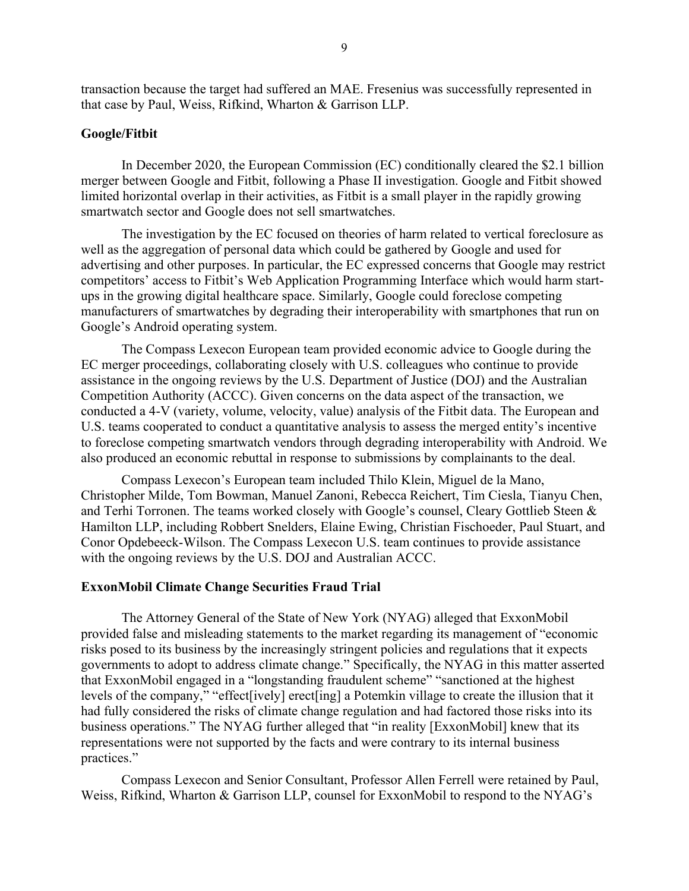transaction because the target had suffered an MAE. Fresenius was successfully represented in that case by Paul, Weiss, Rifkind, Wharton & Garrison LLP.

**Google/Fitbit**

In December 2020, the European Commission (EC) conditionally cleared the $2.1 billion merger between Google and Fitbit, following a Phase II investigation. Google and Fitbit showed limited horizontal overlap in their activities, as Fitbit is a small player in the rapidly growing smartwatch sector and Google does not sell smartwatches.

The investigation by the EC focused on theories of harm related to vertical foreclosure as well as the aggregation of personal data which could be gathered by Google and used for advertising and other purposes. In particular, the EC expressed concerns that Google may restrict competitors' access to Fitbit's Web Application Programming Interface which would harm start-ups in the growing digital healthcare space. Similarly, Google could foreclose competing manufacturers of smartwatches by degrading their interoperability with smartphones that run on Google's Android operating system.

The Compass Lexecon European team provided economic advice to Google during the EC merger proceedings, collaborating closely with U.S. colleagues who continue to provide assistance in the ongoing reviews by the U.S. Department of Justice (DOJ) and the Australian Competition Authority (ACCC). Given concerns on the data aspect of the transaction, we conducted a 4-V (variety, volume, velocity, value) analysis of the Fitbit data. The European and U.S. teams cooperated to conduct a quantitative analysis to assess the merged entity's incentive to foreclose competing smartwatch vendors through degrading interoperability with Android. We also produced an economic rebuttal in response to submissions by complainants to the deal.

Compass Lexecon's European team included Thilo Klein, Miguel de la Mano, Christopher Milde, Tom Bowman, Manuel Zanoni, Rebecca Reichert, Tim Ciesla, Tianyu Chen, and Terhi Torronen. The teams worked closely with Google's counsel, Cleary Gottlieb Steen & Hamilton LLP, including Robbert Snelders, Elaine Ewing, Christian Fischoeder, Paul Stuart, and Conor Opdebeeck-Wilson. The Compass Lexecon U.S. team continues to provide assistance with the ongoing reviews by the U.S. DOJ and Australian ACCC.

**ExxonMobil Climate Change Securities Fraud Trial**

The Attorney General of the State of New York (NYAG) alleged that ExxonMobil provided false and misleading statements to the market regarding its management of "economic risks posed to its business by the increasingly stringent policies and regulations that it expects governments to adopt to address climate change." Specifically, the NYAG in this matter asserted that ExxonMobil engaged in a "longstanding fraudulent scheme" "sanctioned at the highest levels of the company," "effect[ively] erect[ing] a Potemkin village to create the illusion that it had fully considered the risks of climate change regulation and had factored those risks into its business operations." The NYAG further alleged that "in reality [ExxonMobil] knew that its representations were not supported by the facts and were contrary to its internal business practices."

Compass Lexecon and Senior Consultant, Professor Allen Ferrell were retained by Paul, Weiss, Rifkind, Wharton & Garrison LLP, counsel for ExxonMobil to respond to the NYAG's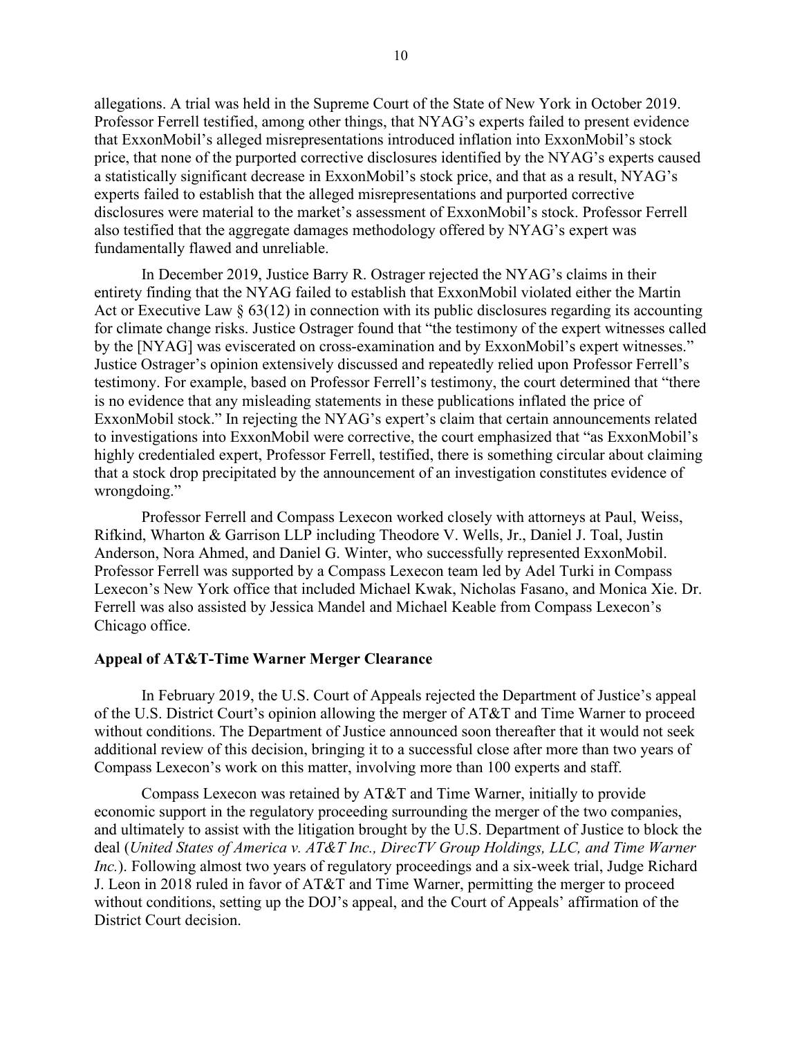allegations. A trial was held in the Supreme Court of the State of New York in October 2019. Professor Ferrell testified, among other things, that NYAG's experts failed to present evidence that ExxonMobil's alleged misrepresentations introduced inflation into ExxonMobil's stock price, that none of the purported corrective disclosures identified by the NYAG's experts caused a statistically significant decrease in ExxonMobil's stock price, and that as a result, NYAG's experts failed to establish that the alleged misrepresentations and purported corrective disclosures were material to the market's assessment of ExxonMobil's stock. Professor Ferrell also testified that the aggregate damages methodology offered by NYAG's expert was fundamentally flawed and unreliable.

In December 2019, Justice Barry R. Ostrager rejected the NYAG's claims in their entirety finding that the NYAG failed to establish that ExxonMobil violated either the Martin Act or Executive Law § 63(12) in connection with its public disclosures regarding its accounting for climate change risks. Justice Ostrager found that "the testimony of the expert witnesses called by the [NYAG] was eviscerated on cross-examination and by ExxonMobil's expert witnesses." Justice Ostrager's opinion extensively discussed and repeatedly relied upon Professor Ferrell's testimony. For example, based on Professor Ferrell's testimony, the court determined that "there is no evidence that any misleading statements in these publications inflated the price of ExxonMobil stock." In rejecting the NYAG's expert's claim that certain announcements related to investigations into ExxonMobil were corrective, the court emphasized that "as ExxonMobil's highly credentialed expert, Professor Ferrell, testified, there is something circular about claiming that a stock drop precipitated by the announcement of an investigation constitutes evidence of wrongdoing."

Professor Ferrell and Compass Lexecon worked closely with attorneys at Paul, Weiss, Rifkind, Wharton & Garrison LLP including Theodore V. Wells, Jr., Daniel J. Toal, Justin Anderson, Nora Ahmed, and Daniel G. Winter, who successfully represented ExxonMobil. Professor Ferrell was supported by a Compass Lexecon team led by Adel Turki in Compass Lexecon's New York office that included Michael Kwak, Nicholas Fasano, and Monica Xie. Dr. Ferrell was also assisted by Jessica Mandel and Michael Keable from Compass Lexecon's Chicago office.

**Appeal of AT&T-Time Warner Merger Clearance**

In February 2019, the U.S. Court of Appeals rejected the Department of Justice's appeal of the U.S. District Court's opinion allowing the merger of AT&T and Time Warner to proceed without conditions. The Department of Justice announced soon thereafter that it would not seek additional review of this decision, bringing it to a successful close after more than two years of Compass Lexecon's work on this matter, involving more than 100 experts and staff.

Compass Lexecon was retained by AT&T and Time Warner, initially to provide economic support in the regulatory proceeding surrounding the merger of the two companies, and ultimately to assist with the litigation brought by the U.S. Department of Justice to block the deal (*United States of America v. AT&T Inc., DirecTV Group Holdings, LLC, and Time Warner Inc.*). Following almost two years of regulatory proceedings and a six-week trial, Judge Richard J. Leon in 2018 ruled in favor of AT&T and Time Warner, permitting the merger to proceed without conditions, setting up the DOJ's appeal, and the Court of Appeals' affirmation of the District Court decision.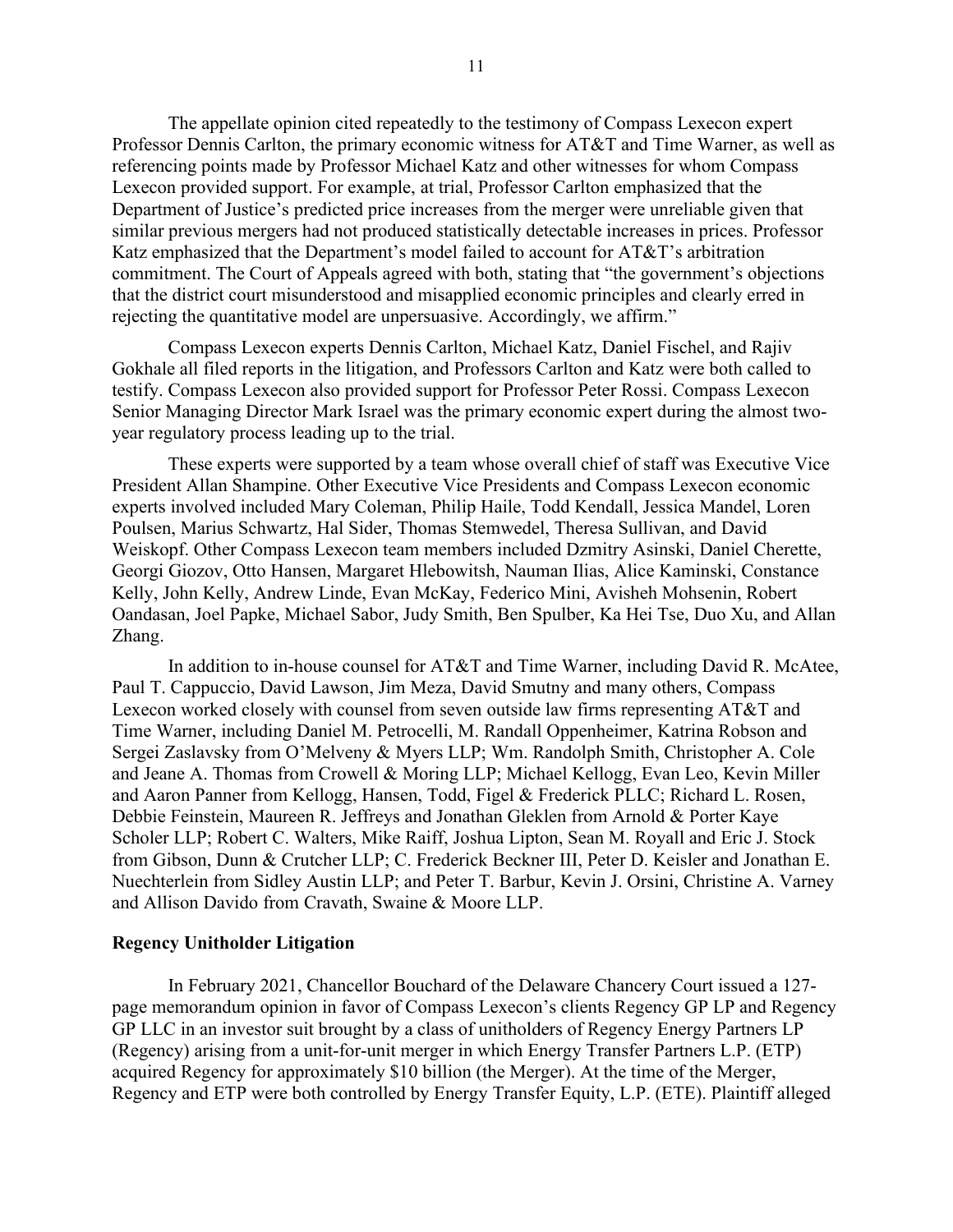The appellate opinion cited repeatedly to the testimony of Compass Lexecon expert Professor Dennis Carlton, the primary economic witness for AT&T and Time Warner, as well as referencing points made by Professor Michael Katz and other witnesses for whom Compass Lexecon provided support. For example, at trial, Professor Carlton emphasized that the Department of Justice's predicted price increases from the merger were unreliable given that similar previous mergers had not produced statistically detectable increases in prices. Professor Katz emphasized that the Department's model failed to account for AT&T's arbitration commitment. The Court of Appeals agreed with both, stating that "the government's objections that the district court misunderstood and misapplied economic principles and clearly erred in rejecting the quantitative model are unpersuasive. Accordingly, we affirm."

Compass Lexecon experts Dennis Carlton, Michael Katz, Daniel Fischel, and Rajiv Gokhale all filed reports in the litigation, and Professors Carlton and Katz were both called to testify. Compass Lexecon also provided support for Professor Peter Rossi. Compass Lexecon Senior Managing Director Mark Israel was the primary economic expert during the almost two-year regulatory process leading up to the trial.

These experts were supported by a team whose overall chief of staff was Executive Vice President Allan Shampine. Other Executive Vice Presidents and Compass Lexecon economic experts involved included Mary Coleman, Philip Haile, Todd Kendall, Jessica Mandel, Loren Poulsen, Marius Schwartz, Hal Sider, Thomas Stemwedel, Theresa Sullivan, and David Weiskopf. Other Compass Lexecon team members included Dzmitry Asinski, Daniel Cherette, Georgi Giozov, Otto Hansen, Margaret Hlebowitsh, Nauman Ilias, Alice Kaminski, Constance Kelly, John Kelly, Andrew Linde, Evan McKay, Federico Mini, Avisheh Mohsenin, Robert Oandasan, Joel Papke, Michael Sabor, Judy Smith, Ben Spulber, Ka Hei Tse, Duo Xu, and Allan Zhang.

In addition to in-house counsel for AT&T and Time Warner, including David R. McAtee, Paul T. Cappuccio, David Lawson, Jim Meza, David Smutny and many others, Compass Lexecon worked closely with counsel from seven outside law firms representing AT&T and Time Warner, including Daniel M. Petrocelli, M. Randall Oppenheimer, Katrina Robson and Sergei Zaslavsky from O'Melveny & Myers LLP; Wm. Randolph Smith, Christopher A. Cole and Jeane A. Thomas from Crowell & Moring LLP; Michael Kellogg, Evan Leo, Kevin Miller and Aaron Panner from Kellogg, Hansen, Todd, Figel & Frederick PLLC; Richard L. Rosen, Debbie Feinstein, Maureen R. Jeffreys and Jonathan Gleklen from Arnold & Porter Kaye Scholer LLP; Robert C. Walters, Mike Raiff, Joshua Lipton, Sean M. Royall and Eric J. Stock from Gibson, Dunn & Crutcher LLP; C. Frederick Beckner III, Peter D. Keisler and Jonathan E. Nuechterlein from Sidley Austin LLP; and Peter T. Barbur, Kevin J. Orsini, Christine A. Varney and Allison Davido from Cravath, Swaine & Moore LLP.

**Regency Unitholder Litigation**

In February 2021, Chancellor Bouchard of the Delaware Chancery Court issued a 127-page memorandum opinion in favor of Compass Lexecon's clients Regency GP LP and Regency GP LLC in an investor suit brought by a class of unitholders of Regency Energy Partners LP (Regency) arising from a unit-for-unit merger in which Energy Transfer Partners L.P. (ETP) acquired Regency for approximately $10 billion (the Merger). At the time of the Merger, Regency and ETP were both controlled by Energy Transfer Equity, L.P. (ETE). Plaintiff alleged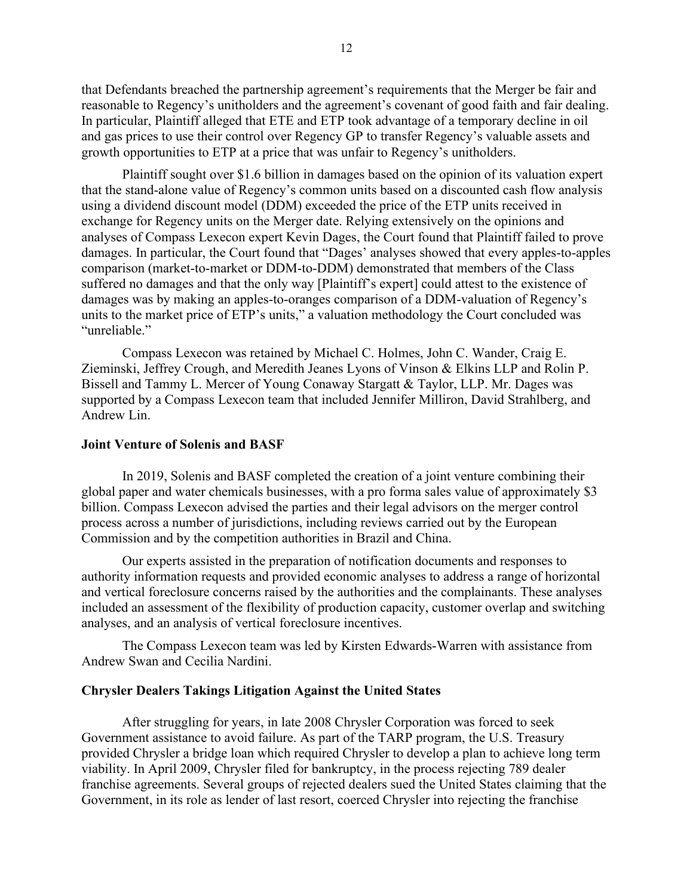that Defendants breached the partnership agreement's requirements that the Merger be fair and reasonable to Regency's unitholders and the agreement's covenant of good faith and fair dealing. In particular, Plaintiff alleged that ETE and ETP took advantage of a temporary decline in oil and gas prices to use their control over Regency GP to transfer Regency's valuable assets and growth opportunities to ETP at a price that was unfair to Regency's unitholders.

Plaintiff sought over $1.6 billion in damages based on the opinion of its valuation expert that the stand-alone value of Regency's common units based on a discounted cash flow analysis using a dividend discount model (DDM) exceeded the price of the ETP units received in exchange for Regency units on the Merger date. Relying extensively on the opinions and analyses of Compass Lexecon expert Kevin Dages, the Court found that Plaintiff failed to prove damages. In particular, the Court found that "Dages' analyses showed that every apples-to-apples comparison (market-to-market or DDM-to-DDM) demonstrated that members of the Class suffered no damages and that the only way [Plaintiff's expert] could attest to the existence of damages was by making an apples-to-oranges comparison of a DDM-valuation of Regency's units to the market price of ETP's units," a valuation methodology the Court concluded was "unreliable."

Compass Lexecon was retained by Michael C. Holmes, John C. Wander, Craig E. Zieminski, Jeffrey Crough, and Meredith Jeanes Lyons of Vinson & Elkins LLP and Rolin P. Bissell and Tammy L. Mercer of Young Conaway Stargatt & Taylor, LLP. Mr. Dages was supported by a Compass Lexecon team that included Jennifer Milliron, David Strahlberg, and Andrew Lin.

**Joint Venture of Solenis and BASF**

In 2019, Solenis and BASF completed the creation of a joint venture combining their global paper and water chemicals businesses, with a pro forma sales value of approximately $3 billion. Compass Lexecon advised the parties and their legal advisors on the merger control process across a number of jurisdictions, including reviews carried out by the European Commission and by the competition authorities in Brazil and China.

Our experts assisted in the preparation of notification documents and responses to authority information requests and provided economic analyses to address a range of horizontal and vertical foreclosure concerns raised by the authorities and the complainants. These analyses included an assessment of the flexibility of production capacity, customer overlap and switching analyses, and an analysis of vertical foreclosure incentives.

The Compass Lexecon team was led by Kirsten Edwards-Warren with assistance from Andrew Swan and Cecilia Nardini.

**Chrysler Dealers Takings Litigation Against the United States**

After struggling for years, in late 2008 Chrysler Corporation was forced to seek Government assistance to avoid failure. As part of the TARP program, the U.S. Treasury provided Chrysler a bridge loan which required Chrysler to develop a plan to achieve long term viability. In April 2009, Chrysler filed for bankruptcy, in the process rejecting 789 dealer franchise agreements. Several groups of rejected dealers sued the United States claiming that the Government, in its role as lender of last resort, coerced Chrysler into rejecting the franchise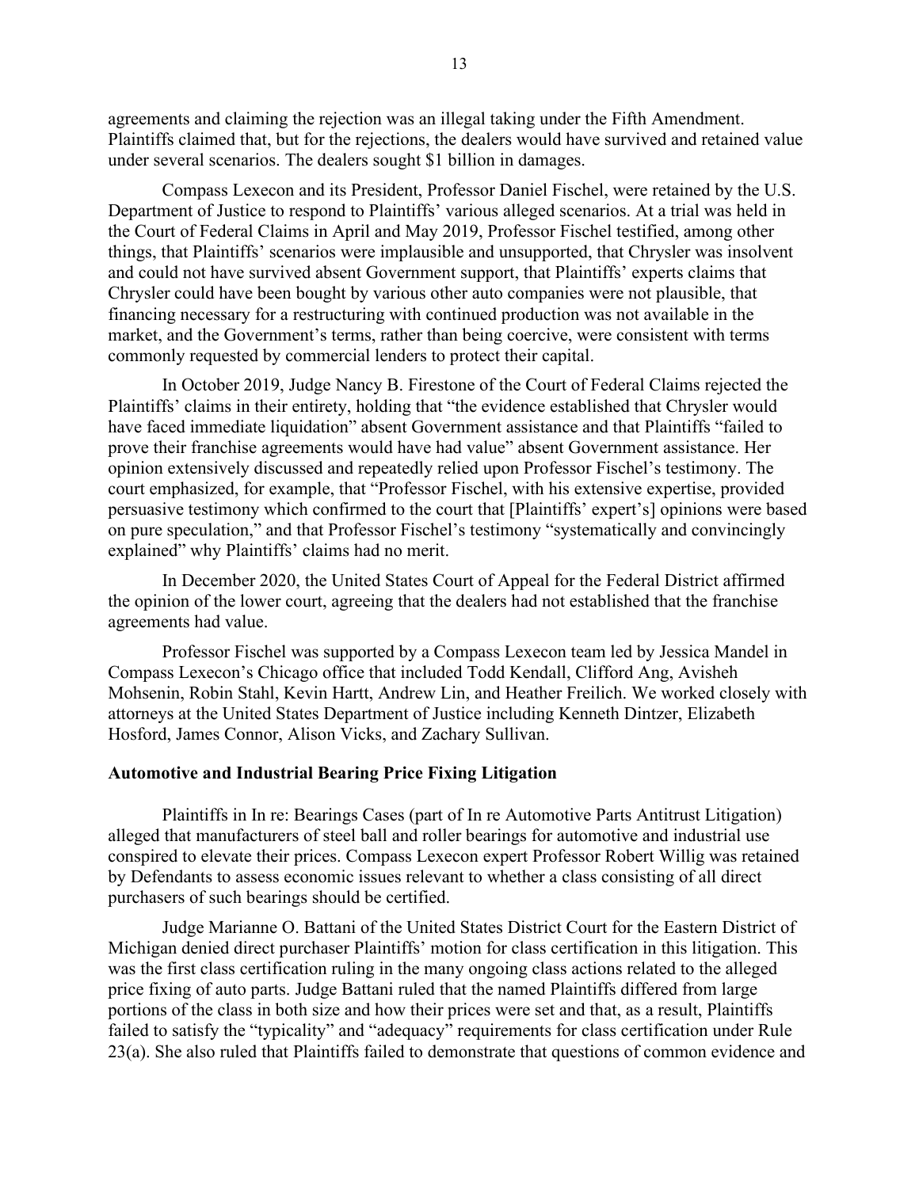agreements and claiming the rejection was an illegal taking under the Fifth Amendment. Plaintiffs claimed that, but for the rejections, the dealers would have survived and retained value under several scenarios. The dealers sought $1 billion in damages.

Compass Lexecon and its President, Professor Daniel Fischel, were retained by the U.S. Department of Justice to respond to Plaintiffs' various alleged scenarios. At a trial was held in the Court of Federal Claims in April and May 2019, Professor Fischel testified, among other things, that Plaintiffs' scenarios were implausible and unsupported, that Chrysler was insolvent and could not have survived absent Government support, that Plaintiffs' experts claims that Chrysler could have been bought by various other auto companies were not plausible, that financing necessary for a restructuring with continued production was not available in the market, and the Government's terms, rather than being coercive, were consistent with terms commonly requested by commercial lenders to protect their capital.

In October 2019, Judge Nancy B. Firestone of the Court of Federal Claims rejected the Plaintiffs' claims in their entirety, holding that "the evidence established that Chrysler would have faced immediate liquidation" absent Government assistance and that Plaintiffs "failed to prove their franchise agreements would have had value" absent Government assistance. Her opinion extensively discussed and repeatedly relied upon Professor Fischel's testimony. The court emphasized, for example, that "Professor Fischel, with his extensive expertise, provided persuasive testimony which confirmed to the court that [Plaintiffs' expert's] opinions were based on pure speculation," and that Professor Fischel's testimony "systematically and convincingly explained" why Plaintiffs' claims had no merit.

In December 2020, the United States Court of Appeal for the Federal District affirmed the opinion of the lower court, agreeing that the dealers had not established that the franchise agreements had value.

Professor Fischel was supported by a Compass Lexecon team led by Jessica Mandel in Compass Lexecon's Chicago office that included Todd Kendall, Clifford Ang, Avisheh Mohsenin, Robin Stahl, Kevin Hartt, Andrew Lin, and Heather Freilich. We worked closely with attorneys at the United States Department of Justice including Kenneth Dintzer, Elizabeth Hosford, James Connor, Alison Vicks, and Zachary Sullivan.

### Automotive and Industrial Bearing Price Fixing Litigation

Plaintiffs in In re: Bearings Cases (part of In re Automotive Parts Antitrust Litigation) alleged that manufacturers of steel ball and roller bearings for automotive and industrial use conspired to elevate their prices. Compass Lexecon expert Professor Robert Willig was retained by Defendants to assess economic issues relevant to whether a class consisting of all direct purchasers of such bearings should be certified.

Judge Marianne O. Battani of the United States District Court for the Eastern District of Michigan denied direct purchaser Plaintiffs' motion for class certification in this litigation. This was the first class certification ruling in the many ongoing class actions related to the alleged price fixing of auto parts. Judge Battani ruled that the named Plaintiffs differed from large portions of the class in both size and how their prices were set and that, as a result, Plaintiffs failed to satisfy the "typicality" and "adequacy" requirements for class certification under Rule 23(a). She also ruled that Plaintiffs failed to demonstrate that questions of common evidence and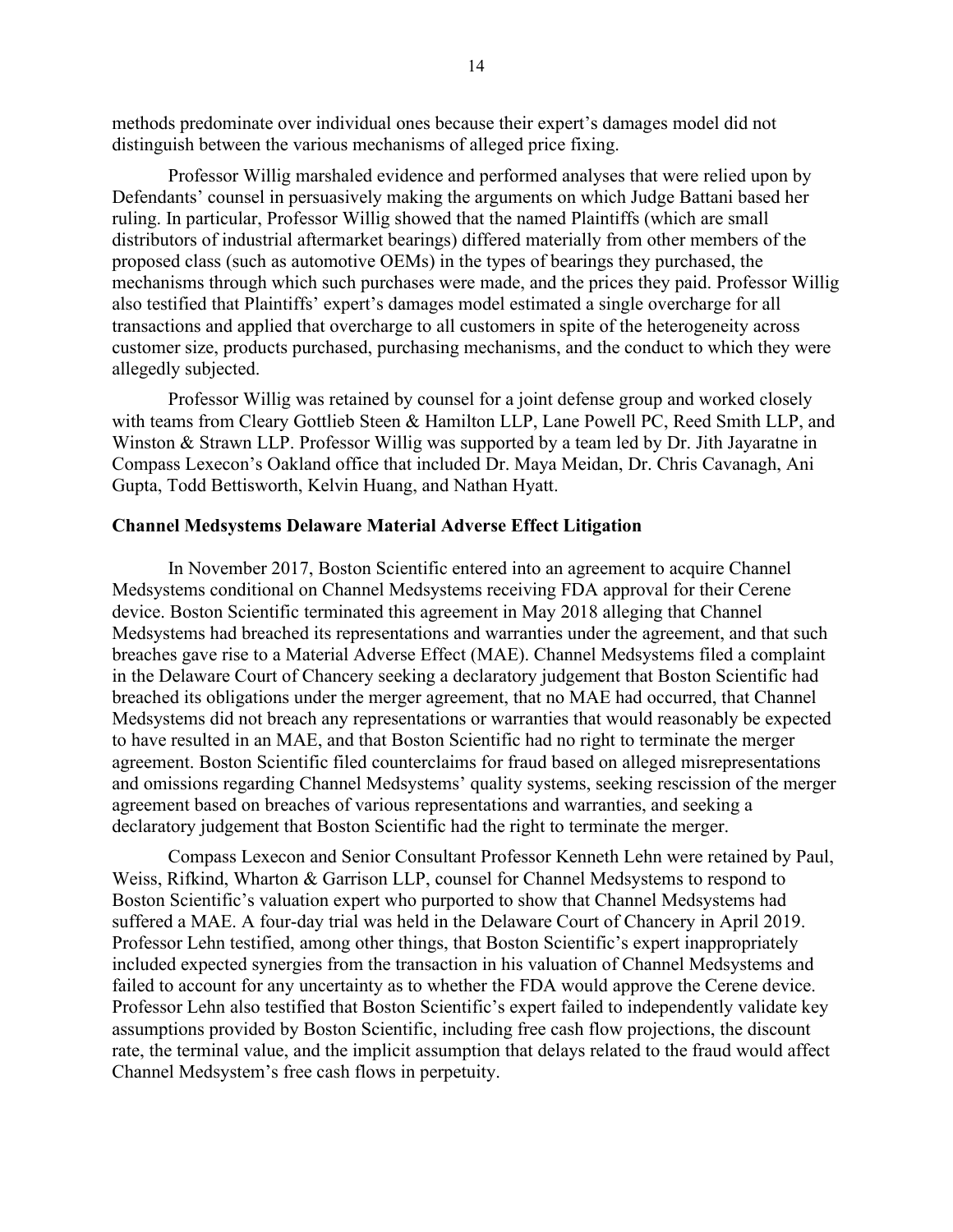methods predominate over individual ones because their expert's damages model did not distinguish between the various mechanisms of alleged price fixing.

Professor Willig marshaled evidence and performed analyses that were relied upon by Defendants' counsel in persuasively making the arguments on which Judge Battani based her ruling. In particular, Professor Willig showed that the named Plaintiffs (which are small distributors of industrial aftermarket bearings) differed materially from other members of the proposed class (such as automotive OEMs) in the types of bearings they purchased, the mechanisms through which such purchases were made, and the prices they paid. Professor Willig also testified that Plaintiffs' expert's damages model estimated a single overcharge for all transactions and applied that overcharge to all customers in spite of the heterogeneity across customer size, products purchased, purchasing mechanisms, and the conduct to which they were allegedly subjected.

Professor Willig was retained by counsel for a joint defense group and worked closely with teams from Cleary Gottlieb Steen & Hamilton LLP, Lane Powell PC, Reed Smith LLP, and Winston & Strawn LLP. Professor Willig was supported by a team led by Dr. Jith Jayaratne in Compass Lexecon's Oakland office that included Dr. Maya Meidan, Dr. Chris Cavanagh, Ani Gupta, Todd Bettisworth, Kelvin Huang, and Nathan Hyatt.

**Channel Medsystems Delaware Material Adverse Effect Litigation**

In November 2017, Boston Scientific entered into an agreement to acquire Channel Medsystems conditional on Channel Medsystems receiving FDA approval for their Cerene device. Boston Scientific terminated this agreement in May 2018 alleging that Channel Medsystems had breached its representations and warranties under the agreement, and that such breaches gave rise to a Material Adverse Effect (MAE). Channel Medsystems filed a complaint in the Delaware Court of Chancery seeking a declaratory judgement that Boston Scientific had breached its obligations under the merger agreement, that no MAE had occurred, that Channel Medsystems did not breach any representations or warranties that would reasonably be expected to have resulted in an MAE, and that Boston Scientific had no right to terminate the merger agreement. Boston Scientific filed counterclaims for fraud based on alleged misrepresentations and omissions regarding Channel Medsystems' quality systems, seeking rescission of the merger agreement based on breaches of various representations and warranties, and seeking a declaratory judgement that Boston Scientific had the right to terminate the merger.

Compass Lexecon and Senior Consultant Professor Kenneth Lehn were retained by Paul, Weiss, Rifkind, Wharton & Garrison LLP, counsel for Channel Medsystems to respond to Boston Scientific's valuation expert who purported to show that Channel Medsystems had suffered a MAE. A four-day trial was held in the Delaware Court of Chancery in April 2019. Professor Lehn testified, among other things, that Boston Scientific's expert inappropriately included expected synergies from the transaction in his valuation of Channel Medsystems and failed to account for any uncertainty as to whether the FDA would approve the Cerene device. Professor Lehn also testified that Boston Scientific's expert failed to independently validate key assumptions provided by Boston Scientific, including free cash flow projections, the discount rate, the terminal value, and the implicit assumption that delays related to the fraud would affect Channel Medsystem's free cash flows in perpetuity.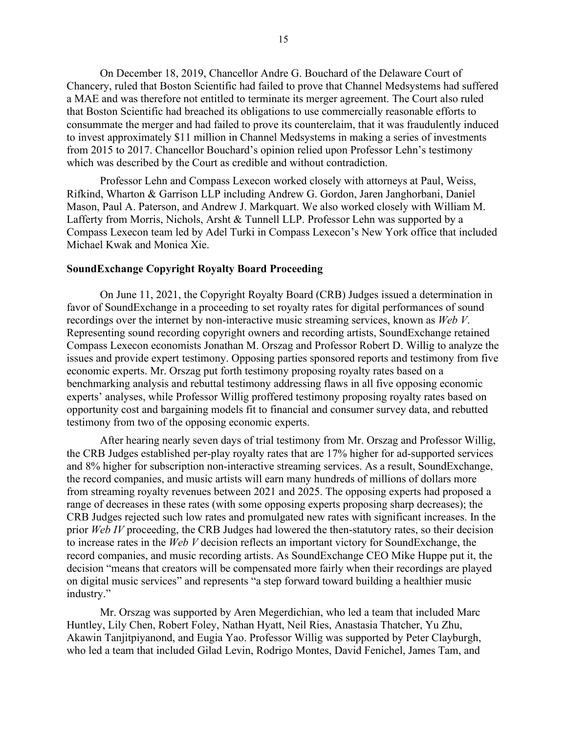On December 18, 2019, Chancellor Andre G. Bouchard of the Delaware Court of Chancery, ruled that Boston Scientific had failed to prove that Channel Medsystems had suffered a MAE and was therefore not entitled to terminate its merger agreement. The Court also ruled that Boston Scientific had breached its obligations to use commercially reasonable efforts to consummate the merger and had failed to prove its counterclaim, that it was fraudulently induced to invest approximately $11 million in Channel Medsystems in making a series of investments from 2015 to 2017. Chancellor Bouchard's opinion relied upon Professor Lehn's testimony which was described by the Court as credible and without contradiction.

Professor Lehn and Compass Lexecon worked closely with attorneys at Paul, Weiss, Rifkind, Wharton & Garrison LLP including Andrew G. Gordon, Jaren Janghorbani, Daniel Mason, Paul A. Paterson, and Andrew J. Markquart. We also worked closely with William M. Lafferty from Morris, Nichols, Arsht & Tunnell LLP. Professor Lehn was supported by a Compass Lexecon team led by Adel Turki in Compass Lexecon's New York office that included Michael Kwak and Monica Xie.

**SoundExchange Copyright Royalty Board Proceeding**

On June 11, 2021, the Copyright Royalty Board (CRB) Judges issued a determination in favor of SoundExchange in a proceeding to set royalty rates for digital performances of sound recordings over the internet by non-interactive music streaming services, known as *Web V*. Representing sound recording copyright owners and recording artists, SoundExchange retained Compass Lexecon economists Jonathan M. Orszag and Professor Robert D. Willig to analyze the issues and provide expert testimony. Opposing parties sponsored reports and testimony from five economic experts. Mr. Orszag put forth testimony proposing royalty rates based on a benchmarking analysis and rebuttal testimony addressing flaws in all five opposing economic experts' analyses, while Professor Willig proffered testimony proposing royalty rates based on opportunity cost and bargaining models fit to financial and consumer survey data, and rebutted testimony from two of the opposing economic experts.

After hearing nearly seven days of trial testimony from Mr. Orszag and Professor Willig, the CRB Judges established per-play royalty rates that are 17% higher for ad-supported services and 8% higher for subscription non-interactive streaming services. As a result, SoundExchange, the record companies, and music artists will earn many hundreds of millions of dollars more from streaming royalty revenues between 2021 and 2025. The opposing experts had proposed a range of decreases in these rates (with some opposing experts proposing sharp decreases); the CRB Judges rejected such low rates and promulgated new rates with significant increases. In the prior *Web IV* proceeding, the CRB Judges had lowered the then-statutory rates, so their decision to increase rates in the *Web V* decision reflects an important victory for SoundExchange, the record companies, and music recording artists. As SoundExchange CEO Mike Huppe put it, the decision "means that creators will be compensated more fairly when their recordings are played on digital music services" and represents "a step forward toward building a healthier music industry."

Mr. Orszag was supported by Aren Megerdichian, who led a team that included Marc Huntley, Lily Chen, Robert Foley, Nathan Hyatt, Neil Ries, Anastasia Thatcher, Yu Zhu, Akawin Tanjitpiyanond, and Eugia Yao. Professor Willig was supported by Peter Clayburgh, who led a team that included Gilad Levin, Rodrigo Montes, David Fenichel, James Tam, and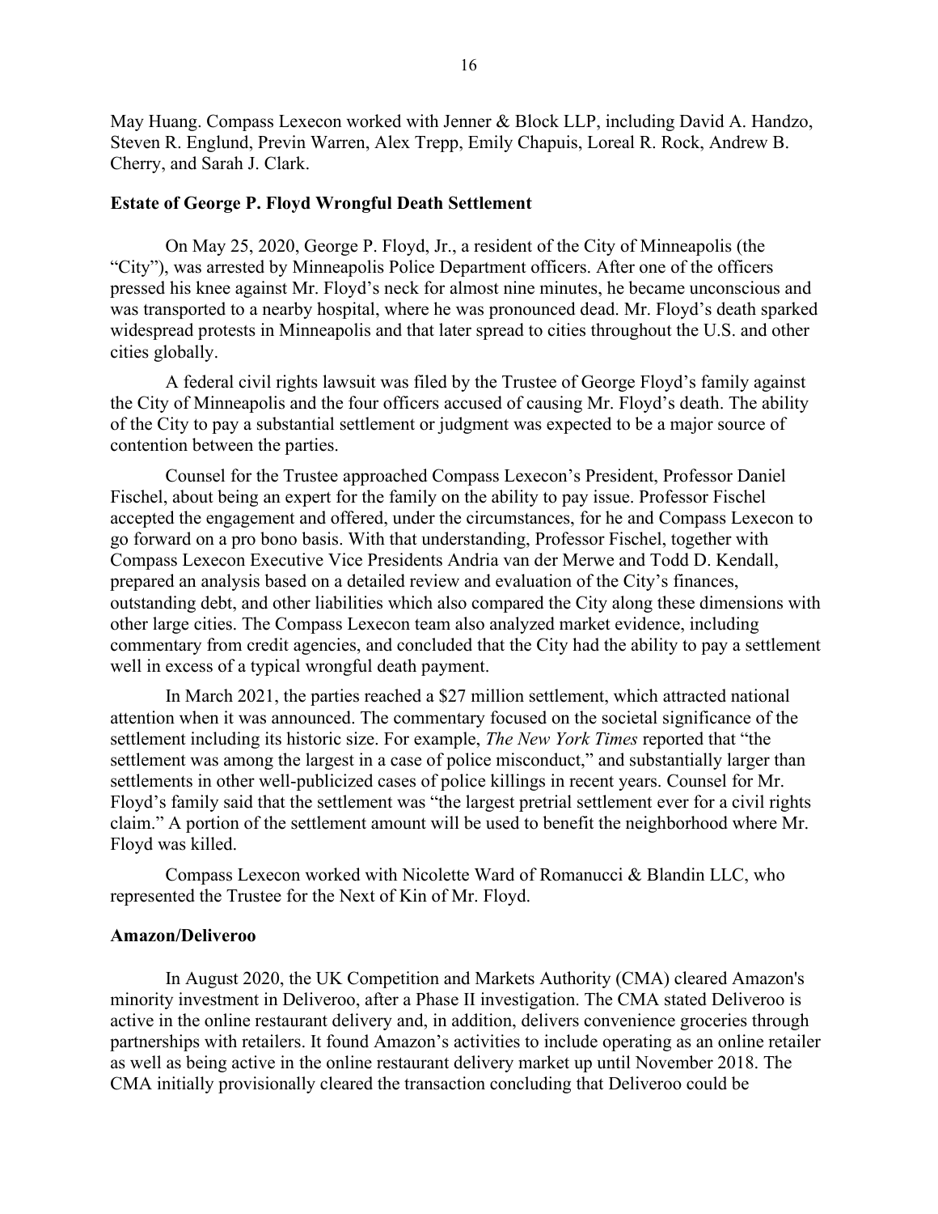May Huang. Compass Lexecon worked with Jenner & Block LLP, including David A. Handzo, Steven R. Englund, Previn Warren, Alex Trepp, Emily Chapuis, Loreal R. Rock, Andrew B. Cherry, and Sarah J. Clark.

**Estate of George P. Floyd Wrongful Death Settlement**

On May 25, 2020, George P. Floyd, Jr., a resident of the City of Minneapolis (the "City"), was arrested by Minneapolis Police Department officers. After one of the officers pressed his knee against Mr. Floyd's neck for almost nine minutes, he became unconscious and was transported to a nearby hospital, where he was pronounced dead. Mr. Floyd's death sparked widespread protests in Minneapolis and that later spread to cities throughout the U.S. and other cities globally.

A federal civil rights lawsuit was filed by the Trustee of George Floyd's family against the City of Minneapolis and the four officers accused of causing Mr. Floyd's death. The ability of the City to pay a substantial settlement or judgment was expected to be a major source of contention between the parties.

Counsel for the Trustee approached Compass Lexecon's President, Professor Daniel Fischel, about being an expert for the family on the ability to pay issue. Professor Fischel accepted the engagement and offered, under the circumstances, for he and Compass Lexecon to go forward on a pro bono basis. With that understanding, Professor Fischel, together with Compass Lexecon Executive Vice Presidents Andria van der Merwe and Todd D. Kendall, prepared an analysis based on a detailed review and evaluation of the City's finances, outstanding debt, and other liabilities which also compared the City along these dimensions with other large cities. The Compass Lexecon team also analyzed market evidence, including commentary from credit agencies, and concluded that the City had the ability to pay a settlement well in excess of a typical wrongful death payment.

In March 2021, the parties reached a $27 million settlement, which attracted national attention when it was announced. The commentary focused on the societal significance of the settlement including its historic size. For example, *The New York Times* reported that "the settlement was among the largest in a case of police misconduct," and substantially larger than settlements in other well-publicized cases of police killings in recent years. Counsel for Mr. Floyd's family said that the settlement was "the largest pretrial settlement ever for a civil rights claim." A portion of the settlement amount will be used to benefit the neighborhood where Mr. Floyd was killed.

Compass Lexecon worked with Nicolette Ward of Romanucci & Blandin LLC, who represented the Trustee for the Next of Kin of Mr. Floyd.

**Amazon/Deliveroo**

In August 2020, the UK Competition and Markets Authority (CMA) cleared Amazon's minority investment in Deliveroo, after a Phase II investigation. The CMA stated Deliveroo is active in the online restaurant delivery and, in addition, delivers convenience groceries through partnerships with retailers. It found Amazon's activities to include operating as an online retailer as well as being active in the online restaurant delivery market up until November 2018. The CMA initially provisionally cleared the transaction concluding that Deliveroo could be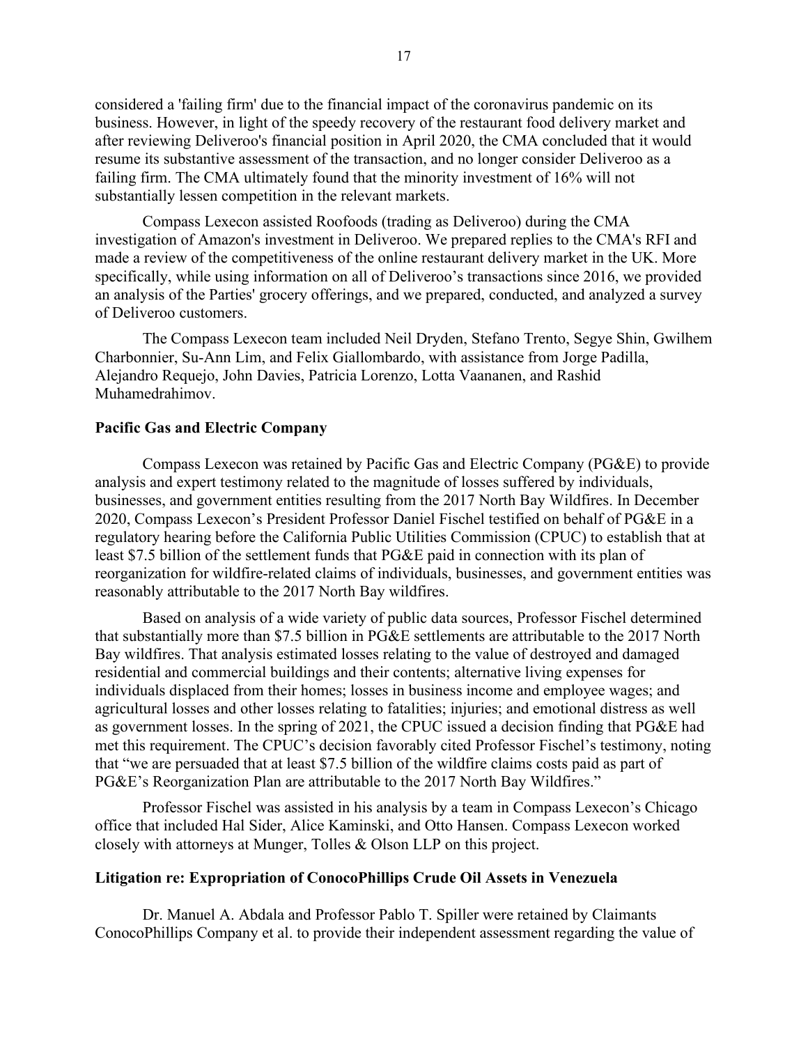considered a 'failing firm' due to the financial impact of the coronavirus pandemic on its business. However, in light of the speedy recovery of the restaurant food delivery market and after reviewing Deliveroo's financial position in April 2020, the CMA concluded that it would resume its substantive assessment of the transaction, and no longer consider Deliveroo as a failing firm. The CMA ultimately found that the minority investment of 16% will not substantially lessen competition in the relevant markets.

Compass Lexecon assisted Roofoods (trading as Deliveroo) during the CMA investigation of Amazon's investment in Deliveroo. We prepared replies to the CMA's RFI and made a review of the competitiveness of the online restaurant delivery market in the UK. More specifically, while using information on all of Deliveroo's transactions since 2016, we provided an analysis of the Parties' grocery offerings, and we prepared, conducted, and analyzed a survey of Deliveroo customers.

The Compass Lexecon team included Neil Dryden, Stefano Trento, Segye Shin, Gwilhem Charbonnier, Su-Ann Lim, and Felix Giallombardo, with assistance from Jorge Padilla, Alejandro Requejo, John Davies, Patricia Lorenzo, Lotta Vaananen, and Rashid Muhamedrahimov.

**Pacific Gas and Electric Company**

Compass Lexecon was retained by Pacific Gas and Electric Company (PG&E) to provide analysis and expert testimony related to the magnitude of losses suffered by individuals, businesses, and government entities resulting from the 2017 North Bay Wildfires. In December 2020, Compass Lexecon's President Professor Daniel Fischel testified on behalf of PG&E in a regulatory hearing before the California Public Utilities Commission (CPUC) to establish that at least $7.5 billion of the settlement funds that PG&E paid in connection with its plan of reorganization for wildfire-related claims of individuals, businesses, and government entities was reasonably attributable to the 2017 North Bay wildfires.

Based on analysis of a wide variety of public data sources, Professor Fischel determined that substantially more than $7.5 billion in PG&E settlements are attributable to the 2017 North Bay wildfires. That analysis estimated losses relating to the value of destroyed and damaged residential and commercial buildings and their contents; alternative living expenses for individuals displaced from their homes; losses in business income and employee wages; and agricultural losses and other losses relating to fatalities; injuries; and emotional distress as well as government losses. In the spring of 2021, the CPUC issued a decision finding that PG&E had met this requirement. The CPUC's decision favorably cited Professor Fischel's testimony, noting that "we are persuaded that at least $7.5 billion of the wildfire claims costs paid as part of PG&E's Reorganization Plan are attributable to the 2017 North Bay Wildfires."

Professor Fischel was assisted in his analysis by a team in Compass Lexecon's Chicago office that included Hal Sider, Alice Kaminski, and Otto Hansen. Compass Lexecon worked closely with attorneys at Munger, Tolles & Olson LLP on this project.

**Litigation re: Expropriation of ConocoPhillips Crude Oil Assets in Venezuela**

Dr. Manuel A. Abdala and Professor Pablo T. Spiller were retained by Claimants ConocoPhillips Company et al. to provide their independent assessment regarding the value of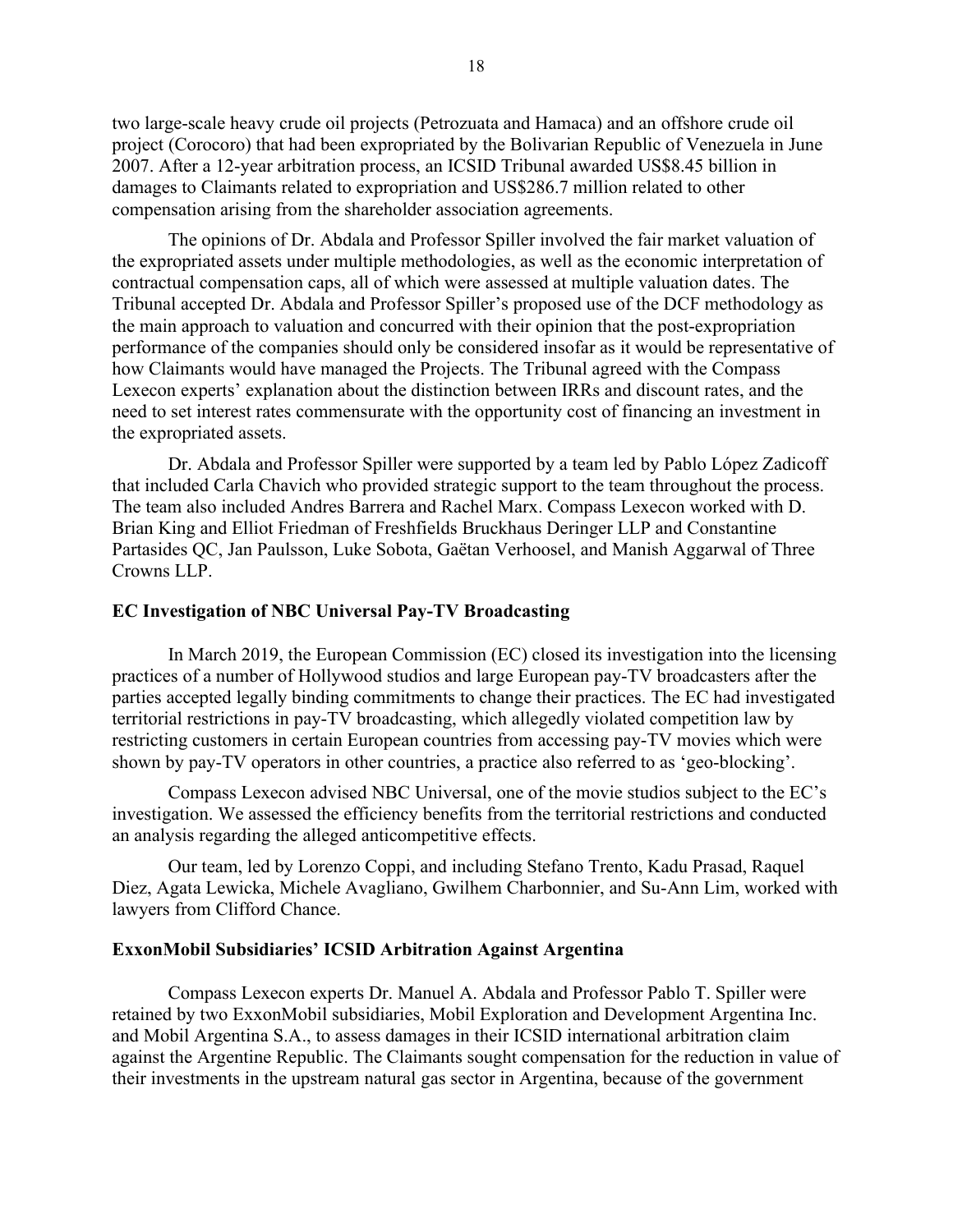two large-scale heavy crude oil projects (Petrozuata and Hamaca) and an offshore crude oil project (Corocoro) that had been expropriated by the Bolivarian Republic of Venezuela in June 2007. After a 12-year arbitration process, an ICSID Tribunal awarded US$8.45 billion in damages to Claimants related to expropriation and US$286.7 million related to other compensation arising from the shareholder association agreements.

The opinions of Dr. Abdala and Professor Spiller involved the fair market valuation of the expropriated assets under multiple methodologies, as well as the economic interpretation of contractual compensation caps, all of which were assessed at multiple valuation dates. The Tribunal accepted Dr. Abdala and Professor Spiller's proposed use of the DCF methodology as the main approach to valuation and concurred with their opinion that the post-expropriation performance of the companies should only be considered insofar as it would be representative of how Claimants would have managed the Projects. The Tribunal agreed with the Compass Lexecon experts' explanation about the distinction between IRRs and discount rates, and the need to set interest rates commensurate with the opportunity cost of financing an investment in the expropriated assets.

Dr. Abdala and Professor Spiller were supported by a team led by Pablo López Zadicoff that included Carla Chavich who provided strategic support to the team throughout the process. The team also included Andres Barrera and Rachel Marx. Compass Lexecon worked with D. Brian King and Elliot Friedman of Freshfields Bruckhaus Deringer LLP and Constantine Partasides QC, Jan Paulsson, Luke Sobota, Gaëtan Verhoosel, and Manish Aggarwal of Three Crowns LLP.

**EC Investigation of NBC Universal Pay-TV Broadcasting**

In March 2019, the European Commission (EC) closed its investigation into the licensing practices of a number of Hollywood studios and large European pay-TV broadcasters after the parties accepted legally binding commitments to change their practices. The EC had investigated territorial restrictions in pay-TV broadcasting, which allegedly violated competition law by restricting customers in certain European countries from accessing pay-TV movies which were shown by pay-TV operators in other countries, a practice also referred to as 'geo-blocking'.

Compass Lexecon advised NBC Universal, one of the movie studios subject to the EC's investigation. We assessed the efficiency benefits from the territorial restrictions and conducted an analysis regarding the alleged anticompetitive effects.

Our team, led by Lorenzo Coppi, and including Stefano Trento, Kadu Prasad, Raquel Diez, Agata Lewicka, Michele Avagliano, Gwilhem Charbonnier, and Su-Ann Lim, worked with lawyers from Clifford Chance.

**ExxonMobil Subsidiaries' ICSID Arbitration Against Argentina**

Compass Lexecon experts Dr. Manuel A. Abdala and Professor Pablo T. Spiller were retained by two ExxonMobil subsidiaries, Mobil Exploration and Development Argentina Inc. and Mobil Argentina S.A., to assess damages in their ICSID international arbitration claim against the Argentine Republic. The Claimants sought compensation for the reduction in value of their investments in the upstream natural gas sector in Argentina, because of the government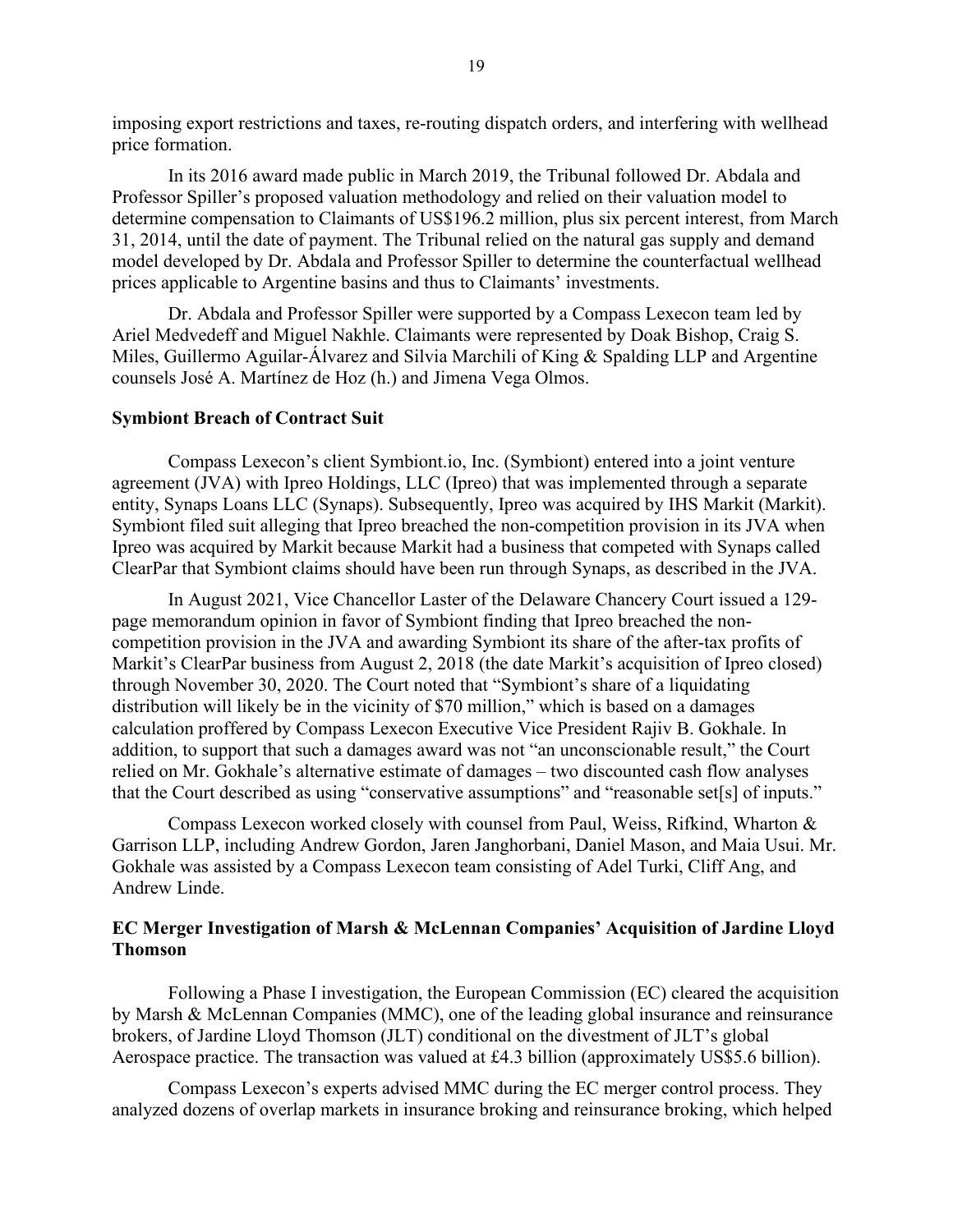imposing export restrictions and taxes, re-routing dispatch orders, and interfering with wellhead price formation.

In its 2016 award made public in March 2019, the Tribunal followed Dr. Abdala and Professor Spiller's proposed valuation methodology and relied on their valuation model to determine compensation to Claimants of US$196.2 million, plus six percent interest, from March 31, 2014, until the date of payment. The Tribunal relied on the natural gas supply and demand model developed by Dr. Abdala and Professor Spiller to determine the counterfactual wellhead prices applicable to Argentine basins and thus to Claimants' investments.

Dr. Abdala and Professor Spiller were supported by a Compass Lexecon team led by Ariel Medvedeff and Miguel Nakhle. Claimants were represented by Doak Bishop, Craig S. Miles, Guillermo Aguilar-Álvarez and Silvia Marchili of King & Spalding LLP and Argentine counsels José A. Martínez de Hoz (h.) and Jimena Vega Olmos.

**Symbiont Breach of Contract Suit**

Compass Lexecon's client Symbiont.io, Inc. (Symbiont) entered into a joint venture agreement (JVA) with Ipreo Holdings, LLC (Ipreo) that was implemented through a separate entity, Synaps Loans LLC (Synaps). Subsequently, Ipreo was acquired by IHS Markit (Markit). Symbiont filed suit alleging that Ipreo breached the non-competition provision in its JVA when Ipreo was acquired by Markit because Markit had a business that competed with Synaps called ClearPar that Symbiont claims should have been run through Synaps, as described in the JVA.

In August 2021, Vice Chancellor Laster of the Delaware Chancery Court issued a 129-page memorandum opinion in favor of Symbiont finding that Ipreo breached the non-competition provision in the JVA and awarding Symbiont its share of the after-tax profits of Markit's ClearPar business from August 2, 2018 (the date Markit's acquisition of Ipreo closed) through November 30, 2020. The Court noted that "Symbiont's share of a liquidating distribution will likely be in the vicinity of $70 million," which is based on a damages calculation proffered by Compass Lexecon Executive Vice President Rajiv B. Gokhale. In addition, to support that such a damages award was not "an unconscionable result," the Court relied on Mr. Gokhale's alternative estimate of damages – two discounted cash flow analyses that the Court described as using "conservative assumptions" and "reasonable set[s] of inputs."

Compass Lexecon worked closely with counsel from Paul, Weiss, Rifkind, Wharton & Garrison LLP, including Andrew Gordon, Jaren Janghorbani, Daniel Mason, and Maia Usui. Mr. Gokhale was assisted by a Compass Lexecon team consisting of Adel Turki, Cliff Ang, and Andrew Linde.

**EC Merger Investigation of Marsh & McLennan Companies' Acquisition of Jardine Lloyd Thomson**

Following a Phase I investigation, the European Commission (EC) cleared the acquisition by Marsh & McLennan Companies (MMC), one of the leading global insurance and reinsurance brokers, of Jardine Lloyd Thomson (JLT) conditional on the divestment of JLT's global Aerospace practice. The transaction was valued at £4.3 billion (approximately US$5.6 billion).

Compass Lexecon's experts advised MMC during the EC merger control process. They analyzed dozens of overlap markets in insurance broking and reinsurance broking, which helped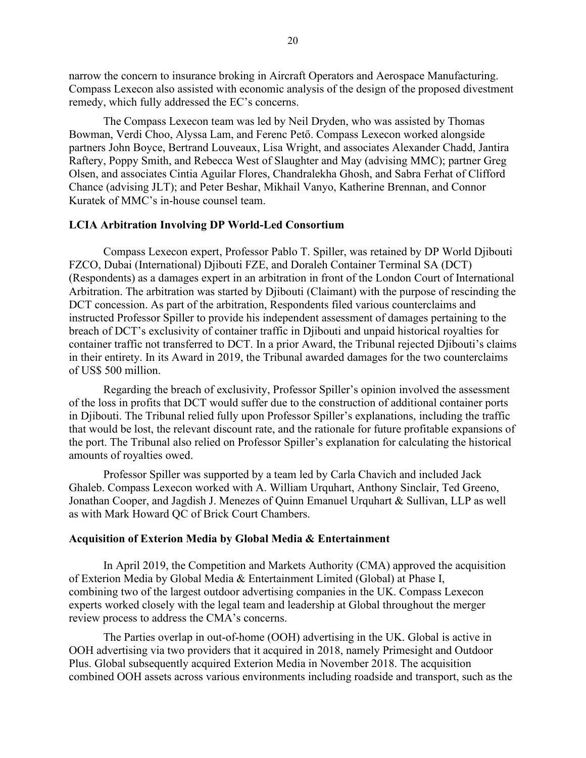narrow the concern to insurance broking in Aircraft Operators and Aerospace Manufacturing. Compass Lexecon also assisted with economic analysis of the design of the proposed divestment remedy, which fully addressed the EC's concerns.

The Compass Lexecon team was led by Neil Dryden, who was assisted by Thomas Bowman, Verdi Choo, Alyssa Lam, and Ferenc Pető. Compass Lexecon worked alongside partners John Boyce, Bertrand Louveaux, Lisa Wright, and associates Alexander Chadd, Jantira Raftery, Poppy Smith, and Rebecca West of Slaughter and May (advising MMC); partner Greg Olsen, and associates Cintia Aguilar Flores, Chandralekha Ghosh, and Sabra Ferhat of Clifford Chance (advising JLT); and Peter Beshar, Mikhail Vanyo, Katherine Brennan, and Connor Kuratek of MMC's in-house counsel team.

**LCIA Arbitration Involving DP World-Led Consortium**

Compass Lexecon expert, Professor Pablo T. Spiller, was retained by DP World Djibouti FZCO, Dubai (International) Djibouti FZE, and Doraleh Container Terminal SA (DCT) (Respondents) as a damages expert in an arbitration in front of the London Court of International Arbitration. The arbitration was started by Djibouti (Claimant) with the purpose of rescinding the DCT concession. As part of the arbitration, Respondents filed various counterclaims and instructed Professor Spiller to provide his independent assessment of damages pertaining to the breach of DCT's exclusivity of container traffic in Djibouti and unpaid historical royalties for container traffic not transferred to DCT. In a prior Award, the Tribunal rejected Djibouti's claims in their entirety. In its Award in 2019, the Tribunal awarded damages for the two counterclaims of US$ 500 million.

Regarding the breach of exclusivity, Professor Spiller's opinion involved the assessment of the loss in profits that DCT would suffer due to the construction of additional container ports in Djibouti. The Tribunal relied fully upon Professor Spiller's explanations, including the traffic that would be lost, the relevant discount rate, and the rationale for future profitable expansions of the port. The Tribunal also relied on Professor Spiller's explanation for calculating the historical amounts of royalties owed.

Professor Spiller was supported by a team led by Carla Chavich and included Jack Ghaleb. Compass Lexecon worked with A. William Urquhart, Anthony Sinclair, Ted Greeno, Jonathan Cooper, and Jagdish J. Menezes of Quinn Emanuel Urquhart & Sullivan, LLP as well as with Mark Howard QC of Brick Court Chambers.

**Acquisition of Exterion Media by Global Media & Entertainment**

In April 2019, the Competition and Markets Authority (CMA) approved the acquisition of Exterion Media by Global Media & Entertainment Limited (Global) at Phase I, combining two of the largest outdoor advertising companies in the UK. Compass Lexecon experts worked closely with the legal team and leadership at Global throughout the merger review process to address the CMA's concerns.

The Parties overlap in out-of-home (OOH) advertising in the UK. Global is active in OOH advertising via two providers that it acquired in 2018, namely Primesight and Outdoor Plus. Global subsequently acquired Exterion Media in November 2018. The acquisition combined OOH assets across various environments including roadside and transport, such as the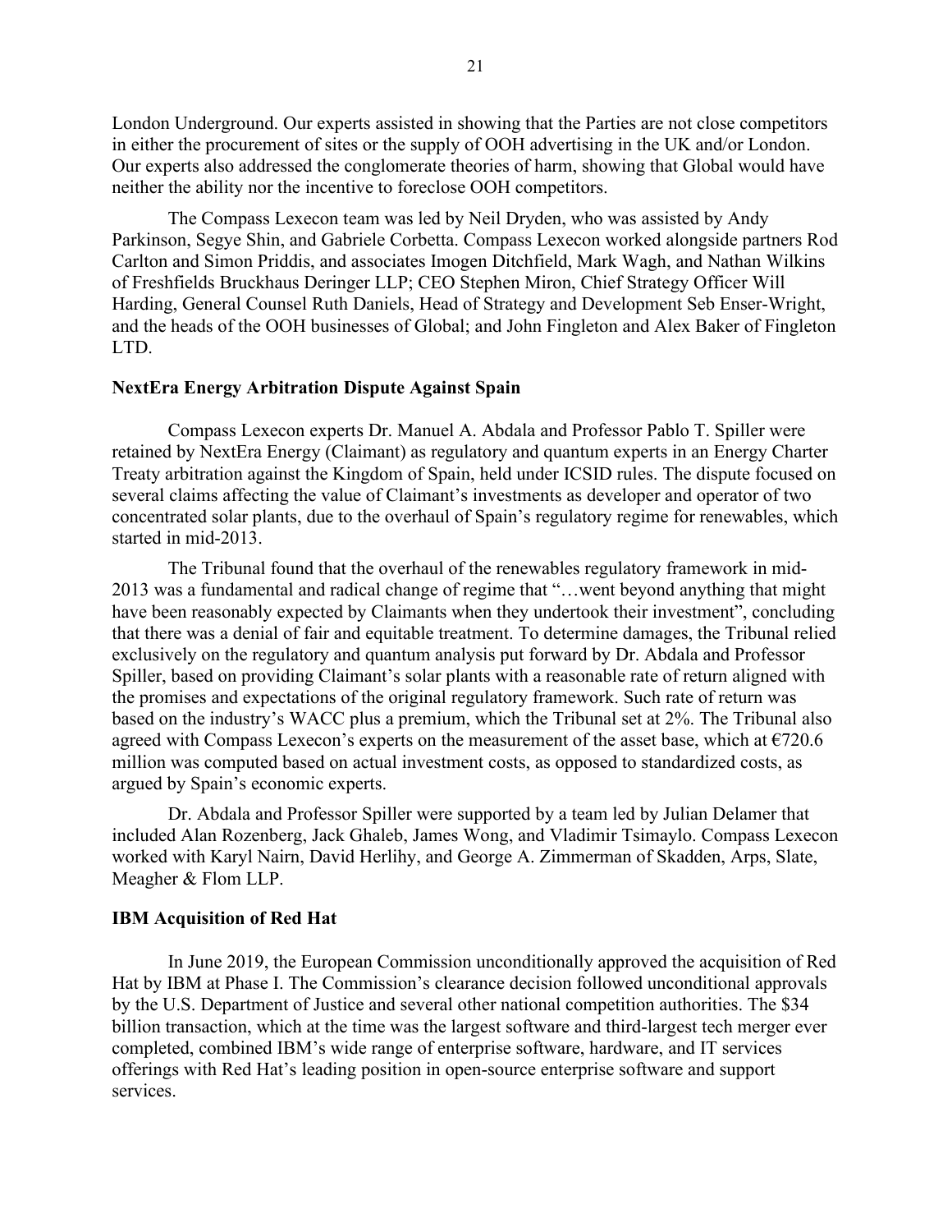London Underground. Our experts assisted in showing that the Parties are not close competitors in either the procurement of sites or the supply of OOH advertising in the UK and/or London. Our experts also addressed the conglomerate theories of harm, showing that Global would have neither the ability nor the incentive to foreclose OOH competitors.

The Compass Lexecon team was led by Neil Dryden, who was assisted by Andy Parkinson, Segye Shin, and Gabriele Corbetta. Compass Lexecon worked alongside partners Rod Carlton and Simon Priddis, and associates Imogen Ditchfield, Mark Wagh, and Nathan Wilkins of Freshfields Bruckhaus Deringer LLP; CEO Stephen Miron, Chief Strategy Officer Will Harding, General Counsel Ruth Daniels, Head of Strategy and Development Seb Enser-Wright, and the heads of the OOH businesses of Global; and John Fingleton and Alex Baker of Fingleton LTD.

**NextEra Energy Arbitration Dispute Against Spain**

Compass Lexecon experts Dr. Manuel A. Abdala and Professor Pablo T. Spiller were retained by NextEra Energy (Claimant) as regulatory and quantum experts in an Energy Charter Treaty arbitration against the Kingdom of Spain, held under ICSID rules. The dispute focused on several claims affecting the value of Claimant's investments as developer and operator of two concentrated solar plants, due to the overhaul of Spain's regulatory regime for renewables, which started in mid-2013.

The Tribunal found that the overhaul of the renewables regulatory framework in mid-2013 was a fundamental and radical change of regime that "…went beyond anything that might have been reasonably expected by Claimants when they undertook their investment", concluding that there was a denial of fair and equitable treatment. To determine damages, the Tribunal relied exclusively on the regulatory and quantum analysis put forward by Dr. Abdala and Professor Spiller, based on providing Claimant's solar plants with a reasonable rate of return aligned with the promises and expectations of the original regulatory framework. Such rate of return was based on the industry's WACC plus a premium, which the Tribunal set at 2%. The Tribunal also agreed with Compass Lexecon's experts on the measurement of the asset base, which at €720.6 million was computed based on actual investment costs, as opposed to standardized costs, as argued by Spain's economic experts.

Dr. Abdala and Professor Spiller were supported by a team led by Julian Delamer that included Alan Rozenberg, Jack Ghaleb, James Wong, and Vladimir Tsimaylo. Compass Lexecon worked with Karyl Nairn, David Herlihy, and George A. Zimmerman of Skadden, Arps, Slate, Meagher & Flom LLP.

**IBM Acquisition of Red Hat**

In June 2019, the European Commission unconditionally approved the acquisition of Red Hat by IBM at Phase I. The Commission's clearance decision followed unconditional approvals by the U.S. Department of Justice and several other national competition authorities. The $34 billion transaction, which at the time was the largest software and third-largest tech merger ever completed, combined IBM's wide range of enterprise software, hardware, and IT services offerings with Red Hat's leading position in open-source enterprise software and support services.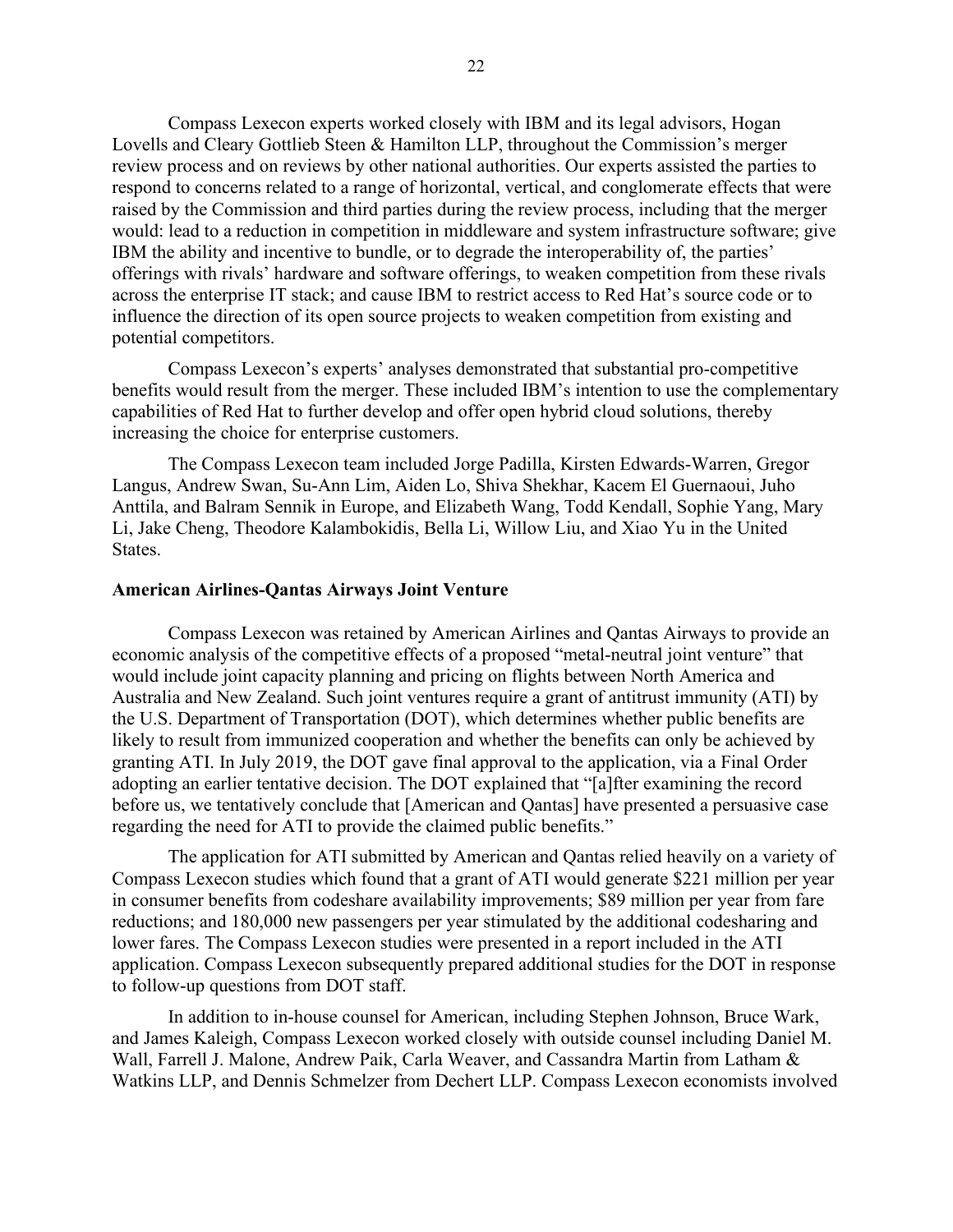Compass Lexecon experts worked closely with IBM and its legal advisors, Hogan Lovells and Cleary Gottlieb Steen & Hamilton LLP, throughout the Commission's merger review process and on reviews by other national authorities. Our experts assisted the parties to respond to concerns related to a range of horizontal, vertical, and conglomerate effects that were raised by the Commission and third parties during the review process, including that the merger would: lead to a reduction in competition in middleware and system infrastructure software; give IBM the ability and incentive to bundle, or to degrade the interoperability of, the parties' offerings with rivals' hardware and software offerings, to weaken competition from these rivals across the enterprise IT stack; and cause IBM to restrict access to Red Hat's source code or to influence the direction of its open source projects to weaken competition from existing and potential competitors.

Compass Lexecon's experts' analyses demonstrated that substantial pro-competitive benefits would result from the merger. These included IBM's intention to use the complementary capabilities of Red Hat to further develop and offer open hybrid cloud solutions, thereby increasing the choice for enterprise customers.

The Compass Lexecon team included Jorge Padilla, Kirsten Edwards-Warren, Gregor Langus, Andrew Swan, Su-Ann Lim, Aiden Lo, Shiva Shekhar, Kacem El Guernaoui, Juho Anttila, and Balram Sennik in Europe, and Elizabeth Wang, Todd Kendall, Sophie Yang, Mary Li, Jake Cheng, Theodore Kalambokidis, Bella Li, Willow Liu, and Xiao Yu in the United States.

**American Airlines-Qantas Airways Joint Venture**

Compass Lexecon was retained by American Airlines and Qantas Airways to provide an economic analysis of the competitive effects of a proposed "metal-neutral joint venture" that would include joint capacity planning and pricing on flights between North America and Australia and New Zealand. Such joint ventures require a grant of antitrust immunity (ATI) by the U.S. Department of Transportation (DOT), which determines whether public benefits are likely to result from immunized cooperation and whether the benefits can only be achieved by granting ATI. In July 2019, the DOT gave final approval to the application, via a Final Order adopting an earlier tentative decision. The DOT explained that "[a]fter examining the record before us, we tentatively conclude that [American and Qantas] have presented a persuasive case regarding the need for ATI to provide the claimed public benefits."

The application for ATI submitted by American and Qantas relied heavily on a variety of Compass Lexecon studies which found that a grant of ATI would generate $221 million per year in consumer benefits from codeshare availability improvements; $89 million per year from fare reductions; and 180,000 new passengers per year stimulated by the additional codesharing and lower fares. The Compass Lexecon studies were presented in a report included in the ATI application. Compass Lexecon subsequently prepared additional studies for the DOT in response to follow-up questions from DOT staff.

In addition to in-house counsel for American, including Stephen Johnson, Bruce Wark, and James Kaleigh, Compass Lexecon worked closely with outside counsel including Daniel M. Wall, Farrell J. Malone, Andrew Paik, Carla Weaver, and Cassandra Martin from Latham & Watkins LLP, and Dennis Schmelzer from Dechert LLP. Compass Lexecon economists involved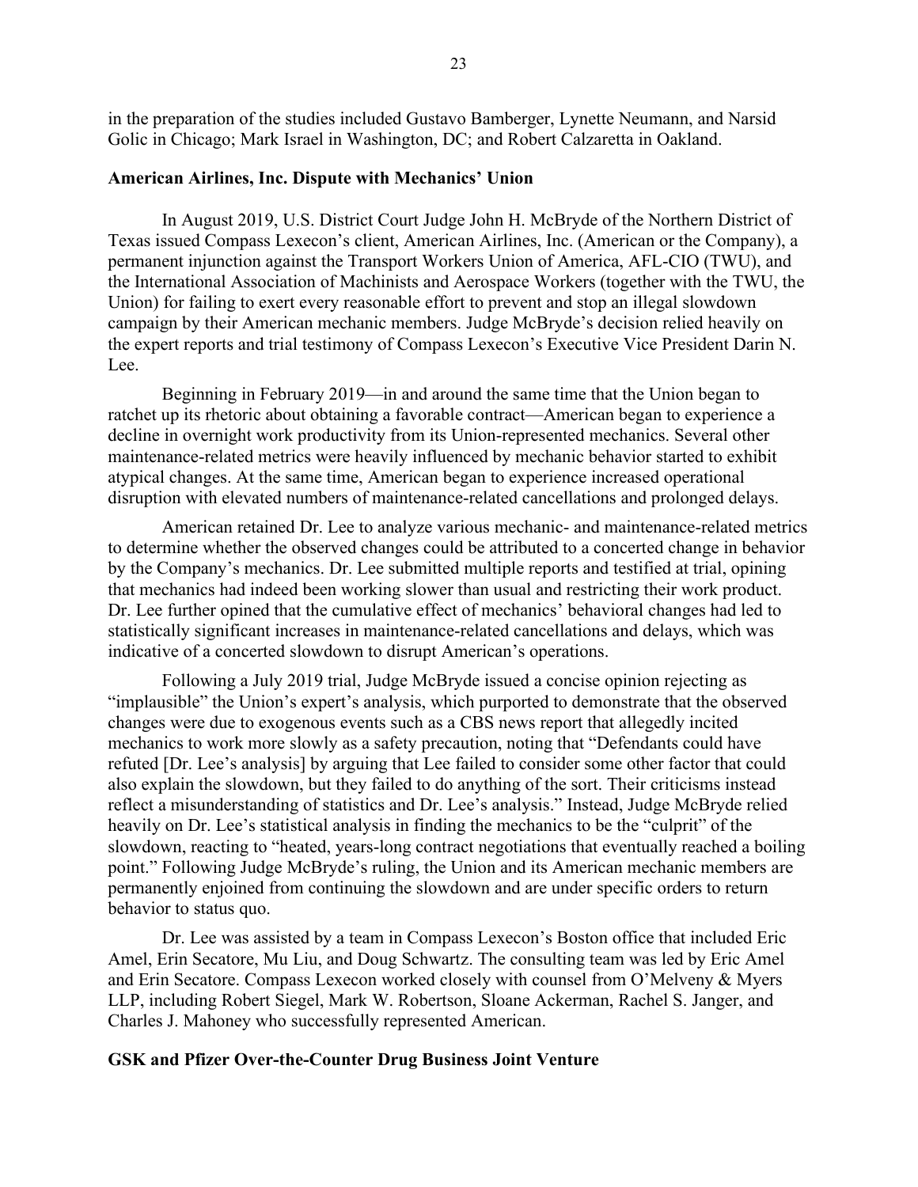in the preparation of the studies included Gustavo Bamberger, Lynette Neumann, and Narsid Golic in Chicago; Mark Israel in Washington, DC; and Robert Calzaretta in Oakland.

**American Airlines, Inc. Dispute with Mechanics' Union**

In August 2019, U.S. District Court Judge John H. McBryde of the Northern District of Texas issued Compass Lexecon's client, American Airlines, Inc. (American or the Company), a permanent injunction against the Transport Workers Union of America, AFL-CIO (TWU), and the International Association of Machinists and Aerospace Workers (together with the TWU, the Union) for failing to exert every reasonable effort to prevent and stop an illegal slowdown campaign by their American mechanic members. Judge McBryde's decision relied heavily on the expert reports and trial testimony of Compass Lexecon's Executive Vice President Darin N. Lee.

Beginning in February 2019—in and around the same time that the Union began to ratchet up its rhetoric about obtaining a favorable contract—American began to experience a decline in overnight work productivity from its Union-represented mechanics. Several other maintenance-related metrics were heavily influenced by mechanic behavior started to exhibit atypical changes. At the same time, American began to experience increased operational disruption with elevated numbers of maintenance-related cancellations and prolonged delays.

American retained Dr. Lee to analyze various mechanic- and maintenance-related metrics to determine whether the observed changes could be attributed to a concerted change in behavior by the Company's mechanics. Dr. Lee submitted multiple reports and testified at trial, opining that mechanics had indeed been working slower than usual and restricting their work product. Dr. Lee further opined that the cumulative effect of mechanics' behavioral changes had led to statistically significant increases in maintenance-related cancellations and delays, which was indicative of a concerted slowdown to disrupt American's operations.

Following a July 2019 trial, Judge McBryde issued a concise opinion rejecting as "implausible" the Union's expert's analysis, which purported to demonstrate that the observed changes were due to exogenous events such as a CBS news report that allegedly incited mechanics to work more slowly as a safety precaution, noting that "Defendants could have refuted [Dr. Lee's analysis] by arguing that Lee failed to consider some other factor that could also explain the slowdown, but they failed to do anything of the sort. Their criticisms instead reflect a misunderstanding of statistics and Dr. Lee's analysis." Instead, Judge McBryde relied heavily on Dr. Lee's statistical analysis in finding the mechanics to be the "culprit" of the slowdown, reacting to "heated, years-long contract negotiations that eventually reached a boiling point." Following Judge McBryde's ruling, the Union and its American mechanic members are permanently enjoined from continuing the slowdown and are under specific orders to return behavior to status quo.

Dr. Lee was assisted by a team in Compass Lexecon's Boston office that included Eric Amel, Erin Secatore, Mu Liu, and Doug Schwartz. The consulting team was led by Eric Amel and Erin Secatore. Compass Lexecon worked closely with counsel from O'Melveny & Myers LLP, including Robert Siegel, Mark W. Robertson, Sloane Ackerman, Rachel S. Janger, and Charles J. Mahoney who successfully represented American.

**GSK and Pfizer Over-the-Counter Drug Business Joint Venture**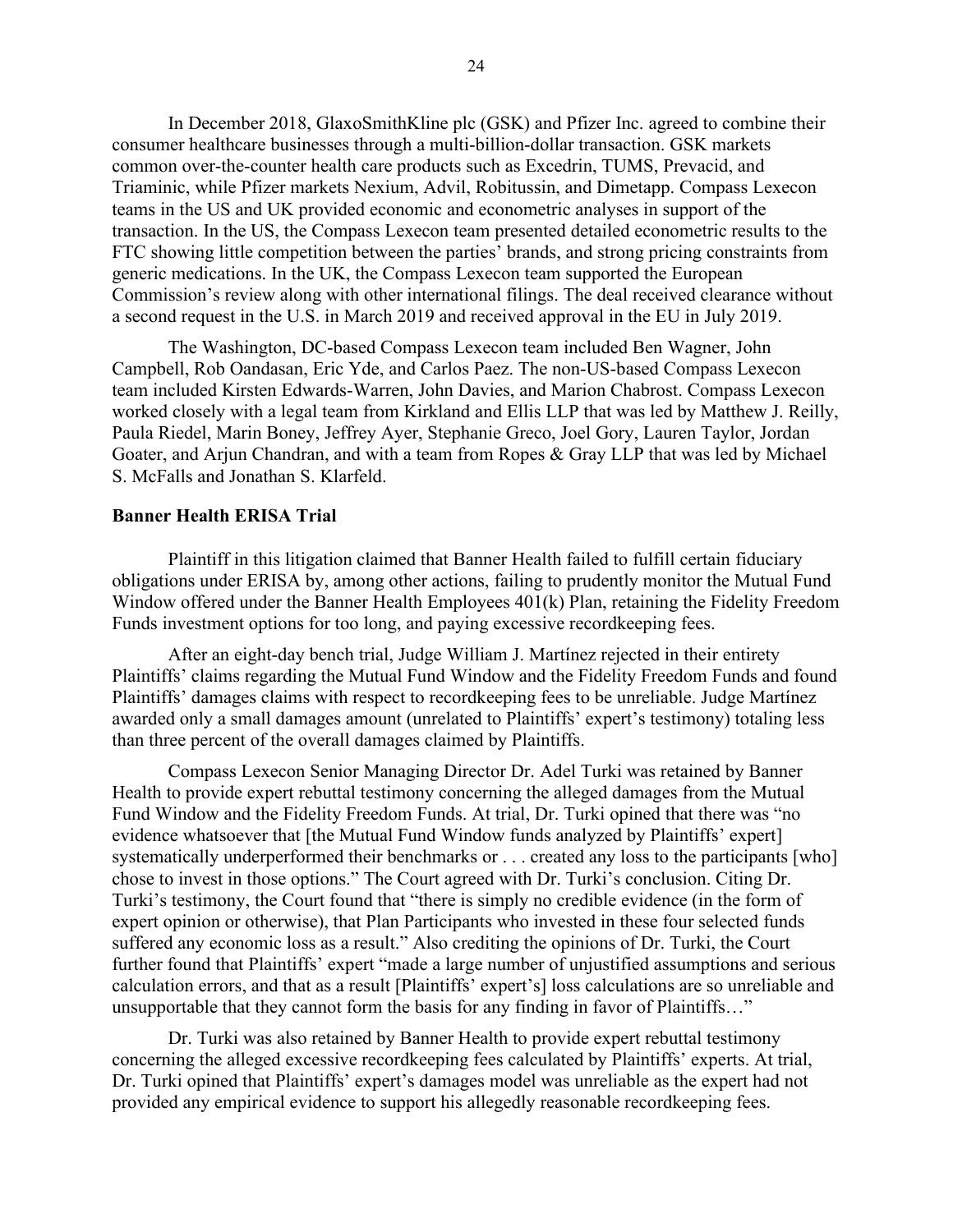In December 2018, GlaxoSmithKline plc (GSK) and Pfizer Inc. agreed to combine their consumer healthcare businesses through a multi-billion-dollar transaction. GSK markets common over-the-counter health care products such as Excedrin, TUMS, Prevacid, and Triaminic, while Pfizer markets Nexium, Advil, Robitussin, and Dimetapp. Compass Lexecon teams in the US and UK provided economic and econometric analyses in support of the transaction. In the US, the Compass Lexecon team presented detailed econometric results to the FTC showing little competition between the parties' brands, and strong pricing constraints from generic medications. In the UK, the Compass Lexecon team supported the European Commission's review along with other international filings. The deal received clearance without a second request in the U.S. in March 2019 and received approval in the EU in July 2019.

The Washington, DC-based Compass Lexecon team included Ben Wagner, John Campbell, Rob Oandasan, Eric Yde, and Carlos Paez. The non-US-based Compass Lexecon team included Kirsten Edwards-Warren, John Davies, and Marion Chabrost. Compass Lexecon worked closely with a legal team from Kirkland and Ellis LLP that was led by Matthew J. Reilly, Paula Riedel, Marin Boney, Jeffrey Ayer, Stephanie Greco, Joel Gory, Lauren Taylor, Jordan Goater, and Arjun Chandran, and with a team from Ropes & Gray LLP that was led by Michael S. McFalls and Jonathan S. Klarfeld.

**Banner Health ERISA Trial**

Plaintiff in this litigation claimed that Banner Health failed to fulfill certain fiduciary obligations under ERISA by, among other actions, failing to prudently monitor the Mutual Fund Window offered under the Banner Health Employees 401(k) Plan, retaining the Fidelity Freedom Funds investment options for too long, and paying excessive recordkeeping fees.

After an eight-day bench trial, Judge William J. Martínez rejected in their entirety Plaintiffs' claims regarding the Mutual Fund Window and the Fidelity Freedom Funds and found Plaintiffs' damages claims with respect to recordkeeping fees to be unreliable. Judge Martínez awarded only a small damages amount (unrelated to Plaintiffs' expert's testimony) totaling less than three percent of the overall damages claimed by Plaintiffs.

Compass Lexecon Senior Managing Director Dr. Adel Turki was retained by Banner Health to provide expert rebuttal testimony concerning the alleged damages from the Mutual Fund Window and the Fidelity Freedom Funds. At trial, Dr. Turki opined that there was "no evidence whatsoever that [the Mutual Fund Window funds analyzed by Plaintiffs' expert] systematically underperformed their benchmarks or . . . created any loss to the participants [who] chose to invest in those options." The Court agreed with Dr. Turki's conclusion. Citing Dr. Turki's testimony, the Court found that "there is simply no credible evidence (in the form of expert opinion or otherwise), that Plan Participants who invested in these four selected funds suffered any economic loss as a result." Also crediting the opinions of Dr. Turki, the Court further found that Plaintiffs' expert "made a large number of unjustified assumptions and serious calculation errors, and that as a result [Plaintiffs' expert's] loss calculations are so unreliable and unsupportable that they cannot form the basis for any finding in favor of Plaintiffs…"

Dr. Turki was also retained by Banner Health to provide expert rebuttal testimony concerning the alleged excessive recordkeeping fees calculated by Plaintiffs' experts. At trial, Dr. Turki opined that Plaintiffs' expert's damages model was unreliable as the expert had not provided any empirical evidence to support his allegedly reasonable recordkeeping fees.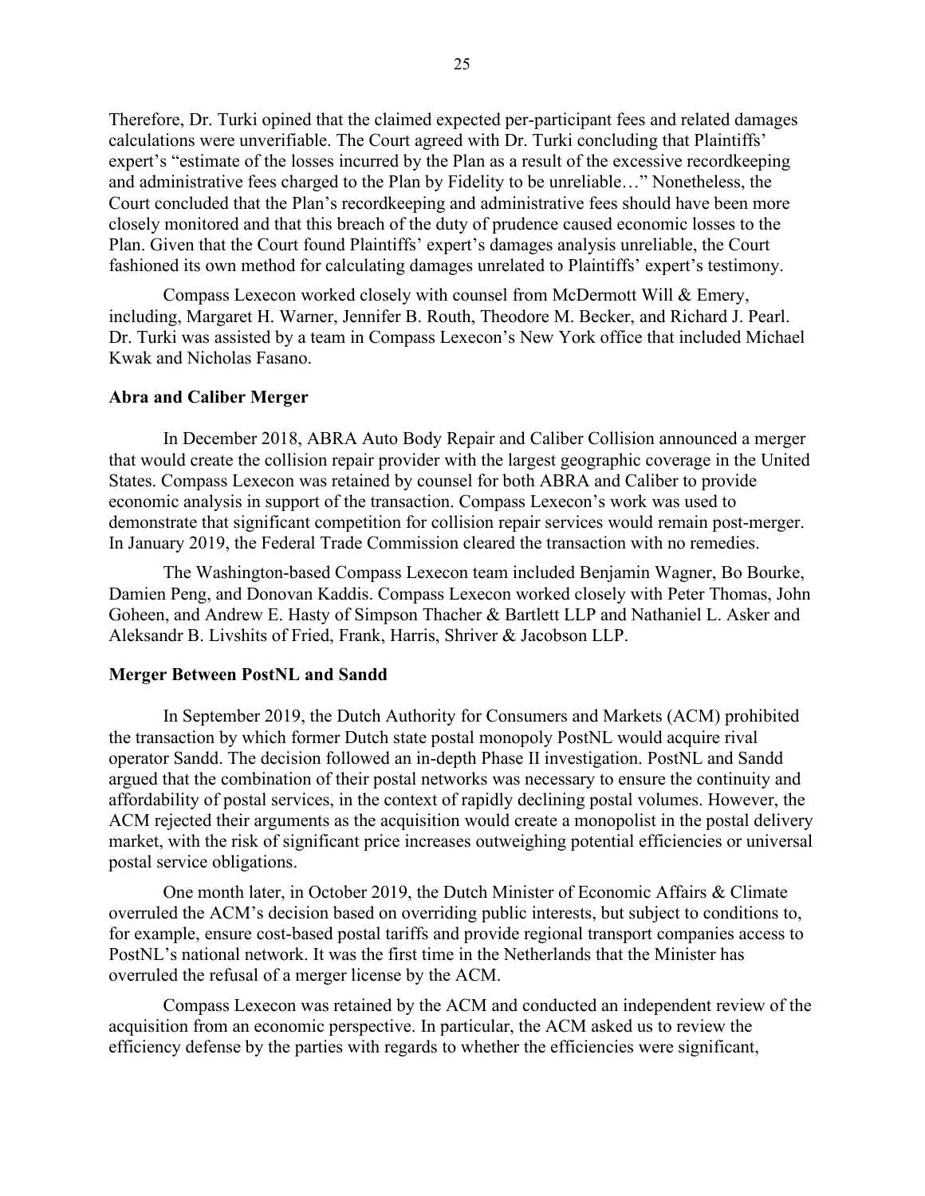Therefore, Dr. Turki opined that the claimed expected per-participant fees and related damages calculations were unverifiable. The Court agreed with Dr. Turki concluding that Plaintiffs' expert's "estimate of the losses incurred by the Plan as a result of the excessive recordkeeping and administrative fees charged to the Plan by Fidelity to be unreliable…" Nonetheless, the Court concluded that the Plan's recordkeeping and administrative fees should have been more closely monitored and that this breach of the duty of prudence caused economic losses to the Plan. Given that the Court found Plaintiffs' expert's damages analysis unreliable, the Court fashioned its own method for calculating damages unrelated to Plaintiffs' expert's testimony.

Compass Lexecon worked closely with counsel from McDermott Will & Emery, including, Margaret H. Warner, Jennifer B. Routh, Theodore M. Becker, and Richard J. Pearl. Dr. Turki was assisted by a team in Compass Lexecon's New York office that included Michael Kwak and Nicholas Fasano.

**Abra and Caliber Merger**

In December 2018, ABRA Auto Body Repair and Caliber Collision announced a merger that would create the collision repair provider with the largest geographic coverage in the United States. Compass Lexecon was retained by counsel for both ABRA and Caliber to provide economic analysis in support of the transaction. Compass Lexecon's work was used to demonstrate that significant competition for collision repair services would remain post-merger. In January 2019, the Federal Trade Commission cleared the transaction with no remedies.

The Washington-based Compass Lexecon team included Benjamin Wagner, Bo Bourke, Damien Peng, and Donovan Kaddis. Compass Lexecon worked closely with Peter Thomas, John Goheen, and Andrew E. Hasty of Simpson Thacher & Bartlett LLP and Nathaniel L. Asker and Aleksandr B. Livshits of Fried, Frank, Harris, Shriver & Jacobson LLP.

**Merger Between PostNL and Sandd**

In September 2019, the Dutch Authority for Consumers and Markets (ACM) prohibited the transaction by which former Dutch state postal monopoly PostNL would acquire rival operator Sandd. The decision followed an in-depth Phase II investigation. PostNL and Sandd argued that the combination of their postal networks was necessary to ensure the continuity and affordability of postal services, in the context of rapidly declining postal volumes. However, the ACM rejected their arguments as the acquisition would create a monopolist in the postal delivery market, with the risk of significant price increases outweighing potential efficiencies or universal postal service obligations.

One month later, in October 2019, the Dutch Minister of Economic Affairs & Climate overruled the ACM's decision based on overriding public interests, but subject to conditions to, for example, ensure cost-based postal tariffs and provide regional transport companies access to PostNL's national network. It was the first time in the Netherlands that the Minister has overruled the refusal of a merger license by the ACM.

Compass Lexecon was retained by the ACM and conducted an independent review of the acquisition from an economic perspective. In particular, the ACM asked us to review the efficiency defense by the parties with regards to whether the efficiencies were significant,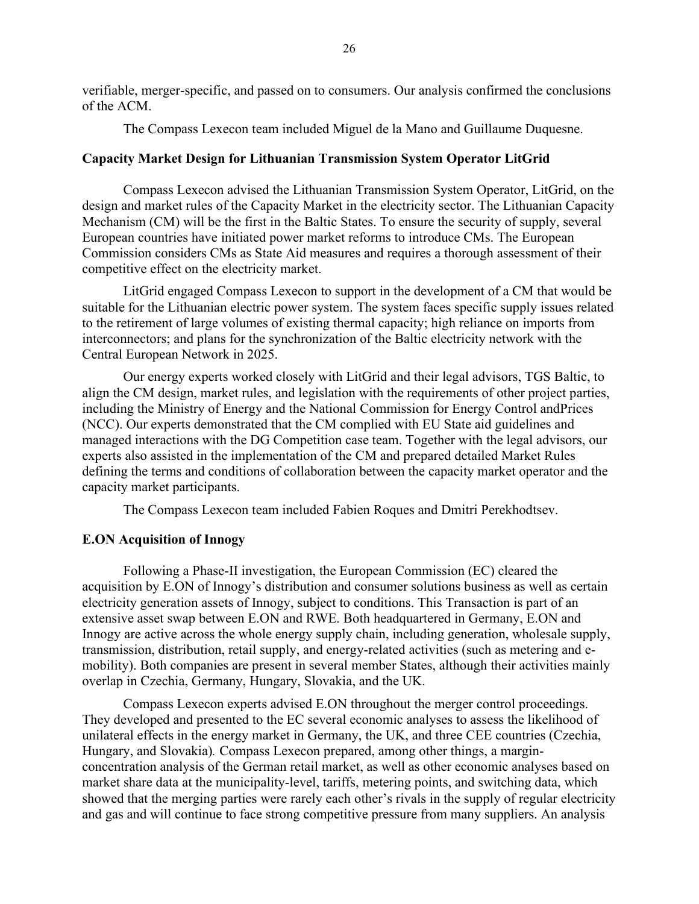verifiable, merger-specific, and passed on to consumers. Our analysis confirmed the conclusions of the ACM.

The Compass Lexecon team included Miguel de la Mano and Guillaume Duquesne.

**Capacity Market Design for Lithuanian Transmission System Operator LitGrid**

Compass Lexecon advised the Lithuanian Transmission System Operator, LitGrid, on the design and market rules of the Capacity Market in the electricity sector. The Lithuanian Capacity Mechanism (CM) will be the first in the Baltic States. To ensure the security of supply, several European countries have initiated power market reforms to introduce CMs. The European Commission considers CMs as State Aid measures and requires a thorough assessment of their competitive effect on the electricity market.

LitGrid engaged Compass Lexecon to support in the development of a CM that would be suitable for the Lithuanian electric power system. The system faces specific supply issues related to the retirement of large volumes of existing thermal capacity; high reliance on imports from interconnectors; and plans for the synchronization of the Baltic electricity network with the Central European Network in 2025.

Our energy experts worked closely with LitGrid and their legal advisors, TGS Baltic, to align the CM design, market rules, and legislation with the requirements of other project parties, including the Ministry of Energy and the National Commission for Energy Control andPrices (NCC). Our experts demonstrated that the CM complied with EU State aid guidelines and managed interactions with the DG Competition case team. Together with the legal advisors, our experts also assisted in the implementation of the CM and prepared detailed Market Rules defining the terms and conditions of collaboration between the capacity market operator and the capacity market participants.

The Compass Lexecon team included Fabien Roques and Dmitri Perekhodtsev.

**E.ON Acquisition of Innogy**

Following a Phase-II investigation, the European Commission (EC) cleared the acquisition by E.ON of Innogy's distribution and consumer solutions business as well as certain electricity generation assets of Innogy, subject to conditions. This Transaction is part of an extensive asset swap between E.ON and RWE. Both headquartered in Germany, E.ON and Innogy are active across the whole energy supply chain, including generation, wholesale supply, transmission, distribution, retail supply, and energy-related activities (such as metering and e-mobility). Both companies are present in several member States, although their activities mainly overlap in Czechia, Germany, Hungary, Slovakia, and the UK.

Compass Lexecon experts advised E.ON throughout the merger control proceedings. They developed and presented to the EC several economic analyses to assess the likelihood of unilateral effects in the energy market in Germany, the UK, and three CEE countries (Czechia, Hungary, and Slovakia). Compass Lexecon prepared, among other things, a margin-concentration analysis of the German retail market, as well as other economic analyses based on market share data at the municipality-level, tariffs, metering points, and switching data, which showed that the merging parties were rarely each other's rivals in the supply of regular electricity and gas and will continue to face strong competitive pressure from many suppliers. An analysis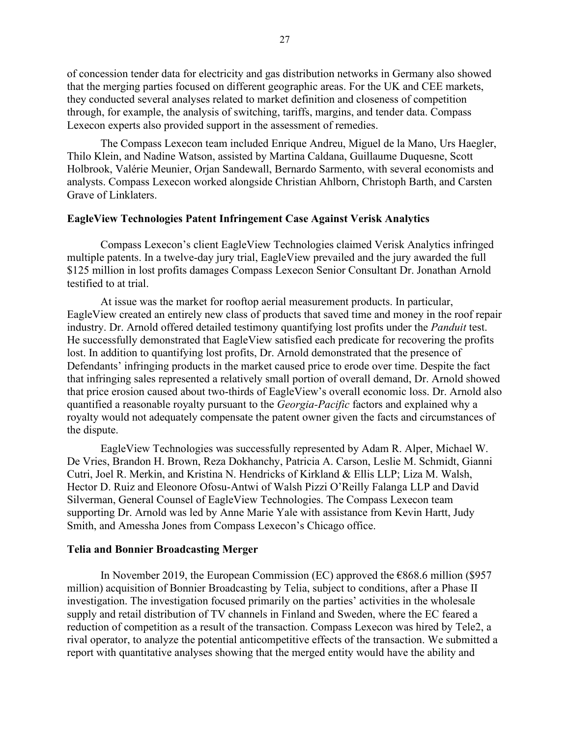of concession tender data for electricity and gas distribution networks in Germany also showed that the merging parties focused on different geographic areas. For the UK and CEE markets, they conducted several analyses related to market definition and closeness of competition through, for example, the analysis of switching, tariffs, margins, and tender data. Compass Lexecon experts also provided support in the assessment of remedies.

The Compass Lexecon team included Enrique Andreu, Miguel de la Mano, Urs Haegler, Thilo Klein, and Nadine Watson, assisted by Martina Caldana, Guillaume Duquesne, Scott Holbrook, Valérie Meunier, Orjan Sandewall, Bernardo Sarmento, with several economists and analysts. Compass Lexecon worked alongside Christian Ahlborn, Christoph Barth, and Carsten Grave of Linklaters.

**EagleView Technologies Patent Infringement Case Against Verisk Analytics**

Compass Lexecon's client EagleView Technologies claimed Verisk Analytics infringed multiple patents. In a twelve-day jury trial, EagleView prevailed and the jury awarded the full \$125 million in lost profits damages Compass Lexecon Senior Consultant Dr. Jonathan Arnold testified to at trial.

At issue was the market for rooftop aerial measurement products. In particular, EagleView created an entirely new class of products that saved time and money in the roof repair industry. Dr. Arnold offered detailed testimony quantifying lost profits under the *Panduit* test. He successfully demonstrated that EagleView satisfied each predicate for recovering the profits lost. In addition to quantifying lost profits, Dr. Arnold demonstrated that the presence of Defendants' infringing products in the market caused price to erode over time. Despite the fact that infringing sales represented a relatively small portion of overall demand, Dr. Arnold showed that price erosion caused about two-thirds of EagleView's overall economic loss. Dr. Arnold also quantified a reasonable royalty pursuant to the *Georgia-Pacific* factors and explained why a royalty would not adequately compensate the patent owner given the facts and circumstances of the dispute.

EagleView Technologies was successfully represented by Adam R. Alper, Michael W. De Vries, Brandon H. Brown, Reza Dokhanchy, Patricia A. Carson, Leslie M. Schmidt, Gianni Cutri, Joel R. Merkin, and Kristina N. Hendricks of Kirkland & Ellis LLP; Liza M. Walsh, Hector D. Ruiz and Eleonore Ofosu-Antwi of Walsh Pizzi O'Reilly Falanga LLP and David Silverman, General Counsel of EagleView Technologies. The Compass Lexecon team supporting Dr. Arnold was led by Anne Marie Yale with assistance from Kevin Hartt, Judy Smith, and Amessha Jones from Compass Lexecon's Chicago office.

**Telia and Bonnier Broadcasting Merger**

In November 2019, the European Commission (EC) approved the €868.6 million (\$957 million) acquisition of Bonnier Broadcasting by Telia, subject to conditions, after a Phase II investigation. The investigation focused primarily on the parties' activities in the wholesale supply and retail distribution of TV channels in Finland and Sweden, where the EC feared a reduction of competition as a result of the transaction. Compass Lexecon was hired by Tele2, a rival operator, to analyze the potential anticompetitive effects of the transaction. We submitted a report with quantitative analyses showing that the merged entity would have the ability and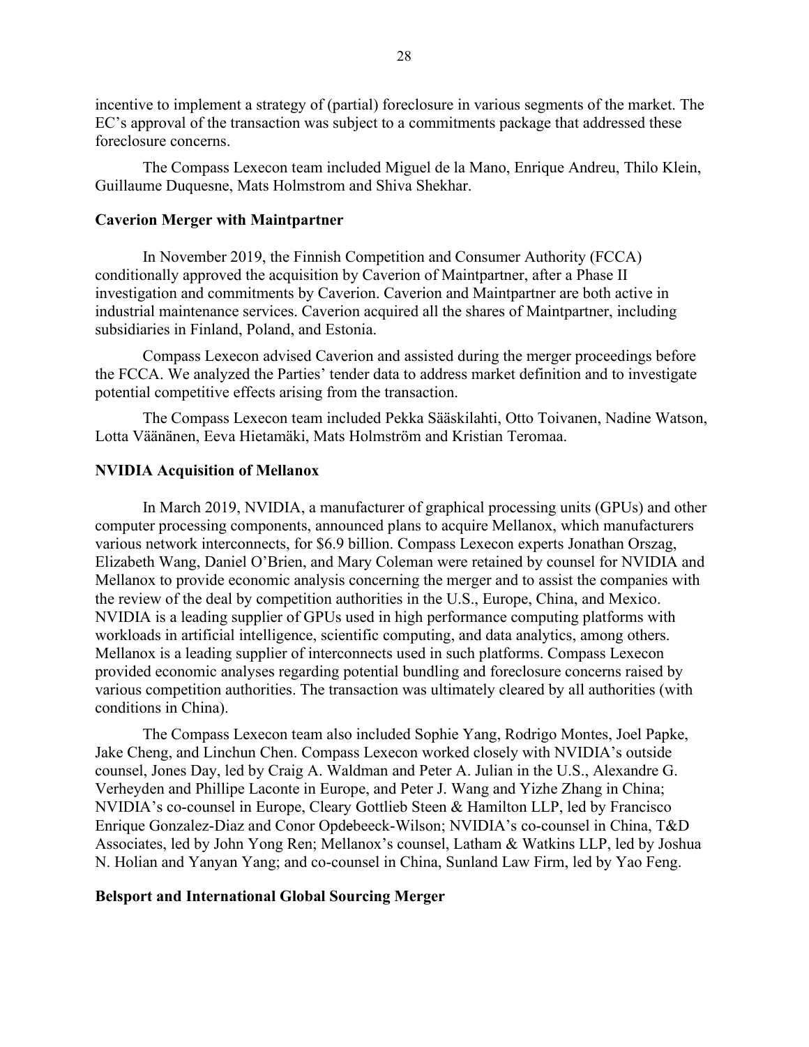incentive to implement a strategy of (partial) foreclosure in various segments of the market. The EC's approval of the transaction was subject to a commitments package that addressed these foreclosure concerns.

The Compass Lexecon team included Miguel de la Mano, Enrique Andreu, Thilo Klein, Guillaume Duquesne, Mats Holmstrom and Shiva Shekhar.

**Caverion Merger with Maintpartner**

In November 2019, the Finnish Competition and Consumer Authority (FCCA) conditionally approved the acquisition by Caverion of Maintpartner, after a Phase II investigation and commitments by Caverion. Caverion and Maintpartner are both active in industrial maintenance services. Caverion acquired all the shares of Maintpartner, including subsidiaries in Finland, Poland, and Estonia.

Compass Lexecon advised Caverion and assisted during the merger proceedings before the FCCA. We analyzed the Parties' tender data to address market definition and to investigate potential competitive effects arising from the transaction.

The Compass Lexecon team included Pekka Sääskilahti, Otto Toivanen, Nadine Watson, Lotta Väänänen, Eeva Hietamäki, Mats Holmström and Kristian Teromaa.

**NVIDIA Acquisition of Mellanox**

In March 2019, NVIDIA, a manufacturer of graphical processing units (GPUs) and other computer processing components, announced plans to acquire Mellanox, which manufacturers various network interconnects, for $6.9 billion. Compass Lexecon experts Jonathan Orszag, Elizabeth Wang, Daniel O'Brien, and Mary Coleman were retained by counsel for NVIDIA and Mellanox to provide economic analysis concerning the merger and to assist the companies with the review of the deal by competition authorities in the U.S., Europe, China, and Mexico. NVIDIA is a leading supplier of GPUs used in high performance computing platforms with workloads in artificial intelligence, scientific computing, and data analytics, among others. Mellanox is a leading supplier of interconnects used in such platforms. Compass Lexecon provided economic analyses regarding potential bundling and foreclosure concerns raised by various competition authorities. The transaction was ultimately cleared by all authorities (with conditions in China).

The Compass Lexecon team also included Sophie Yang, Rodrigo Montes, Joel Papke, Jake Cheng, and Linchun Chen. Compass Lexecon worked closely with NVIDIA's outside counsel, Jones Day, led by Craig A. Waldman and Peter A. Julian in the U.S., Alexandre G. Verheyden and Phillipe Laconte in Europe, and Peter J. Wang and Yizhe Zhang in China; NVIDIA's co-counsel in Europe, Cleary Gottlieb Steen & Hamilton LLP, led by Francisco Enrique Gonzalez-Diaz and Conor Opdebeeck-Wilson; NVIDIA's co-counsel in China, T&D Associates, led by John Yong Ren; Mellanox's counsel, Latham & Watkins LLP, led by Joshua N. Holian and Yanyan Yang; and co-counsel in China, Sunland Law Firm, led by Yao Feng.

**Belsport and International Global Sourcing Merger**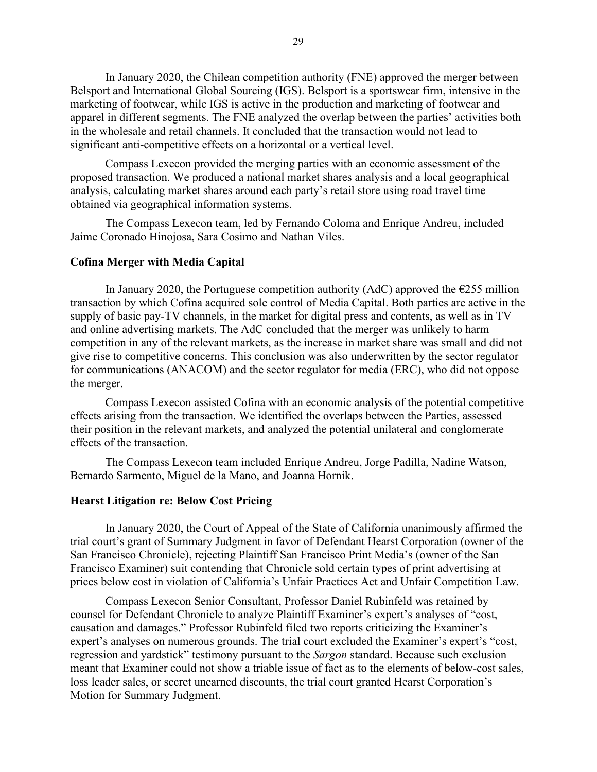In January 2020, the Chilean competition authority (FNE) approved the merger between Belsport and International Global Sourcing (IGS). Belsport is a sportswear firm, intensive in the marketing of footwear, while IGS is active in the production and marketing of footwear and apparel in different segments. The FNE analyzed the overlap between the parties' activities both in the wholesale and retail channels. It concluded that the transaction would not lead to significant anti-competitive effects on a horizontal or a vertical level.

Compass Lexecon provided the merging parties with an economic assessment of the proposed transaction. We produced a national market shares analysis and a local geographical analysis, calculating market shares around each party's retail store using road travel time obtained via geographical information systems.

The Compass Lexecon team, led by Fernando Coloma and Enrique Andreu, included Jaime Coronado Hinojosa, Sara Cosimo and Nathan Viles.

**Cofina Merger with Media Capital**

In January 2020, the Portuguese competition authority (AdC) approved the €255 million transaction by which Cofina acquired sole control of Media Capital. Both parties are active in the supply of basic pay-TV channels, in the market for digital press and contents, as well as in TV and online advertising markets. The AdC concluded that the merger was unlikely to harm competition in any of the relevant markets, as the increase in market share was small and did not give rise to competitive concerns. This conclusion was also underwritten by the sector regulator for communications (ANACOM) and the sector regulator for media (ERC), who did not oppose the merger.

Compass Lexecon assisted Cofina with an economic analysis of the potential competitive effects arising from the transaction. We identified the overlaps between the Parties, assessed their position in the relevant markets, and analyzed the potential unilateral and conglomerate effects of the transaction.

The Compass Lexecon team included Enrique Andreu, Jorge Padilla, Nadine Watson, Bernardo Sarmento, Miguel de la Mano, and Joanna Hornik.

**Hearst Litigation re: Below Cost Pricing**

In January 2020, the Court of Appeal of the State of California unanimously affirmed the trial court's grant of Summary Judgment in favor of Defendant Hearst Corporation (owner of the San Francisco Chronicle), rejecting Plaintiff San Francisco Print Media's (owner of the San Francisco Examiner) suit contending that Chronicle sold certain types of print advertising at prices below cost in violation of California's Unfair Practices Act and Unfair Competition Law.

Compass Lexecon Senior Consultant, Professor Daniel Rubinfeld was retained by counsel for Defendant Chronicle to analyze Plaintiff Examiner's expert's analyses of "cost, causation and damages." Professor Rubinfeld filed two reports criticizing the Examiner's expert's analyses on numerous grounds. The trial court excluded the Examiner's expert's "cost, regression and yardstick" testimony pursuant to the *Sargon* standard. Because such exclusion meant that Examiner could not show a triable issue of fact as to the elements of below-cost sales, loss leader sales, or secret unearned discounts, the trial court granted Hearst Corporation's Motion for Summary Judgment.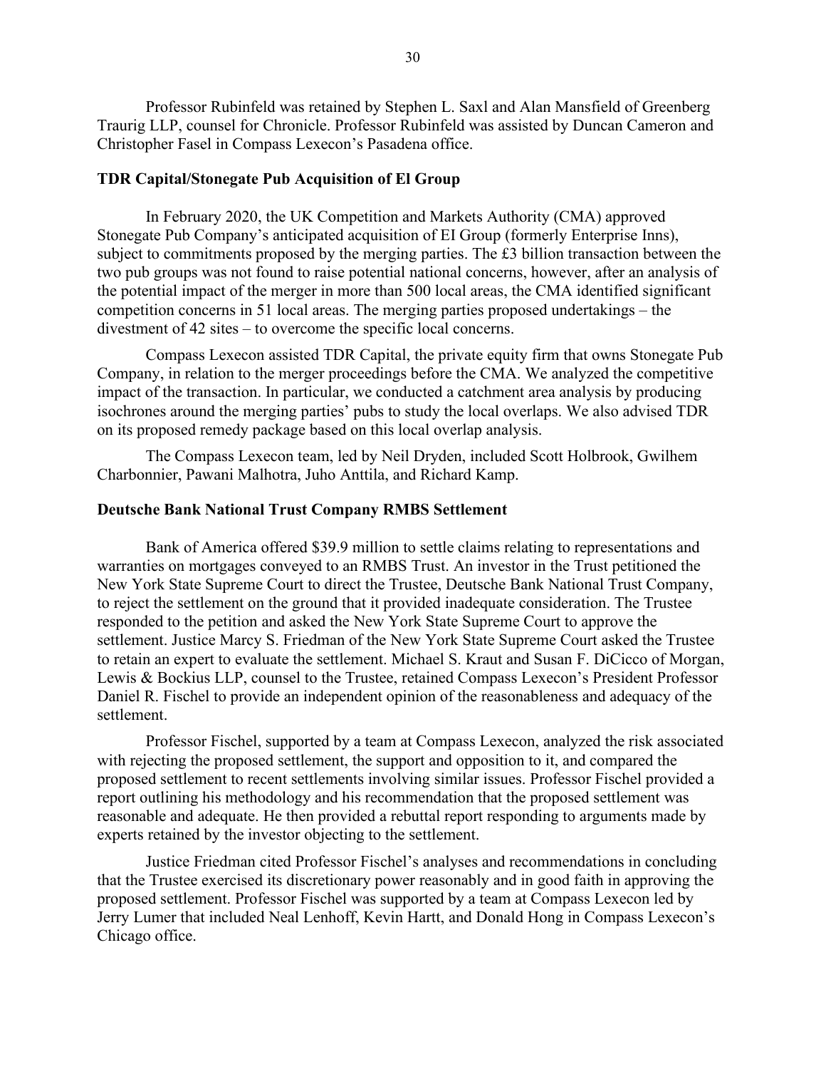Professor Rubinfeld was retained by Stephen L. Saxl and Alan Mansfield of Greenberg Traurig LLP, counsel for Chronicle. Professor Rubinfeld was assisted by Duncan Cameron and Christopher Fasel in Compass Lexecon's Pasadena office.

**TDR Capital/Stonegate Pub Acquisition of El Group**

In February 2020, the UK Competition and Markets Authority (CMA) approved Stonegate Pub Company's anticipated acquisition of EI Group (formerly Enterprise Inns), subject to commitments proposed by the merging parties. The £3 billion transaction between the two pub groups was not found to raise potential national concerns, however, after an analysis of the potential impact of the merger in more than 500 local areas, the CMA identified significant competition concerns in 51 local areas. The merging parties proposed undertakings – the divestment of 42 sites – to overcome the specific local concerns.

Compass Lexecon assisted TDR Capital, the private equity firm that owns Stonegate Pub Company, in relation to the merger proceedings before the CMA. We analyzed the competitive impact of the transaction. In particular, we conducted a catchment area analysis by producing isochrones around the merging parties' pubs to study the local overlaps. We also advised TDR on its proposed remedy package based on this local overlap analysis.

The Compass Lexecon team, led by Neil Dryden, included Scott Holbrook, Gwilhem Charbonnier, Pawani Malhotra, Juho Anttila, and Richard Kamp.

**Deutsche Bank National Trust Company RMBS Settlement**

Bank of America offered $39.9 million to settle claims relating to representations and warranties on mortgages conveyed to an RMBS Trust. An investor in the Trust petitioned the New York State Supreme Court to direct the Trustee, Deutsche Bank National Trust Company, to reject the settlement on the ground that it provided inadequate consideration. The Trustee responded to the petition and asked the New York State Supreme Court to approve the settlement. Justice Marcy S. Friedman of the New York State Supreme Court asked the Trustee to retain an expert to evaluate the settlement. Michael S. Kraut and Susan F. DiCicco of Morgan, Lewis & Bockius LLP, counsel to the Trustee, retained Compass Lexecon's President Professor Daniel R. Fischel to provide an independent opinion of the reasonableness and adequacy of the settlement.

Professor Fischel, supported by a team at Compass Lexecon, analyzed the risk associated with rejecting the proposed settlement, the support and opposition to it, and compared the proposed settlement to recent settlements involving similar issues. Professor Fischel provided a report outlining his methodology and his recommendation that the proposed settlement was reasonable and adequate. He then provided a rebuttal report responding to arguments made by experts retained by the investor objecting to the settlement.

Justice Friedman cited Professor Fischel's analyses and recommendations in concluding that the Trustee exercised its discretionary power reasonably and in good faith in approving the proposed settlement. Professor Fischel was supported by a team at Compass Lexecon led by Jerry Lumer that included Neal Lenhoff, Kevin Hartt, and Donald Hong in Compass Lexecon's Chicago office.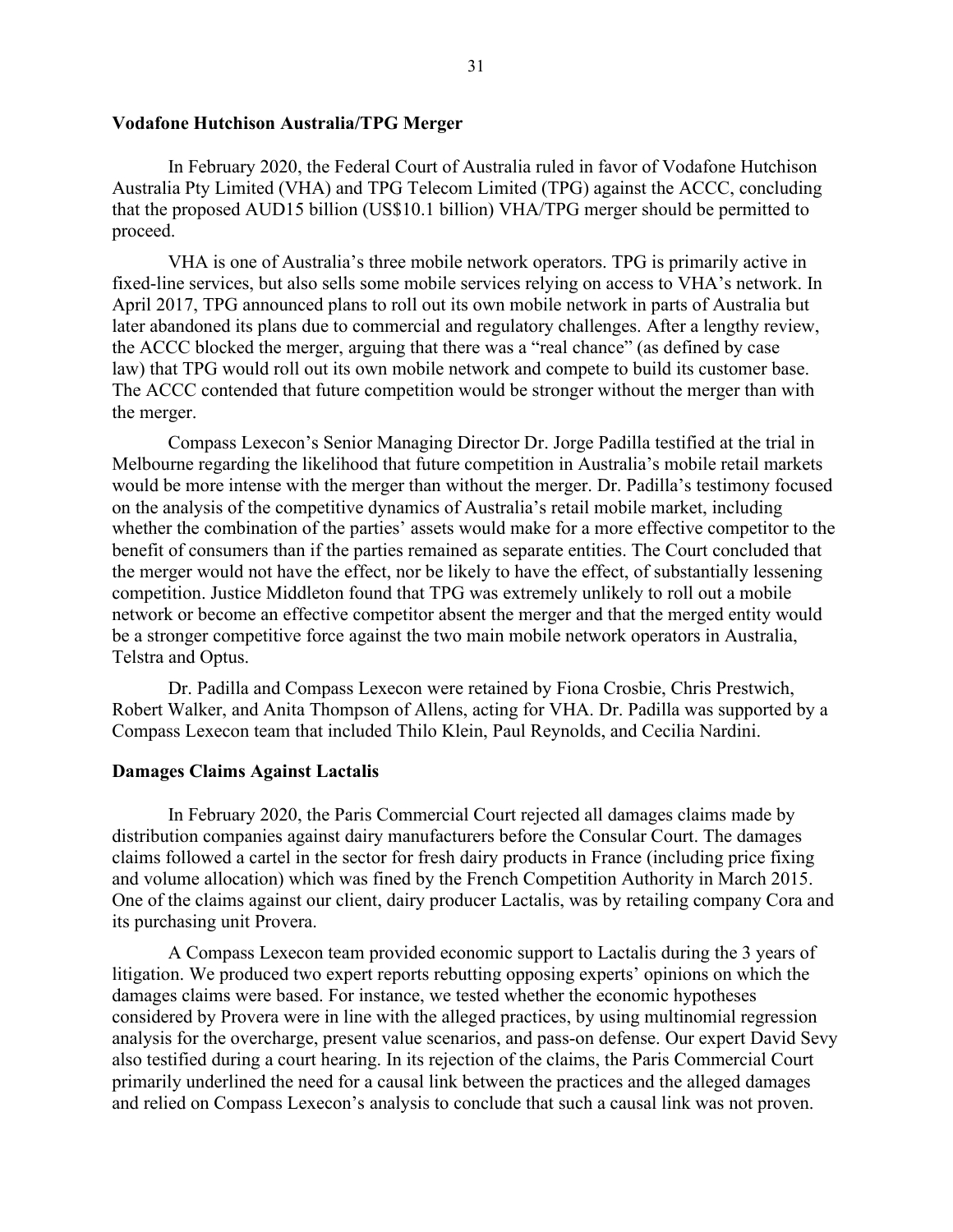**Vodafone Hutchison Australia/TPG Merger**

In February 2020, the Federal Court of Australia ruled in favor of Vodafone Hutchison Australia Pty Limited (VHA) and TPG Telecom Limited (TPG) against the ACCC, concluding that the proposed AUD15 billion (US$10.1 billion) VHA/TPG merger should be permitted to proceed.

VHA is one of Australia's three mobile network operators. TPG is primarily active in fixed-line services, but also sells some mobile services relying on access to VHA's network. In April 2017, TPG announced plans to roll out its own mobile network in parts of Australia but later abandoned its plans due to commercial and regulatory challenges. After a lengthy review, the ACCC blocked the merger, arguing that there was a "real chance" (as defined by case law) that TPG would roll out its own mobile network and compete to build its customer base. The ACCC contended that future competition would be stronger without the merger than with the merger.

Compass Lexecon's Senior Managing Director Dr. Jorge Padilla testified at the trial in Melbourne regarding the likelihood that future competition in Australia's mobile retail markets would be more intense with the merger than without the merger. Dr. Padilla's testimony focused on the analysis of the competitive dynamics of Australia's retail mobile market, including whether the combination of the parties' assets would make for a more effective competitor to the benefit of consumers than if the parties remained as separate entities. The Court concluded that the merger would not have the effect, nor be likely to have the effect, of substantially lessening competition. Justice Middleton found that TPG was extremely unlikely to roll out a mobile network or become an effective competitor absent the merger and that the merged entity would be a stronger competitive force against the two main mobile network operators in Australia, Telstra and Optus.

Dr. Padilla and Compass Lexecon were retained by Fiona Crosbie, Chris Prestwich, Robert Walker, and Anita Thompson of Allens, acting for VHA. Dr. Padilla was supported by a Compass Lexecon team that included Thilo Klein, Paul Reynolds, and Cecilia Nardini.

**Damages Claims Against Lactalis**

In February 2020, the Paris Commercial Court rejected all damages claims made by distribution companies against dairy manufacturers before the Consular Court. The damages claims followed a cartel in the sector for fresh dairy products in France (including price fixing and volume allocation) which was fined by the French Competition Authority in March 2015. One of the claims against our client, dairy producer Lactalis, was by retailing company Cora and its purchasing unit Provera.

A Compass Lexecon team provided economic support to Lactalis during the 3 years of litigation. We produced two expert reports rebutting opposing experts' opinions on which the damages claims were based. For instance, we tested whether the economic hypotheses considered by Provera were in line with the alleged practices, by using multinomial regression analysis for the overcharge, present value scenarios, and pass-on defense. Our expert David Sevy also testified during a court hearing. In its rejection of the claims, the Paris Commercial Court primarily underlined the need for a causal link between the practices and the alleged damages and relied on Compass Lexecon's analysis to conclude that such a causal link was not proven.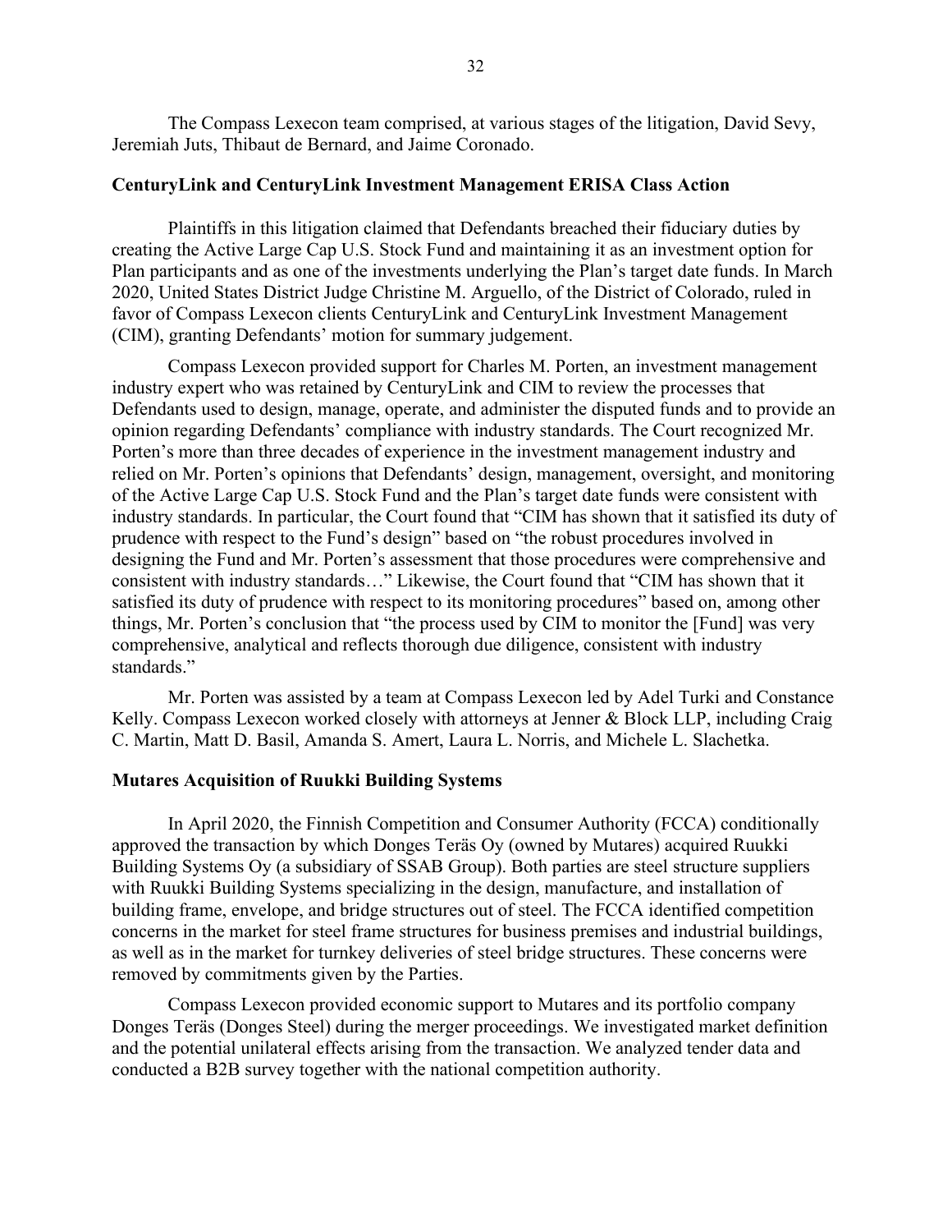The Compass Lexecon team comprised, at various stages of the litigation, David Sevy, Jeremiah Juts, Thibaut de Bernard, and Jaime Coronado.

**CenturyLink and CenturyLink Investment Management ERISA Class Action**

Plaintiffs in this litigation claimed that Defendants breached their fiduciary duties by creating the Active Large Cap U.S. Stock Fund and maintaining it as an investment option for Plan participants and as one of the investments underlying the Plan's target date funds. In March 2020, United States District Judge Christine M. Arguello, of the District of Colorado, ruled in favor of Compass Lexecon clients CenturyLink and CenturyLink Investment Management (CIM), granting Defendants' motion for summary judgement.

Compass Lexecon provided support for Charles M. Porten, an investment management industry expert who was retained by CenturyLink and CIM to review the processes that Defendants used to design, manage, operate, and administer the disputed funds and to provide an opinion regarding Defendants' compliance with industry standards. The Court recognized Mr. Porten's more than three decades of experience in the investment management industry and relied on Mr. Porten's opinions that Defendants' design, management, oversight, and monitoring of the Active Large Cap U.S. Stock Fund and the Plan's target date funds were consistent with industry standards. In particular, the Court found that "CIM has shown that it satisfied its duty of prudence with respect to the Fund's design" based on "the robust procedures involved in designing the Fund and Mr. Porten's assessment that those procedures were comprehensive and consistent with industry standards…" Likewise, the Court found that "CIM has shown that it satisfied its duty of prudence with respect to its monitoring procedures" based on, among other things, Mr. Porten's conclusion that "the process used by CIM to monitor the [Fund] was very comprehensive, analytical and reflects thorough due diligence, consistent with industry standards."

Mr. Porten was assisted by a team at Compass Lexecon led by Adel Turki and Constance Kelly. Compass Lexecon worked closely with attorneys at Jenner & Block LLP, including Craig C. Martin, Matt D. Basil, Amanda S. Amert, Laura L. Norris, and Michele L. Slachetka.

**Mutares Acquisition of Ruukki Building Systems**

In April 2020, the Finnish Competition and Consumer Authority (FCCA) conditionally approved the transaction by which Donges Teräs Oy (owned by Mutares) acquired Ruukki Building Systems Oy (a subsidiary of SSAB Group). Both parties are steel structure suppliers with Ruukki Building Systems specializing in the design, manufacture, and installation of building frame, envelope, and bridge structures out of steel. The FCCA identified competition concerns in the market for steel frame structures for business premises and industrial buildings, as well as in the market for turnkey deliveries of steel bridge structures. These concerns were removed by commitments given by the Parties.

Compass Lexecon provided economic support to Mutares and its portfolio company Donges Teräs (Donges Steel) during the merger proceedings. We investigated market definition and the potential unilateral effects arising from the transaction. We analyzed tender data and conducted a B2B survey together with the national competition authority.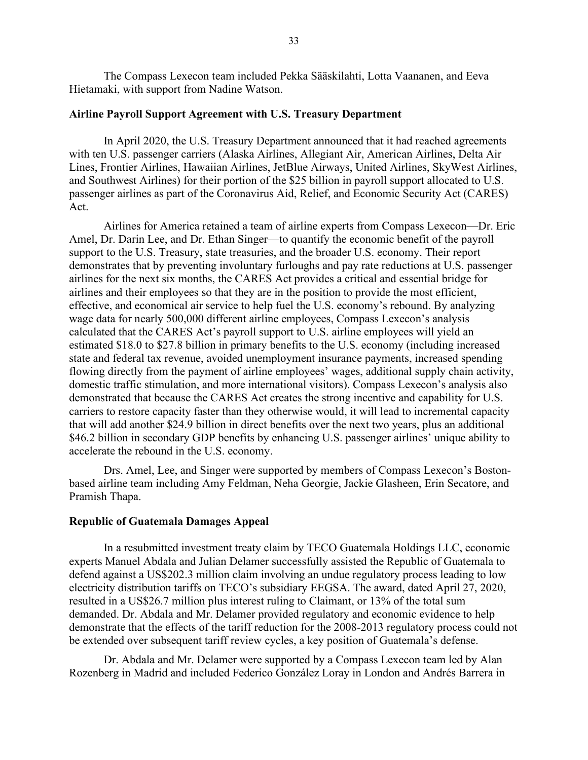The Compass Lexecon team included Pekka Sääskilahti, Lotta Vaananen, and Eeva Hietamaki, with support from Nadine Watson.

**Airline Payroll Support Agreement with U.S. Treasury Department**

In April 2020, the U.S. Treasury Department announced that it had reached agreements with ten U.S. passenger carriers (Alaska Airlines, Allegiant Air, American Airlines, Delta Air Lines, Frontier Airlines, Hawaiian Airlines, JetBlue Airways, United Airlines, SkyWest Airlines, and Southwest Airlines) for their portion of the $25 billion in payroll support allocated to U.S. passenger airlines as part of the Coronavirus Aid, Relief, and Economic Security Act (CARES) Act.

Airlines for America retained a team of airline experts from Compass Lexecon—Dr. Eric Amel, Dr. Darin Lee, and Dr. Ethan Singer—to quantify the economic benefit of the payroll support to the U.S. Treasury, state treasuries, and the broader U.S. economy. Their report demonstrates that by preventing involuntary furloughs and pay rate reductions at U.S. passenger airlines for the next six months, the CARES Act provides a critical and essential bridge for airlines and their employees so that they are in the position to provide the most efficient, effective, and economical air service to help fuel the U.S. economy's rebound. By analyzing wage data for nearly 500,000 different airline employees, Compass Lexecon's analysis calculated that the CARES Act's payroll support to U.S. airline employees will yield an estimated $18.0 to $27.8 billion in primary benefits to the U.S. economy (including increased state and federal tax revenue, avoided unemployment insurance payments, increased spending flowing directly from the payment of airline employees' wages, additional supply chain activity, domestic traffic stimulation, and more international visitors). Compass Lexecon's analysis also demonstrated that because the CARES Act creates the strong incentive and capability for U.S. carriers to restore capacity faster than they otherwise would, it will lead to incremental capacity that will add another $24.9 billion in direct benefits over the next two years, plus an additional $46.2 billion in secondary GDP benefits by enhancing U.S. passenger airlines' unique ability to accelerate the rebound in the U.S. economy.

Drs. Amel, Lee, and Singer were supported by members of Compass Lexecon's Boston-based airline team including Amy Feldman, Neha Georgie, Jackie Glasheen, Erin Secatore, and Pramish Thapa.

**Republic of Guatemala Damages Appeal**

In a resubmitted investment treaty claim by TECO Guatemala Holdings LLC, economic experts Manuel Abdala and Julian Delamer successfully assisted the Republic of Guatemala to defend against a US$202.3 million claim involving an undue regulatory process leading to low electricity distribution tariffs on TECO's subsidiary EEGSA. The award, dated April 27, 2020, resulted in a US$26.7 million plus interest ruling to Claimant, or 13% of the total sum demanded. Dr. Abdala and Mr. Delamer provided regulatory and economic evidence to help demonstrate that the effects of the tariff reduction for the 2008-2013 regulatory process could not be extended over subsequent tariff review cycles, a key position of Guatemala's defense.

Dr. Abdala and Mr. Delamer were supported by a Compass Lexecon team led by Alan Rozenberg in Madrid and included Federico González Loray in London and Andrés Barrera in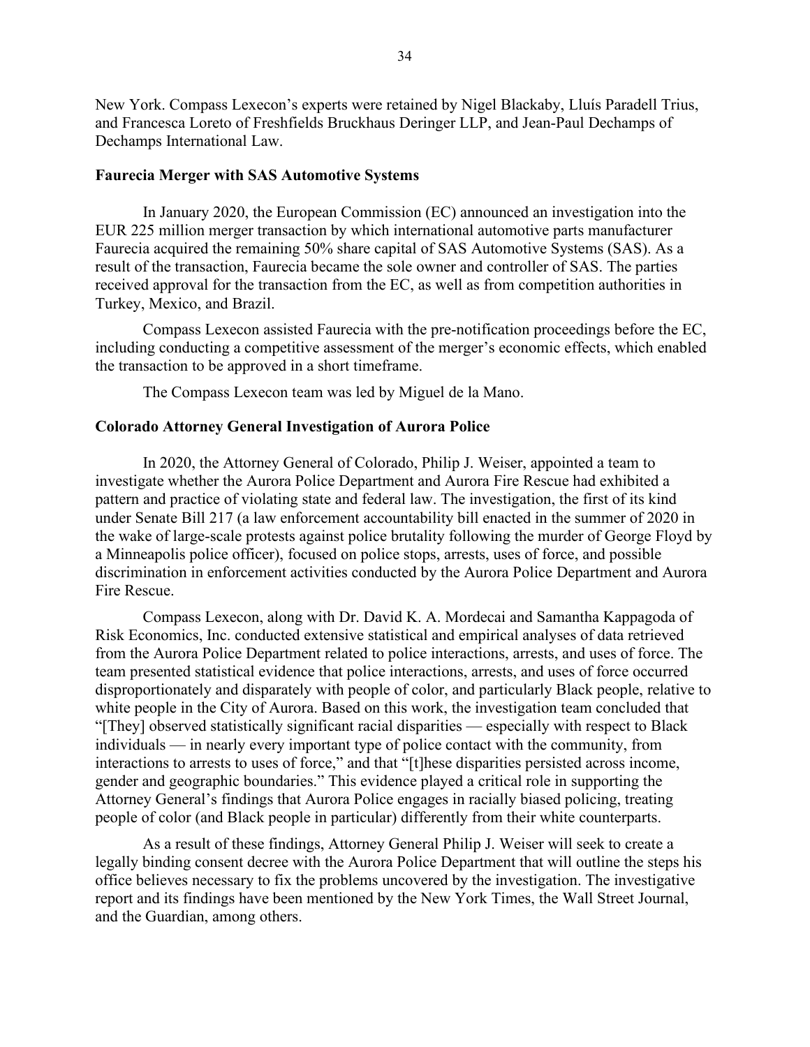New York. Compass Lexecon's experts were retained by Nigel Blackaby, Lluís Paradell Trius, and Francesca Loreto of Freshfields Bruckhaus Deringer LLP, and Jean-Paul Dechamps of Dechamps International Law.

**Faurecia Merger with SAS Automotive Systems**

In January 2020, the European Commission (EC) announced an investigation into the EUR 225 million merger transaction by which international automotive parts manufacturer Faurecia acquired the remaining 50% share capital of SAS Automotive Systems (SAS). As a result of the transaction, Faurecia became the sole owner and controller of SAS. The parties received approval for the transaction from the EC, as well as from competition authorities in Turkey, Mexico, and Brazil.

Compass Lexecon assisted Faurecia with the pre-notification proceedings before the EC, including conducting a competitive assessment of the merger's economic effects, which enabled the transaction to be approved in a short timeframe.

The Compass Lexecon team was led by Miguel de la Mano.

**Colorado Attorney General Investigation of Aurora Police**

In 2020, the Attorney General of Colorado, Philip J. Weiser, appointed a team to investigate whether the Aurora Police Department and Aurora Fire Rescue had exhibited a pattern and practice of violating state and federal law. The investigation, the first of its kind under Senate Bill 217 (a law enforcement accountability bill enacted in the summer of 2020 in the wake of large-scale protests against police brutality following the murder of George Floyd by a Minneapolis police officer), focused on police stops, arrests, uses of force, and possible discrimination in enforcement activities conducted by the Aurora Police Department and Aurora Fire Rescue.

Compass Lexecon, along with Dr. David K. A. Mordecai and Samantha Kappagoda of Risk Economics, Inc. conducted extensive statistical and empirical analyses of data retrieved from the Aurora Police Department related to police interactions, arrests, and uses of force. The team presented statistical evidence that police interactions, arrests, and uses of force occurred disproportionately and disparately with people of color, and particularly Black people, relative to white people in the City of Aurora. Based on this work, the investigation team concluded that "[They] observed statistically significant racial disparities — especially with respect to Black individuals — in nearly every important type of police contact with the community, from interactions to arrests to uses of force," and that "[t]hese disparities persisted across income, gender and geographic boundaries." This evidence played a critical role in supporting the Attorney General's findings that Aurora Police engages in racially biased policing, treating people of color (and Black people in particular) differently from their white counterparts.

As a result of these findings, Attorney General Philip J. Weiser will seek to create a legally binding consent decree with the Aurora Police Department that will outline the steps his office believes necessary to fix the problems uncovered by the investigation. The investigative report and its findings have been mentioned by the New York Times, the Wall Street Journal, and the Guardian, among others.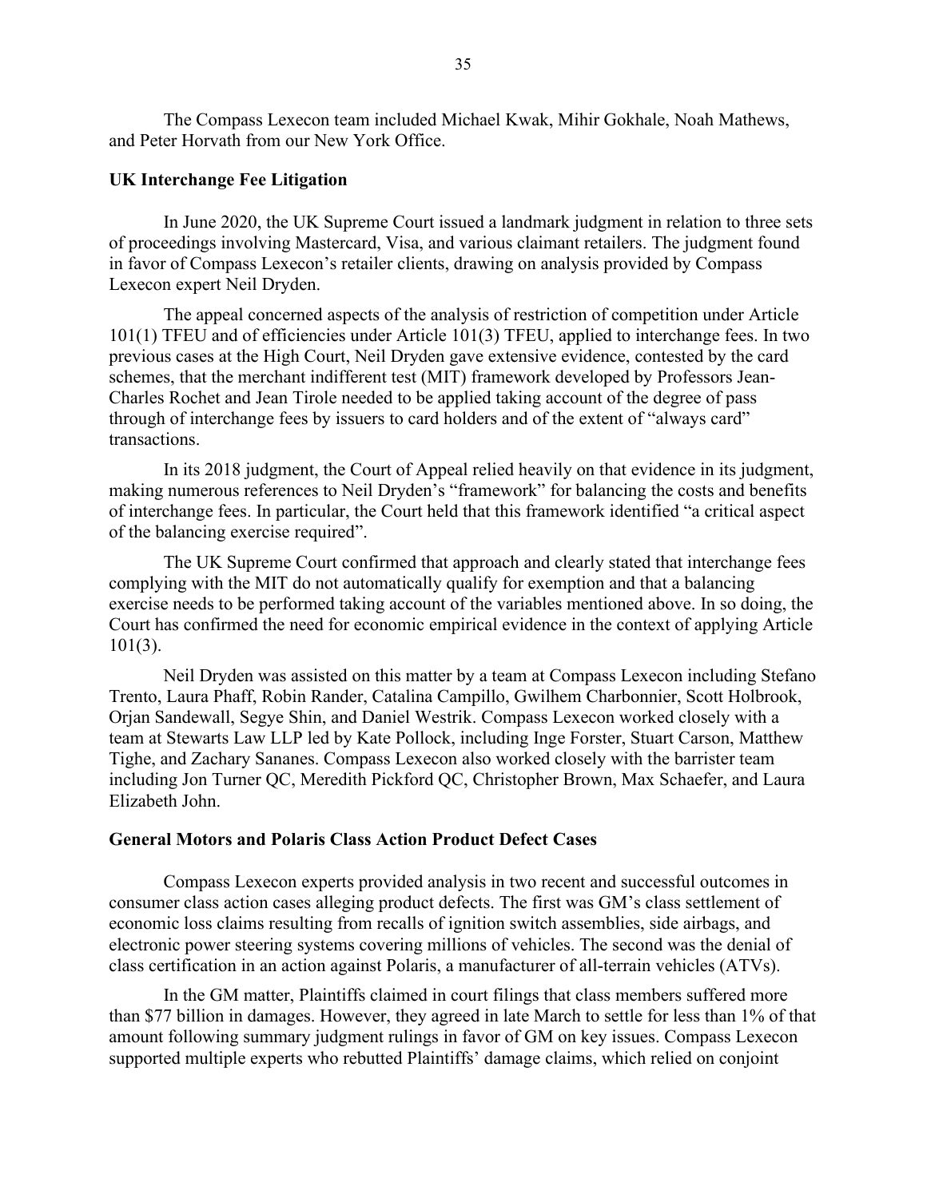The Compass Lexecon team included Michael Kwak, Mihir Gokhale, Noah Mathews, and Peter Horvath from our New York Office.

**UK Interchange Fee Litigation**

In June 2020, the UK Supreme Court issued a landmark judgment in relation to three sets of proceedings involving Mastercard, Visa, and various claimant retailers. The judgment found in favor of Compass Lexecon's retailer clients, drawing on analysis provided by Compass Lexecon expert Neil Dryden.

The appeal concerned aspects of the analysis of restriction of competition under Article 101(1) TFEU and of efficiencies under Article 101(3) TFEU, applied to interchange fees. In two previous cases at the High Court, Neil Dryden gave extensive evidence, contested by the card schemes, that the merchant indifferent test (MIT) framework developed by Professors Jean-Charles Rochet and Jean Tirole needed to be applied taking account of the degree of pass through of interchange fees by issuers to card holders and of the extent of "always card" transactions.

In its 2018 judgment, the Court of Appeal relied heavily on that evidence in its judgment, making numerous references to Neil Dryden's "framework" for balancing the costs and benefits of interchange fees. In particular, the Court held that this framework identified "a critical aspect of the balancing exercise required".

The UK Supreme Court confirmed that approach and clearly stated that interchange fees complying with the MIT do not automatically qualify for exemption and that a balancing exercise needs to be performed taking account of the variables mentioned above. In so doing, the Court has confirmed the need for economic empirical evidence in the context of applying Article 101(3).

Neil Dryden was assisted on this matter by a team at Compass Lexecon including Stefano Trento, Laura Phaff, Robin Rander, Catalina Campillo, Gwilhem Charbonnier, Scott Holbrook, Orjan Sandewall, Segye Shin, and Daniel Westrik. Compass Lexecon worked closely with a team at Stewarts Law LLP led by Kate Pollock, including Inge Forster, Stuart Carson, Matthew Tighe, and Zachary Sananes. Compass Lexecon also worked closely with the barrister team including Jon Turner QC, Meredith Pickford QC, Christopher Brown, Max Schaefer, and Laura Elizabeth John.

**General Motors and Polaris Class Action Product Defect Cases**

Compass Lexecon experts provided analysis in two recent and successful outcomes in consumer class action cases alleging product defects. The first was GM's class settlement of economic loss claims resulting from recalls of ignition switch assemblies, side airbags, and electronic power steering systems covering millions of vehicles. The second was the denial of class certification in an action against Polaris, a manufacturer of all-terrain vehicles (ATVs).

In the GM matter, Plaintiffs claimed in court filings that class members suffered more than $77 billion in damages. However, they agreed in late March to settle for less than 1% of that amount following summary judgment rulings in favor of GM on key issues. Compass Lexecon supported multiple experts who rebutted Plaintiffs' damage claims, which relied on conjoint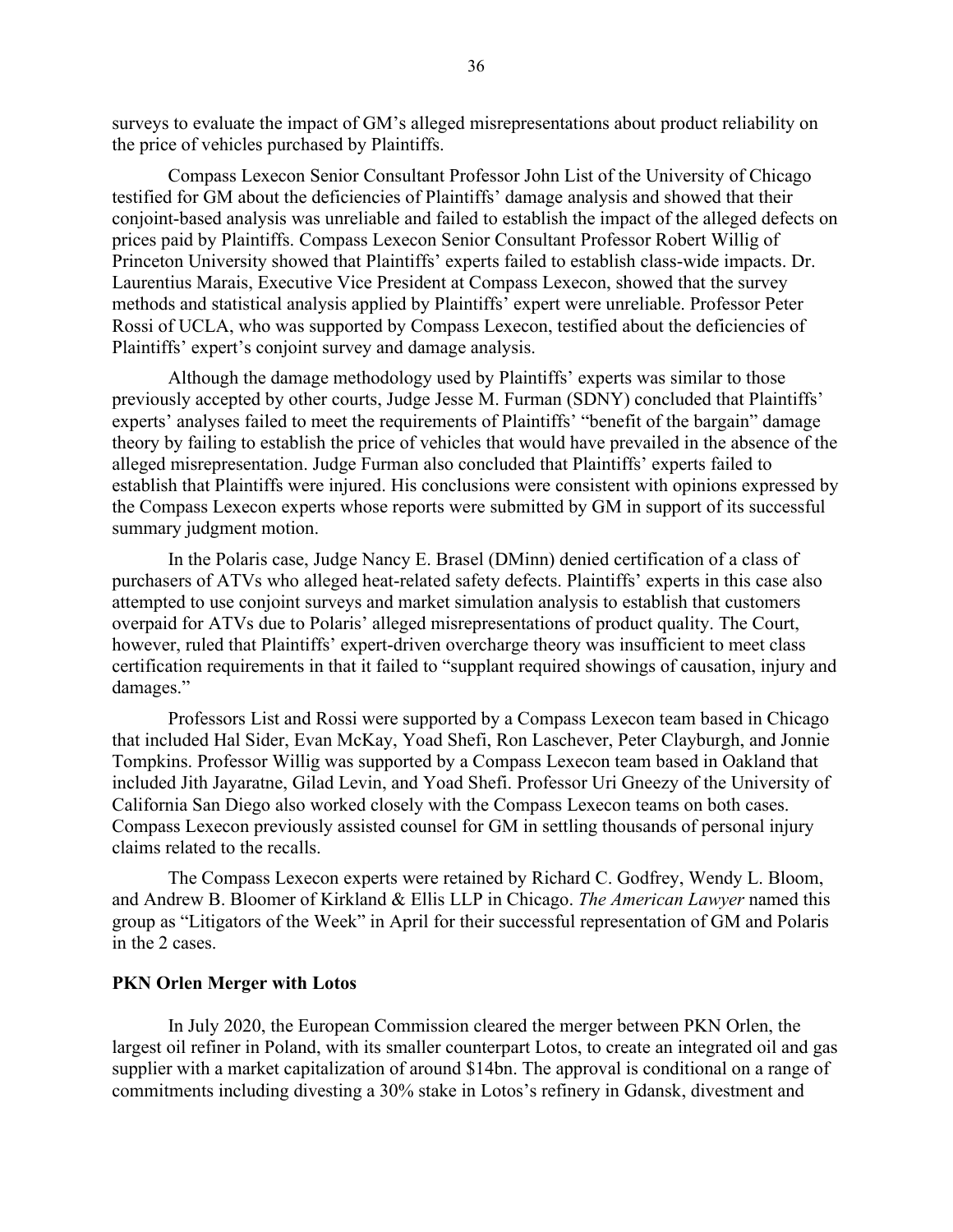surveys to evaluate the impact of GM's alleged misrepresentations about product reliability on the price of vehicles purchased by Plaintiffs.

Compass Lexecon Senior Consultant Professor John List of the University of Chicago testified for GM about the deficiencies of Plaintiffs' damage analysis and showed that their conjoint-based analysis was unreliable and failed to establish the impact of the alleged defects on prices paid by Plaintiffs. Compass Lexecon Senior Consultant Professor Robert Willig of Princeton University showed that Plaintiffs' experts failed to establish class-wide impacts. Dr. Laurentius Marais, Executive Vice President at Compass Lexecon, showed that the survey methods and statistical analysis applied by Plaintiffs' expert were unreliable. Professor Peter Rossi of UCLA, who was supported by Compass Lexecon, testified about the deficiencies of Plaintiffs' expert's conjoint survey and damage analysis.

Although the damage methodology used by Plaintiffs' experts was similar to those previously accepted by other courts, Judge Jesse M. Furman (SDNY) concluded that Plaintiffs' experts' analyses failed to meet the requirements of Plaintiffs' "benefit of the bargain" damage theory by failing to establish the price of vehicles that would have prevailed in the absence of the alleged misrepresentation. Judge Furman also concluded that Plaintiffs' experts failed to establish that Plaintiffs were injured. His conclusions were consistent with opinions expressed by the Compass Lexecon experts whose reports were submitted by GM in support of its successful summary judgment motion.

In the Polaris case, Judge Nancy E. Brasel (DMinn) denied certification of a class of purchasers of ATVs who alleged heat-related safety defects. Plaintiffs' experts in this case also attempted to use conjoint surveys and market simulation analysis to establish that customers overpaid for ATVs due to Polaris' alleged misrepresentations of product quality. The Court, however, ruled that Plaintiffs' expert-driven overcharge theory was insufficient to meet class certification requirements in that it failed to "supplant required showings of causation, injury and damages."

Professors List and Rossi were supported by a Compass Lexecon team based in Chicago that included Hal Sider, Evan McKay, Yoad Shefi, Ron Laschever, Peter Clayburgh, and Jonnie Tompkins. Professor Willig was supported by a Compass Lexecon team based in Oakland that included Jith Jayaratne, Gilad Levin, and Yoad Shefi. Professor Uri Gneezy of the University of California San Diego also worked closely with the Compass Lexecon teams on both cases. Compass Lexecon previously assisted counsel for GM in settling thousands of personal injury claims related to the recalls.

The Compass Lexecon experts were retained by Richard C. Godfrey, Wendy L. Bloom, and Andrew B. Bloomer of Kirkland & Ellis LLP in Chicago. *The American Lawyer* named this group as "Litigators of the Week" in April for their successful representation of GM and Polaris in the 2 cases.

**PKN Orlen Merger with Lotos**

In July 2020, the European Commission cleared the merger between PKN Orlen, the largest oil refiner in Poland, with its smaller counterpart Lotos, to create an integrated oil and gas supplier with a market capitalization of around $14bn. The approval is conditional on a range of commitments including divesting a 30% stake in Lotos's refinery in Gdansk, divestment and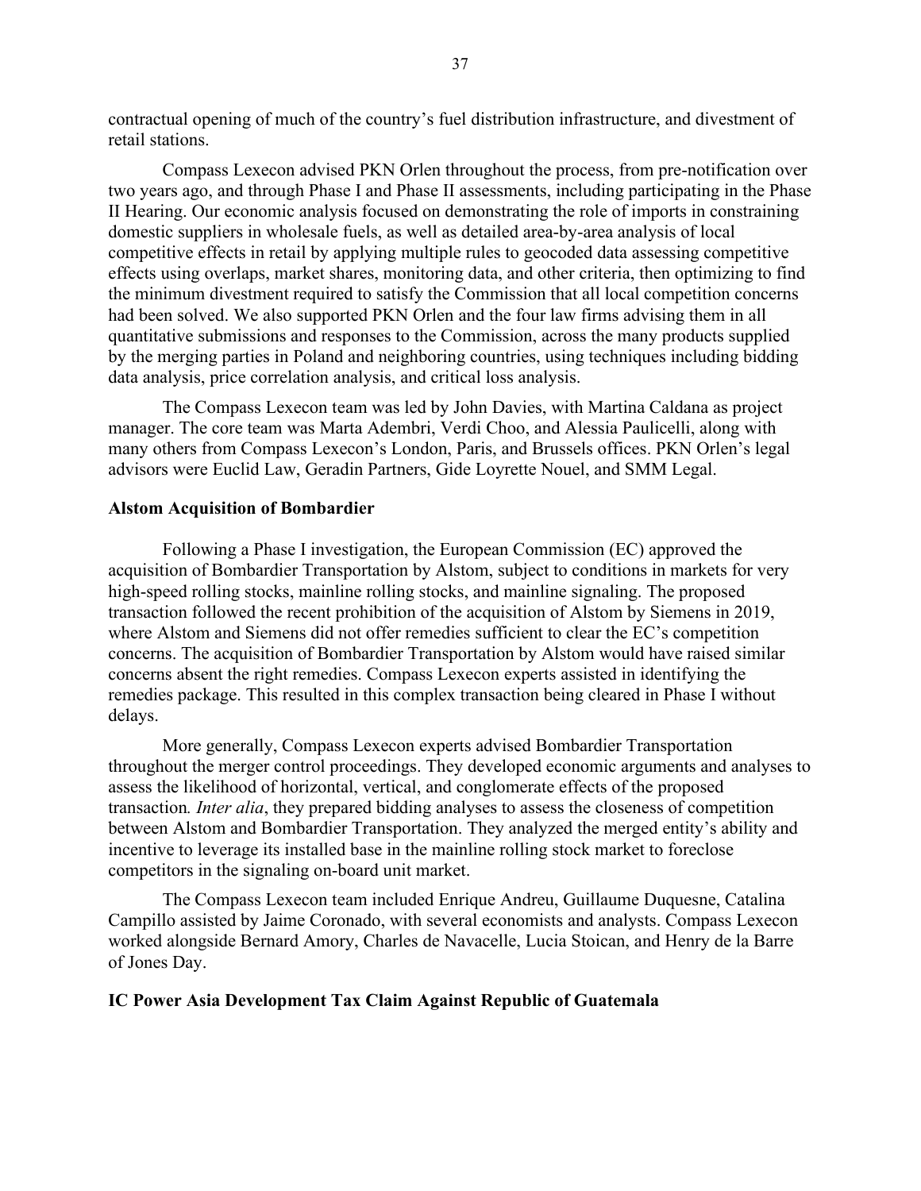contractual opening of much of the country's fuel distribution infrastructure, and divestment of retail stations.

Compass Lexecon advised PKN Orlen throughout the process, from pre-notification over two years ago, and through Phase I and Phase II assessments, including participating in the Phase II Hearing. Our economic analysis focused on demonstrating the role of imports in constraining domestic suppliers in wholesale fuels, as well as detailed area-by-area analysis of local competitive effects in retail by applying multiple rules to geocoded data assessing competitive effects using overlaps, market shares, monitoring data, and other criteria, then optimizing to find the minimum divestment required to satisfy the Commission that all local competition concerns had been solved. We also supported PKN Orlen and the four law firms advising them in all quantitative submissions and responses to the Commission, across the many products supplied by the merging parties in Poland and neighboring countries, using techniques including bidding data analysis, price correlation analysis, and critical loss analysis.

The Compass Lexecon team was led by John Davies, with Martina Caldana as project manager. The core team was Marta Adembri, Verdi Choo, and Alessia Paulicelli, along with many others from Compass Lexecon's London, Paris, and Brussels offices. PKN Orlen's legal advisors were Euclid Law, Geradin Partners, Gide Loyrette Nouel, and SMM Legal.

**Alstom Acquisition of Bombardier**

Following a Phase I investigation, the European Commission (EC) approved the acquisition of Bombardier Transportation by Alstom, subject to conditions in markets for very high-speed rolling stocks, mainline rolling stocks, and mainline signaling. The proposed transaction followed the recent prohibition of the acquisition of Alstom by Siemens in 2019, where Alstom and Siemens did not offer remedies sufficient to clear the EC's competition concerns. The acquisition of Bombardier Transportation by Alstom would have raised similar concerns absent the right remedies. Compass Lexecon experts assisted in identifying the remedies package. This resulted in this complex transaction being cleared in Phase I without delays.

More generally, Compass Lexecon experts advised Bombardier Transportation throughout the merger control proceedings. They developed economic arguments and analyses to assess the likelihood of horizontal, vertical, and conglomerate effects of the proposed transaction. *Inter alia*, they prepared bidding analyses to assess the closeness of competition between Alstom and Bombardier Transportation. They analyzed the merged entity's ability and incentive to leverage its installed base in the mainline rolling stock market to foreclose competitors in the signaling on-board unit market.

The Compass Lexecon team included Enrique Andreu, Guillaume Duquesne, Catalina Campillo assisted by Jaime Coronado, with several economists and analysts. Compass Lexecon worked alongside Bernard Amory, Charles de Navacelle, Lucia Stoican, and Henry de la Barre of Jones Day.

**IC Power Asia Development Tax Claim Against Republic of Guatemala**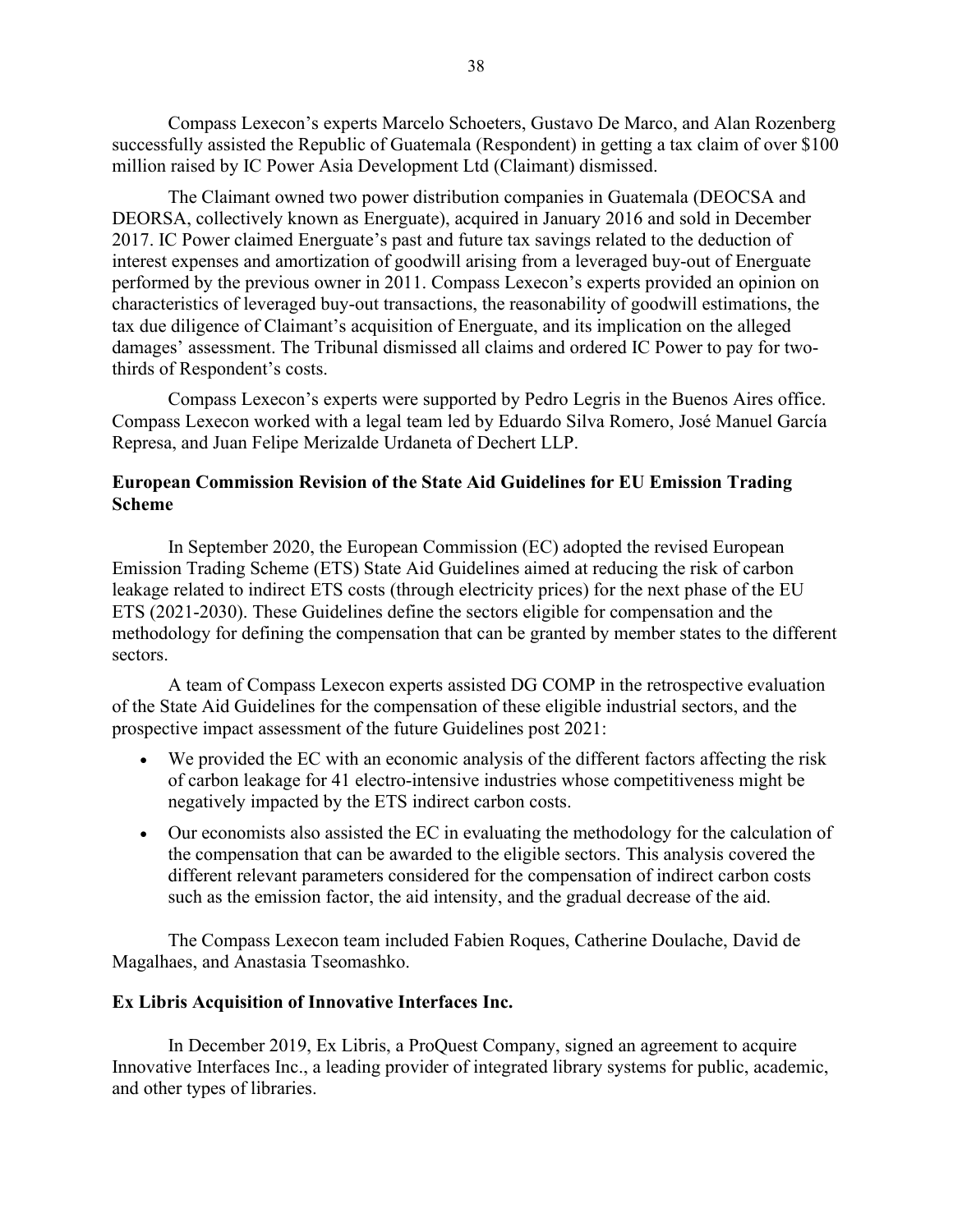Compass Lexecon's experts Marcelo Schoeters, Gustavo De Marco, and Alan Rozenberg successfully assisted the Republic of Guatemala (Respondent) in getting a tax claim of over $100 million raised by IC Power Asia Development Ltd (Claimant) dismissed.

The Claimant owned two power distribution companies in Guatemala (DEOCSA and DEORSA, collectively known as Energuate), acquired in January 2016 and sold in December 2017. IC Power claimed Energuate's past and future tax savings related to the deduction of interest expenses and amortization of goodwill arising from a leveraged buy-out of Energuate performed by the previous owner in 2011. Compass Lexecon's experts provided an opinion on characteristics of leveraged buy-out transactions, the reasonability of goodwill estimations, the tax due diligence of Claimant's acquisition of Energuate, and its implication on the alleged damages' assessment. The Tribunal dismissed all claims and ordered IC Power to pay for two-thirds of Respondent's costs.

Compass Lexecon's experts were supported by Pedro Legris in the Buenos Aires office. Compass Lexecon worked with a legal team led by Eduardo Silva Romero, José Manuel García Represa, and Juan Felipe Merizalde Urdaneta of Dechert LLP.

**European Commission Revision of the State Aid Guidelines for EU Emission Trading Scheme**

In September 2020, the European Commission (EC) adopted the revised European Emission Trading Scheme (ETS) State Aid Guidelines aimed at reducing the risk of carbon leakage related to indirect ETS costs (through electricity prices) for the next phase of the EU ETS (2021-2030). These Guidelines define the sectors eligible for compensation and the methodology for defining the compensation that can be granted by member states to the different sectors.

A team of Compass Lexecon experts assisted DG COMP in the retrospective evaluation of the State Aid Guidelines for the compensation of these eligible industrial sectors, and the prospective impact assessment of the future Guidelines post 2021:

- We provided the EC with an economic analysis of the different factors affecting the risk of carbon leakage for 41 electro-intensive industries whose competitiveness might be negatively impacted by the ETS indirect carbon costs.
- Our economists also assisted the EC in evaluating the methodology for the calculation of the compensation that can be awarded to the eligible sectors. This analysis covered the different relevant parameters considered for the compensation of indirect carbon costs such as the emission factor, the aid intensity, and the gradual decrease of the aid.

The Compass Lexecon team included Fabien Roques, Catherine Doulache, David de Magalhaes, and Anastasia Tseomashko.

**Ex Libris Acquisition of Innovative Interfaces Inc.**

In December 2019, Ex Libris, a ProQuest Company, signed an agreement to acquire Innovative Interfaces Inc., a leading provider of integrated library systems for public, academic, and other types of libraries.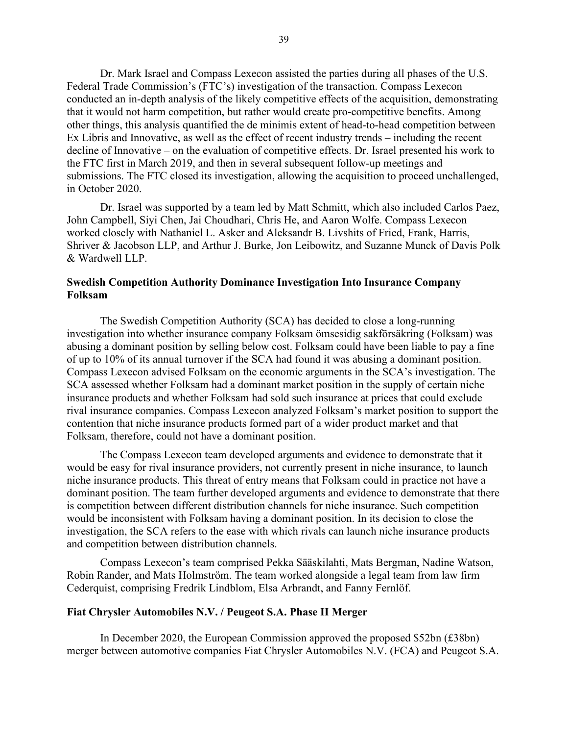Dr. Mark Israel and Compass Lexecon assisted the parties during all phases of the U.S. Federal Trade Commission's (FTC's) investigation of the transaction. Compass Lexecon conducted an in-depth analysis of the likely competitive effects of the acquisition, demonstrating that it would not harm competition, but rather would create pro-competitive benefits. Among other things, this analysis quantified the de minimis extent of head-to-head competition between Ex Libris and Innovative, as well as the effect of recent industry trends – including the recent decline of Innovative – on the evaluation of competitive effects. Dr. Israel presented his work to the FTC first in March 2019, and then in several subsequent follow-up meetings and submissions. The FTC closed its investigation, allowing the acquisition to proceed unchallenged, in October 2020.

Dr. Israel was supported by a team led by Matt Schmitt, which also included Carlos Paez, John Campbell, Siyi Chen, Jai Choudhari, Chris He, and Aaron Wolfe. Compass Lexecon worked closely with Nathaniel L. Asker and Aleksandr B. Livshits of Fried, Frank, Harris, Shriver & Jacobson LLP, and Arthur J. Burke, Jon Leibowitz, and Suzanne Munck of Davis Polk & Wardwell LLP.

**Swedish Competition Authority Dominance Investigation Into Insurance Company Folksam**

The Swedish Competition Authority (SCA) has decided to close a long-running investigation into whether insurance company Folksam ömsesidig sakförsäkring (Folksam) was abusing a dominant position by selling below cost. Folksam could have been liable to pay a fine of up to 10% of its annual turnover if the SCA had found it was abusing a dominant position. Compass Lexecon advised Folksam on the economic arguments in the SCA's investigation. The SCA assessed whether Folksam had a dominant market position in the supply of certain niche insurance products and whether Folksam had sold such insurance at prices that could exclude rival insurance companies. Compass Lexecon analyzed Folksam's market position to support the contention that niche insurance products formed part of a wider product market and that Folksam, therefore, could not have a dominant position.

The Compass Lexecon team developed arguments and evidence to demonstrate that it would be easy for rival insurance providers, not currently present in niche insurance, to launch niche insurance products. This threat of entry means that Folksam could in practice not have a dominant position. The team further developed arguments and evidence to demonstrate that there is competition between different distribution channels for niche insurance. Such competition would be inconsistent with Folksam having a dominant position. In its decision to close the investigation, the SCA refers to the ease with which rivals can launch niche insurance products and competition between distribution channels.

Compass Lexecon's team comprised Pekka Sääskilahti, Mats Bergman, Nadine Watson, Robin Rander, and Mats Holmström. The team worked alongside a legal team from law firm Cederquist, comprising Fredrik Lindblom, Elsa Arbrandt, and Fanny Fernlöf.

**Fiat Chrysler Automobiles N.V. / Peugeot S.A. Phase II Merger**

In December 2020, the European Commission approved the proposed $52bn (£38bn) merger between automotive companies Fiat Chrysler Automobiles N.V. (FCA) and Peugeot S.A.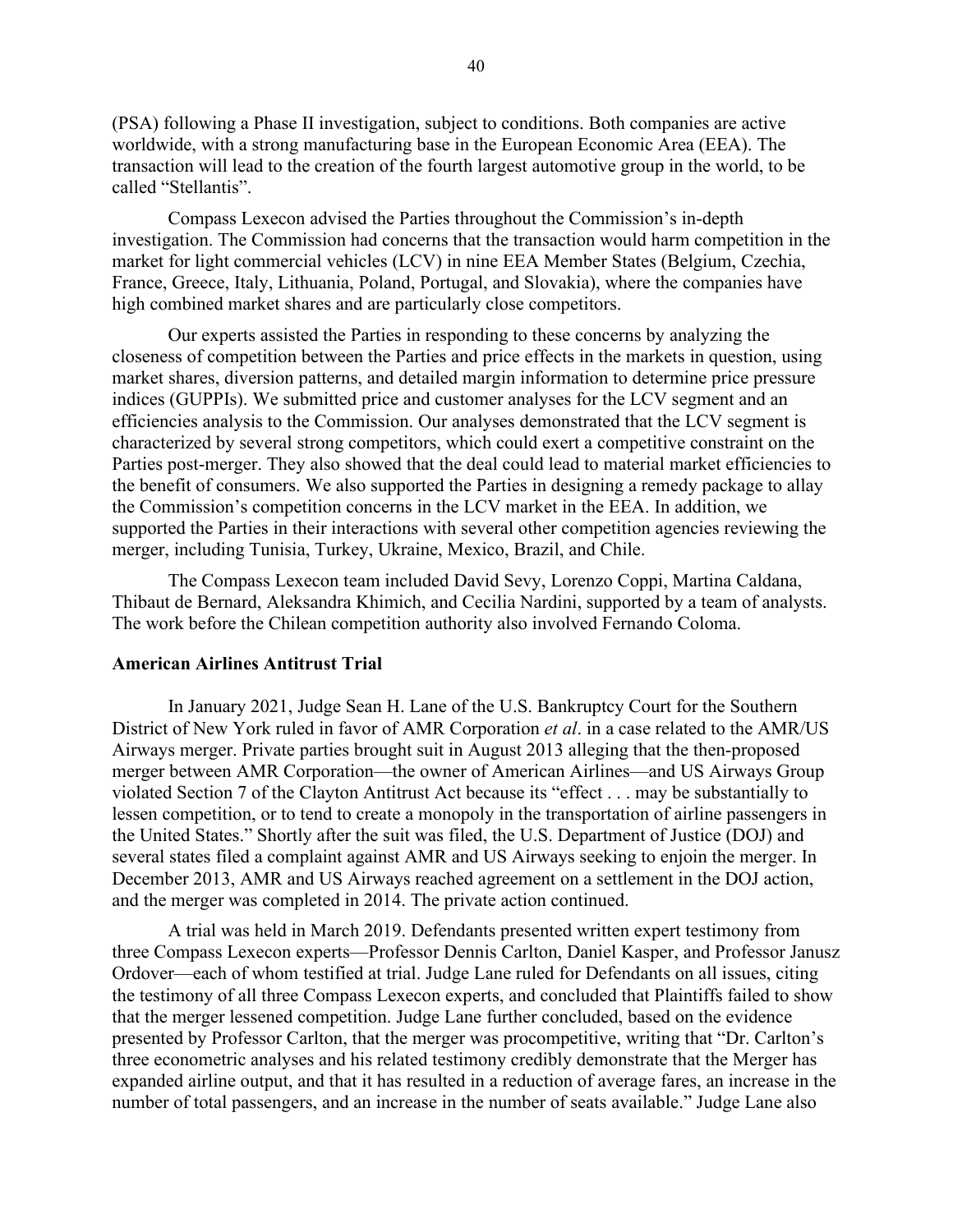(PSA) following a Phase II investigation, subject to conditions. Both companies are active worldwide, with a strong manufacturing base in the European Economic Area (EEA). The transaction will lead to the creation of the fourth largest automotive group in the world, to be called "Stellantis".

Compass Lexecon advised the Parties throughout the Commission's in-depth investigation. The Commission had concerns that the transaction would harm competition in the market for light commercial vehicles (LCV) in nine EEA Member States (Belgium, Czechia, France, Greece, Italy, Lithuania, Poland, Portugal, and Slovakia), where the companies have high combined market shares and are particularly close competitors.

Our experts assisted the Parties in responding to these concerns by analyzing the closeness of competition between the Parties and price effects in the markets in question, using market shares, diversion patterns, and detailed margin information to determine price pressure indices (GUPPIs). We submitted price and customer analyses for the LCV segment and an efficiencies analysis to the Commission. Our analyses demonstrated that the LCV segment is characterized by several strong competitors, which could exert a competitive constraint on the Parties post-merger. They also showed that the deal could lead to material market efficiencies to the benefit of consumers. We also supported the Parties in designing a remedy package to allay the Commission's competition concerns in the LCV market in the EEA. In addition, we supported the Parties in their interactions with several other competition agencies reviewing the merger, including Tunisia, Turkey, Ukraine, Mexico, Brazil, and Chile.

The Compass Lexecon team included David Sevy, Lorenzo Coppi, Martina Caldana, Thibaut de Bernard, Aleksandra Khimich, and Cecilia Nardini, supported by a team of analysts. The work before the Chilean competition authority also involved Fernando Coloma.

**American Airlines Antitrust Trial**

In January 2021, Judge Sean H. Lane of the U.S. Bankruptcy Court for the Southern District of New York ruled in favor of AMR Corporation *et al*. in a case related to the AMR/US Airways merger. Private parties brought suit in August 2013 alleging that the then-proposed merger between AMR Corporation—the owner of American Airlines—and US Airways Group violated Section 7 of the Clayton Antitrust Act because its "effect . . . may be substantially to lessen competition, or to tend to create a monopoly in the transportation of airline passengers in the United States." Shortly after the suit was filed, the U.S. Department of Justice (DOJ) and several states filed a complaint against AMR and US Airways seeking to enjoin the merger. In December 2013, AMR and US Airways reached agreement on a settlement in the DOJ action, and the merger was completed in 2014. The private action continued.

A trial was held in March 2019. Defendants presented written expert testimony from three Compass Lexecon experts—Professor Dennis Carlton, Daniel Kasper, and Professor Janusz Ordover—each of whom testified at trial. Judge Lane ruled for Defendants on all issues, citing the testimony of all three Compass Lexecon experts, and concluded that Plaintiffs failed to show that the merger lessened competition. Judge Lane further concluded, based on the evidence presented by Professor Carlton, that the merger was procompetitive, writing that "Dr. Carlton's three econometric analyses and his related testimony credibly demonstrate that the Merger has expanded airline output, and that it has resulted in a reduction of average fares, an increase in the number of total passengers, and an increase in the number of seats available." Judge Lane also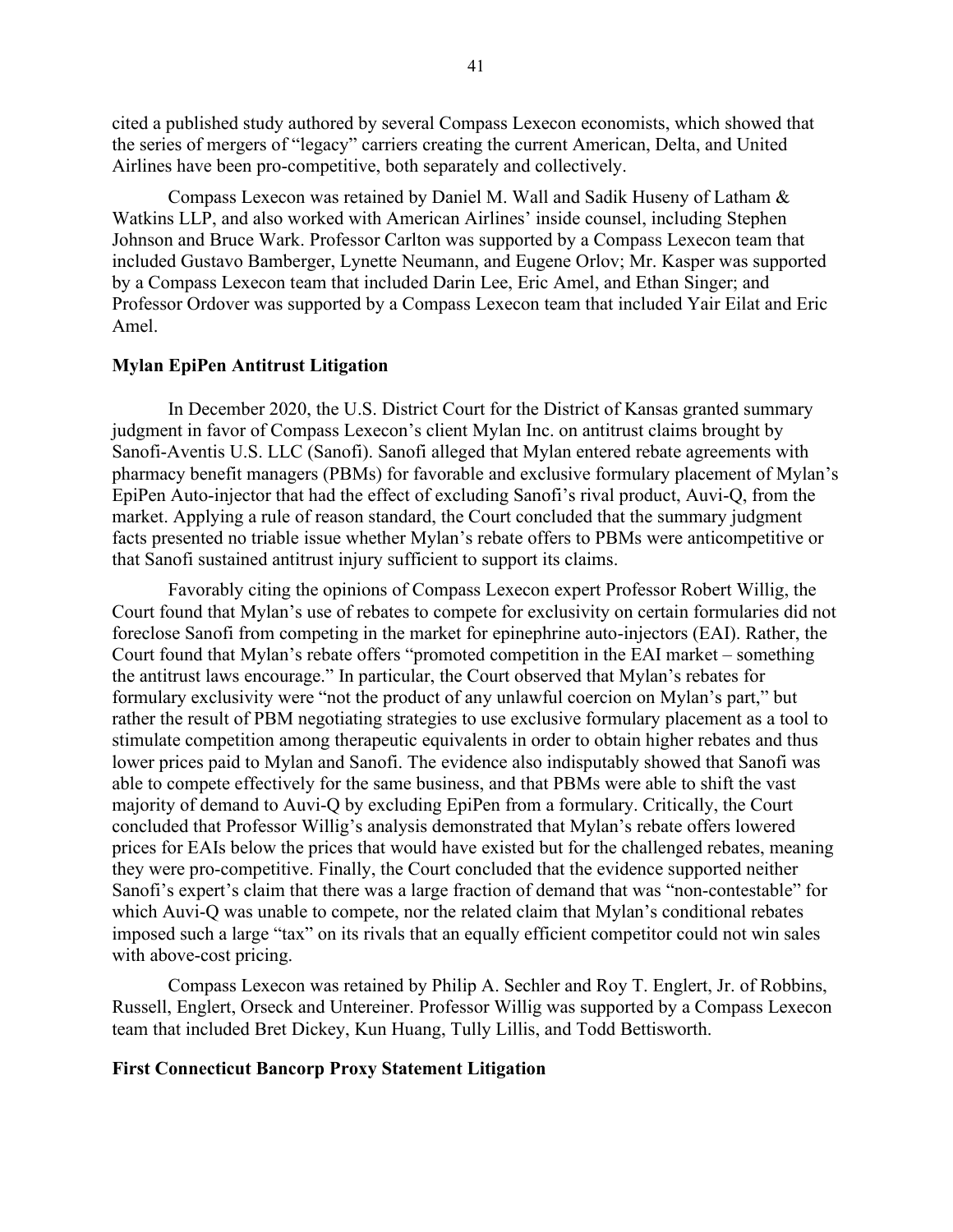cited a published study authored by several Compass Lexecon economists, which showed that the series of mergers of "legacy" carriers creating the current American, Delta, and United Airlines have been pro-competitive, both separately and collectively.

Compass Lexecon was retained by Daniel M. Wall and Sadik Huseny of Latham & Watkins LLP, and also worked with American Airlines' inside counsel, including Stephen Johnson and Bruce Wark. Professor Carlton was supported by a Compass Lexecon team that included Gustavo Bamberger, Lynette Neumann, and Eugene Orlov; Mr. Kasper was supported by a Compass Lexecon team that included Darin Lee, Eric Amel, and Ethan Singer; and Professor Ordover was supported by a Compass Lexecon team that included Yair Eilat and Eric Amel.

**Mylan EpiPen Antitrust Litigation**

In December 2020, the U.S. District Court for the District of Kansas granted summary judgment in favor of Compass Lexecon's client Mylan Inc. on antitrust claims brought by Sanofi-Aventis U.S. LLC (Sanofi). Sanofi alleged that Mylan entered rebate agreements with pharmacy benefit managers (PBMs) for favorable and exclusive formulary placement of Mylan's EpiPen Auto-injector that had the effect of excluding Sanofi's rival product, Auvi-Q, from the market. Applying a rule of reason standard, the Court concluded that the summary judgment facts presented no triable issue whether Mylan's rebate offers to PBMs were anticompetitive or that Sanofi sustained antitrust injury sufficient to support its claims.

Favorably citing the opinions of Compass Lexecon expert Professor Robert Willig, the Court found that Mylan's use of rebates to compete for exclusivity on certain formularies did not foreclose Sanofi from competing in the market for epinephrine auto-injectors (EAI). Rather, the Court found that Mylan's rebate offers "promoted competition in the EAI market – something the antitrust laws encourage." In particular, the Court observed that Mylan's rebates for formulary exclusivity were "not the product of any unlawful coercion on Mylan's part," but rather the result of PBM negotiating strategies to use exclusive formulary placement as a tool to stimulate competition among therapeutic equivalents in order to obtain higher rebates and thus lower prices paid to Mylan and Sanofi. The evidence also indisputably showed that Sanofi was able to compete effectively for the same business, and that PBMs were able to shift the vast majority of demand to Auvi-Q by excluding EpiPen from a formulary. Critically, the Court concluded that Professor Willig's analysis demonstrated that Mylan's rebate offers lowered prices for EAIs below the prices that would have existed but for the challenged rebates, meaning they were pro-competitive. Finally, the Court concluded that the evidence supported neither Sanofi's expert's claim that there was a large fraction of demand that was "non-contestable" for which Auvi-Q was unable to compete, nor the related claim that Mylan's conditional rebates imposed such a large "tax" on its rivals that an equally efficient competitor could not win sales with above-cost pricing.

Compass Lexecon was retained by Philip A. Sechler and Roy T. Englert, Jr. of Robbins, Russell, Englert, Orseck and Untereiner. Professor Willig was supported by a Compass Lexecon team that included Bret Dickey, Kun Huang, Tully Lillis, and Todd Bettisworth.

**First Connecticut Bancorp Proxy Statement Litigation**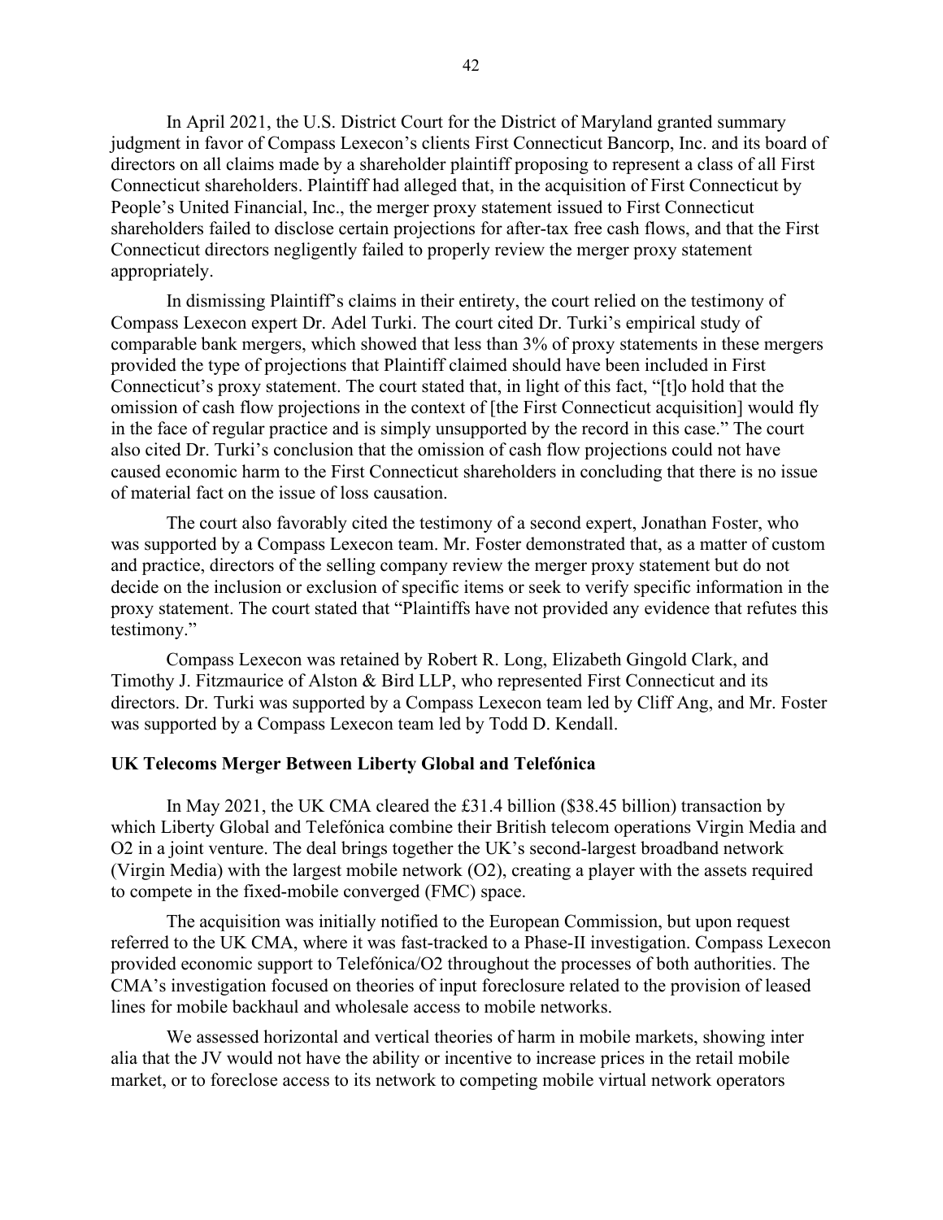In April 2021, the U.S. District Court for the District of Maryland granted summary judgment in favor of Compass Lexecon's clients First Connecticut Bancorp, Inc. and its board of directors on all claims made by a shareholder plaintiff proposing to represent a class of all First Connecticut shareholders. Plaintiff had alleged that, in the acquisition of First Connecticut by People's United Financial, Inc., the merger proxy statement issued to First Connecticut shareholders failed to disclose certain projections for after-tax free cash flows, and that the First Connecticut directors negligently failed to properly review the merger proxy statement appropriately.

In dismissing Plaintiff's claims in their entirety, the court relied on the testimony of Compass Lexecon expert Dr. Adel Turki. The court cited Dr. Turki's empirical study of comparable bank mergers, which showed that less than 3% of proxy statements in these mergers provided the type of projections that Plaintiff claimed should have been included in First Connecticut's proxy statement. The court stated that, in light of this fact, "[t]o hold that the omission of cash flow projections in the context of [the First Connecticut acquisition] would fly in the face of regular practice and is simply unsupported by the record in this case." The court also cited Dr. Turki's conclusion that the omission of cash flow projections could not have caused economic harm to the First Connecticut shareholders in concluding that there is no issue of material fact on the issue of loss causation.

The court also favorably cited the testimony of a second expert, Jonathan Foster, who was supported by a Compass Lexecon team. Mr. Foster demonstrated that, as a matter of custom and practice, directors of the selling company review the merger proxy statement but do not decide on the inclusion or exclusion of specific items or seek to verify specific information in the proxy statement. The court stated that "Plaintiffs have not provided any evidence that refutes this testimony."

Compass Lexecon was retained by Robert R. Long, Elizabeth Gingold Clark, and Timothy J. Fitzmaurice of Alston & Bird LLP, who represented First Connecticut and its directors. Dr. Turki was supported by a Compass Lexecon team led by Cliff Ang, and Mr. Foster was supported by a Compass Lexecon team led by Todd D. Kendall.

**UK Telecoms Merger Between Liberty Global and Telefónica**

In May 2021, the UK CMA cleared the £31.4 billion ($38.45 billion) transaction by which Liberty Global and Telefónica combine their British telecom operations Virgin Media and O2 in a joint venture. The deal brings together the UK's second-largest broadband network (Virgin Media) with the largest mobile network (O2), creating a player with the assets required to compete in the fixed-mobile converged (FMC) space.

The acquisition was initially notified to the European Commission, but upon request referred to the UK CMA, where it was fast-tracked to a Phase-II investigation. Compass Lexecon provided economic support to Telefónica/O2 throughout the processes of both authorities. The CMA's investigation focused on theories of input foreclosure related to the provision of leased lines for mobile backhaul and wholesale access to mobile networks.

We assessed horizontal and vertical theories of harm in mobile markets, showing inter alia that the JV would not have the ability or incentive to increase prices in the retail mobile market, or to foreclose access to its network to competing mobile virtual network operators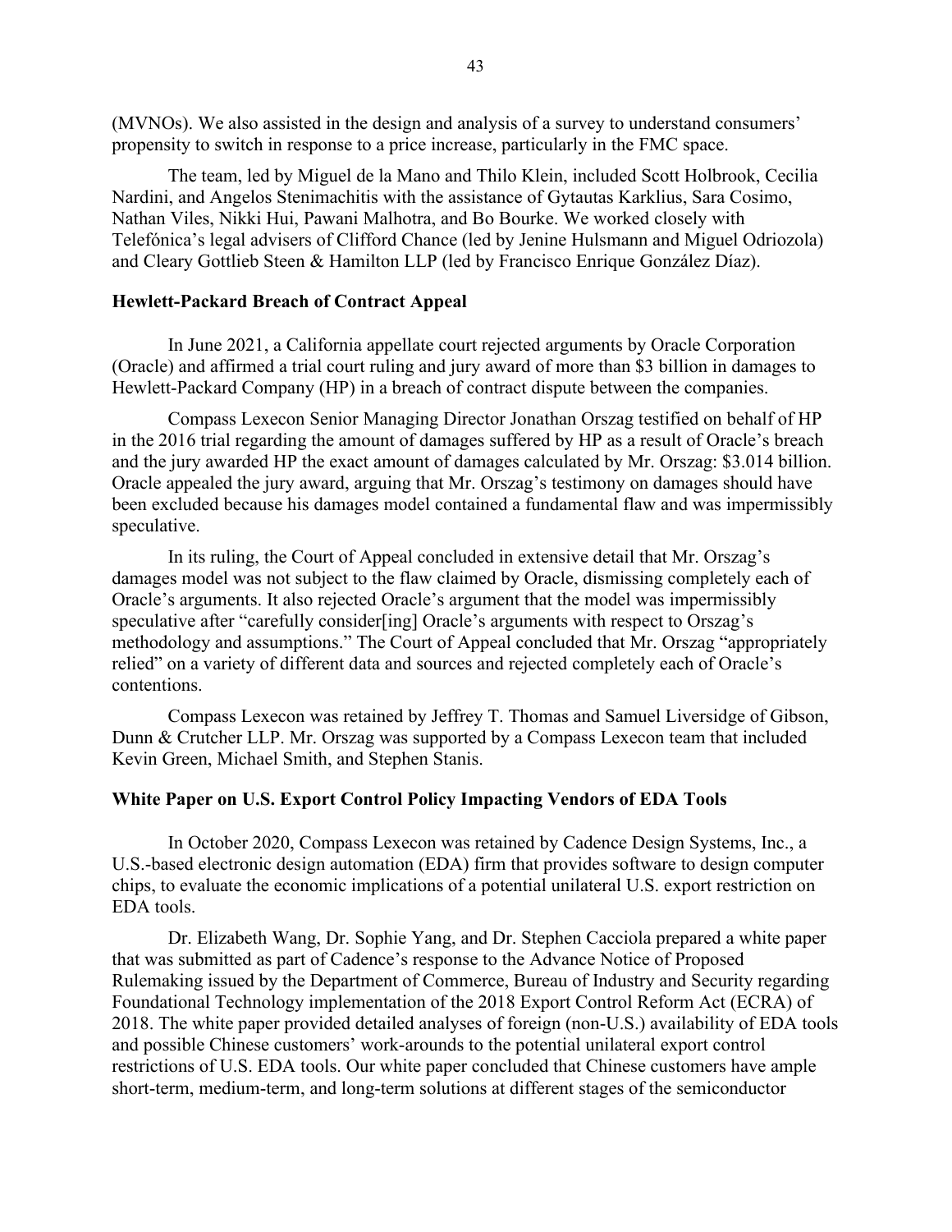(MVNOs). We also assisted in the design and analysis of a survey to understand consumers' propensity to switch in response to a price increase, particularly in the FMC space.

The team, led by Miguel de la Mano and Thilo Klein, included Scott Holbrook, Cecilia Nardini, and Angelos Stenimachitis with the assistance of Gytautas Karklius, Sara Cosimo, Nathan Viles, Nikki Hui, Pawani Malhotra, and Bo Bourke. We worked closely with Telefónica's legal advisers of Clifford Chance (led by Jenine Hulsmann and Miguel Odriozola) and Cleary Gottlieb Steen & Hamilton LLP (led by Francisco Enrique González Díaz).

### Hewlett-Packard Breach of Contract Appeal

In June 2021, a California appellate court rejected arguments by Oracle Corporation (Oracle) and affirmed a trial court ruling and jury award of more than $3 billion in damages to Hewlett-Packard Company (HP) in a breach of contract dispute between the companies.

Compass Lexecon Senior Managing Director Jonathan Orszag testified on behalf of HP in the 2016 trial regarding the amount of damages suffered by HP as a result of Oracle's breach and the jury awarded HP the exact amount of damages calculated by Mr. Orszag: $3.014 billion. Oracle appealed the jury award, arguing that Mr. Orszag's testimony on damages should have been excluded because his damages model contained a fundamental flaw and was impermissibly speculative.

In its ruling, the Court of Appeal concluded in extensive detail that Mr. Orszag's damages model was not subject to the flaw claimed by Oracle, dismissing completely each of Oracle's arguments. It also rejected Oracle's argument that the model was impermissibly speculative after "carefully consider[ing] Oracle's arguments with respect to Orszag's methodology and assumptions." The Court of Appeal concluded that Mr. Orszag "appropriately relied" on a variety of different data and sources and rejected completely each of Oracle's contentions.

Compass Lexecon was retained by Jeffrey T. Thomas and Samuel Liversidge of Gibson, Dunn & Crutcher LLP. Mr. Orszag was supported by a Compass Lexecon team that included Kevin Green, Michael Smith, and Stephen Stanis.

### White Paper on U.S. Export Control Policy Impacting Vendors of EDA Tools

In October 2020, Compass Lexecon was retained by Cadence Design Systems, Inc., a U.S.-based electronic design automation (EDA) firm that provides software to design computer chips, to evaluate the economic implications of a potential unilateral U.S. export restriction on EDA tools.

Dr. Elizabeth Wang, Dr. Sophie Yang, and Dr. Stephen Cacciola prepared a white paper that was submitted as part of Cadence's response to the Advance Notice of Proposed Rulemaking issued by the Department of Commerce, Bureau of Industry and Security regarding Foundational Technology implementation of the 2018 Export Control Reform Act (ECRA) of 2018. The white paper provided detailed analyses of foreign (non-U.S.) availability of EDA tools and possible Chinese customers' work-arounds to the potential unilateral export control restrictions of U.S. EDA tools. Our white paper concluded that Chinese customers have ample short-term, medium-term, and long-term solutions at different stages of the semiconductor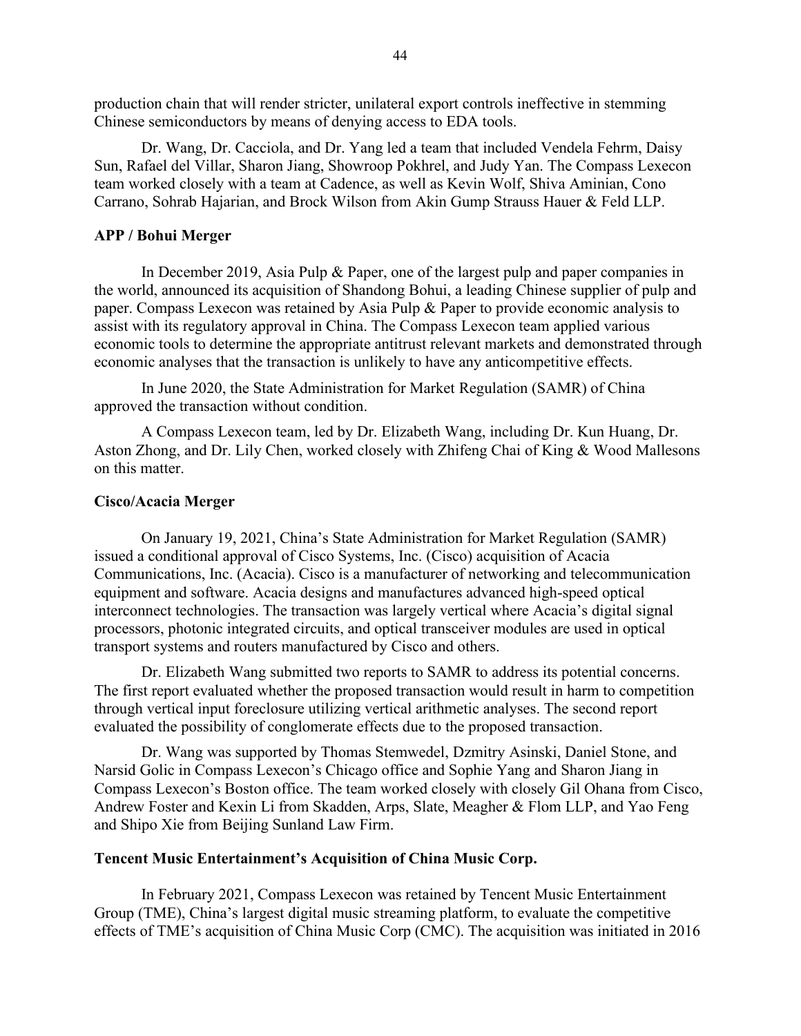production chain that will render stricter, unilateral export controls ineffective in stemming Chinese semiconductors by means of denying access to EDA tools.

Dr. Wang, Dr. Cacciola, and Dr. Yang led a team that included Vendela Fehrm, Daisy Sun, Rafael del Villar, Sharon Jiang, Showroop Pokhrel, and Judy Yan. The Compass Lexecon team worked closely with a team at Cadence, as well as Kevin Wolf, Shiva Aminian, Cono Carrano, Sohrab Hajarian, and Brock Wilson from Akin Gump Strauss Hauer & Feld LLP.

**APP / Bohui Merger**

In December 2019, Asia Pulp & Paper, one of the largest pulp and paper companies in the world, announced its acquisition of Shandong Bohui, a leading Chinese supplier of pulp and paper. Compass Lexecon was retained by Asia Pulp & Paper to provide economic analysis to assist with its regulatory approval in China. The Compass Lexecon team applied various economic tools to determine the appropriate antitrust relevant markets and demonstrated through economic analyses that the transaction is unlikely to have any anticompetitive effects.

In June 2020, the State Administration for Market Regulation (SAMR) of China approved the transaction without condition.

A Compass Lexecon team, led by Dr. Elizabeth Wang, including Dr. Kun Huang, Dr. Aston Zhong, and Dr. Lily Chen, worked closely with Zhifeng Chai of King & Wood Mallesons on this matter.

**Cisco/Acacia Merger**

On January 19, 2021, China's State Administration for Market Regulation (SAMR) issued a conditional approval of Cisco Systems, Inc. (Cisco) acquisition of Acacia Communications, Inc. (Acacia). Cisco is a manufacturer of networking and telecommunication equipment and software. Acacia designs and manufactures advanced high-speed optical interconnect technologies. The transaction was largely vertical where Acacia's digital signal processors, photonic integrated circuits, and optical transceiver modules are used in optical transport systems and routers manufactured by Cisco and others.

Dr. Elizabeth Wang submitted two reports to SAMR to address its potential concerns. The first report evaluated whether the proposed transaction would result in harm to competition through vertical input foreclosure utilizing vertical arithmetic analyses. The second report evaluated the possibility of conglomerate effects due to the proposed transaction.

Dr. Wang was supported by Thomas Stemwedel, Dzmitry Asinski, Daniel Stone, and Narsid Golic in Compass Lexecon's Chicago office and Sophie Yang and Sharon Jiang in Compass Lexecon's Boston office. The team worked closely with closely Gil Ohana from Cisco, Andrew Foster and Kexin Li from Skadden, Arps, Slate, Meagher & Flom LLP, and Yao Feng and Shipo Xie from Beijing Sunland Law Firm.

**Tencent Music Entertainment's Acquisition of China Music Corp.**

In February 2021, Compass Lexecon was retained by Tencent Music Entertainment Group (TME), China's largest digital music streaming platform, to evaluate the competitive effects of TME's acquisition of China Music Corp (CMC). The acquisition was initiated in 2016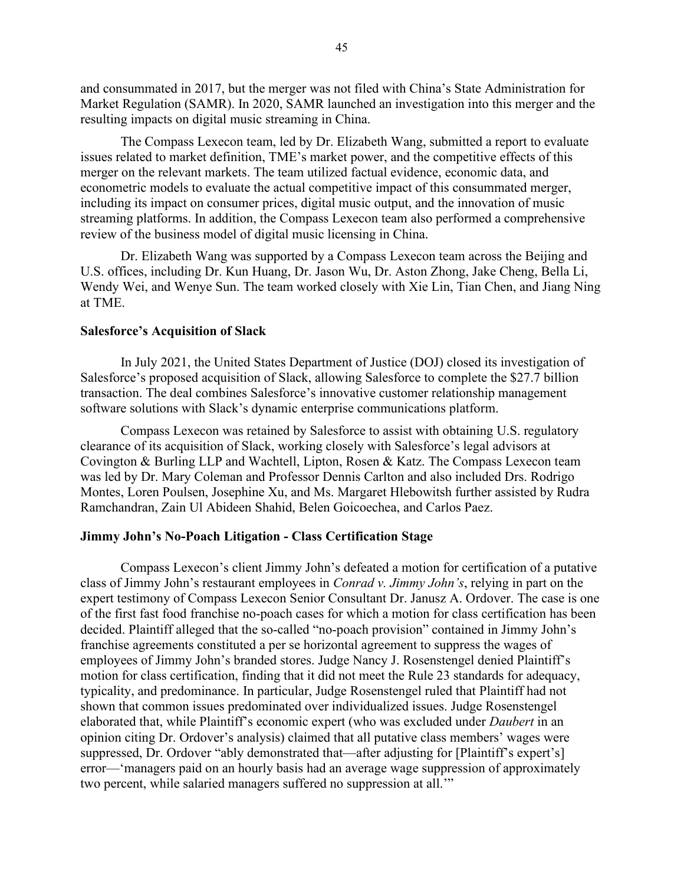and consummated in 2017, but the merger was not filed with China's State Administration for Market Regulation (SAMR). In 2020, SAMR launched an investigation into this merger and the resulting impacts on digital music streaming in China.

The Compass Lexecon team, led by Dr. Elizabeth Wang, submitted a report to evaluate issues related to market definition, TME's market power, and the competitive effects of this merger on the relevant markets. The team utilized factual evidence, economic data, and econometric models to evaluate the actual competitive impact of this consummated merger, including its impact on consumer prices, digital music output, and the innovation of music streaming platforms. In addition, the Compass Lexecon team also performed a comprehensive review of the business model of digital music licensing in China.

Dr. Elizabeth Wang was supported by a Compass Lexecon team across the Beijing and U.S. offices, including Dr. Kun Huang, Dr. Jason Wu, Dr. Aston Zhong, Jake Cheng, Bella Li, Wendy Wei, and Wenye Sun. The team worked closely with Xie Lin, Tian Chen, and Jiang Ning at TME.

**Salesforce's Acquisition of Slack**

In July 2021, the United States Department of Justice (DOJ) closed its investigation of Salesforce's proposed acquisition of Slack, allowing Salesforce to complete the $27.7 billion transaction. The deal combines Salesforce's innovative customer relationship management software solutions with Slack's dynamic enterprise communications platform.

Compass Lexecon was retained by Salesforce to assist with obtaining U.S. regulatory clearance of its acquisition of Slack, working closely with Salesforce's legal advisors at Covington & Burling LLP and Wachtell, Lipton, Rosen & Katz. The Compass Lexecon team was led by Dr. Mary Coleman and Professor Dennis Carlton and also included Drs. Rodrigo Montes, Loren Poulsen, Josephine Xu, and Ms. Margaret Hlebowitsh further assisted by Rudra Ramchandran, Zain Ul Abideen Shahid, Belen Goicoechea, and Carlos Paez.

**Jimmy John's No-Poach Litigation - Class Certification Stage**

Compass Lexecon's client Jimmy John's defeated a motion for certification of a putative class of Jimmy John's restaurant employees in *Conrad v. Jimmy John's*, relying in part on the expert testimony of Compass Lexecon Senior Consultant Dr. Janusz A. Ordover. The case is one of the first fast food franchise no-poach cases for which a motion for class certification has been decided. Plaintiff alleged that the so-called "no-poach provision" contained in Jimmy John's franchise agreements constituted a per se horizontal agreement to suppress the wages of employees of Jimmy John's branded stores. Judge Nancy J. Rosenstengel denied Plaintiff's motion for class certification, finding that it did not meet the Rule 23 standards for adequacy, typicality, and predominance. In particular, Judge Rosenstengel ruled that Plaintiff had not shown that common issues predominated over individualized issues. Judge Rosenstengel elaborated that, while Plaintiff's economic expert (who was excluded under *Daubert* in an opinion citing Dr. Ordover's analysis) claimed that all putative class members' wages were suppressed, Dr. Ordover "ably demonstrated that—after adjusting for [Plaintiff's expert's] error—'managers paid on an hourly basis had an average wage suppression of approximately two percent, while salaried managers suffered no suppression at all.'"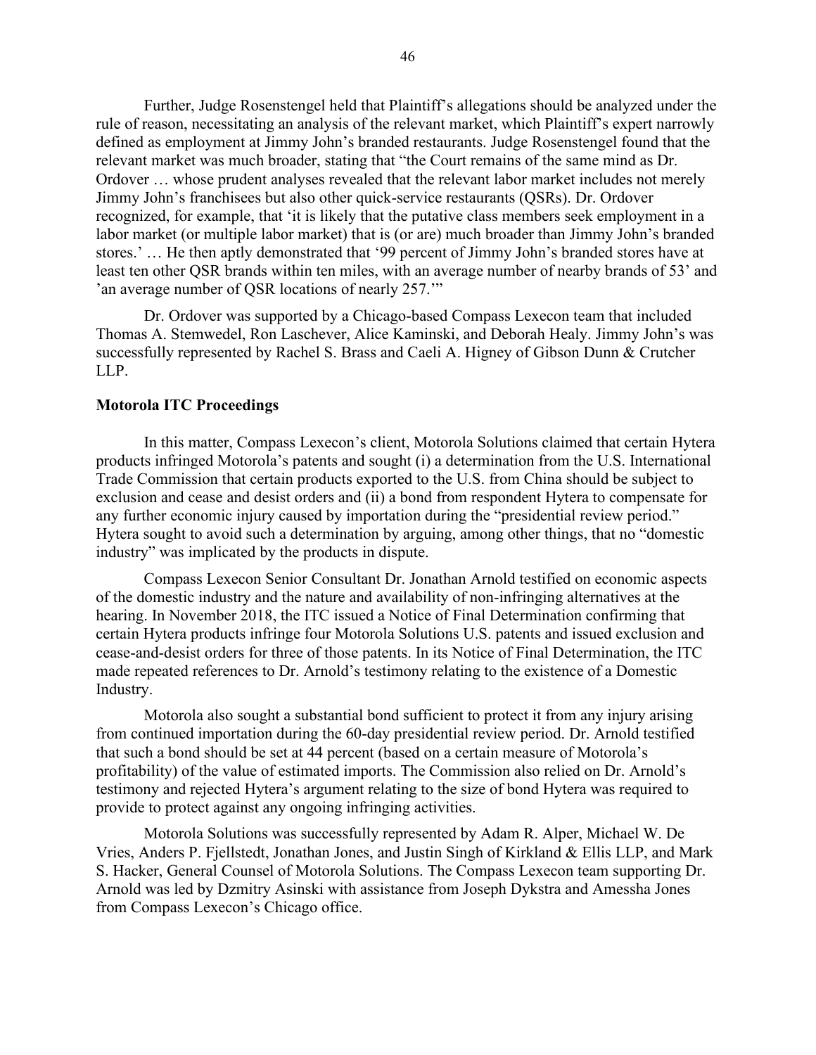Further, Judge Rosenstengel held that Plaintiff's allegations should be analyzed under the rule of reason, necessitating an analysis of the relevant market, which Plaintiff's expert narrowly defined as employment at Jimmy John's branded restaurants. Judge Rosenstengel found that the relevant market was much broader, stating that "the Court remains of the same mind as Dr. Ordover … whose prudent analyses revealed that the relevant labor market includes not merely Jimmy John's franchisees but also other quick-service restaurants (QSRs). Dr. Ordover recognized, for example, that 'it is likely that the putative class members seek employment in a labor market (or multiple labor market) that is (or are) much broader than Jimmy John's branded stores.' … He then aptly demonstrated that '99 percent of Jimmy John's branded stores have at least ten other QSR brands within ten miles, with an average number of nearby brands of 53' and 'an average number of QSR locations of nearly 257.'"

Dr. Ordover was supported by a Chicago-based Compass Lexecon team that included Thomas A. Stemwedel, Ron Laschever, Alice Kaminski, and Deborah Healy. Jimmy John's was successfully represented by Rachel S. Brass and Caeli A. Higney of Gibson Dunn & Crutcher LLP.

**Motorola ITC Proceedings**

In this matter, Compass Lexecon's client, Motorola Solutions claimed that certain Hytera products infringed Motorola's patents and sought (i) a determination from the U.S. International Trade Commission that certain products exported to the U.S. from China should be subject to exclusion and cease and desist orders and (ii) a bond from respondent Hytera to compensate for any further economic injury caused by importation during the "presidential review period." Hytera sought to avoid such a determination by arguing, among other things, that no "domestic industry" was implicated by the products in dispute.

Compass Lexecon Senior Consultant Dr. Jonathan Arnold testified on economic aspects of the domestic industry and the nature and availability of non-infringing alternatives at the hearing. In November 2018, the ITC issued a Notice of Final Determination confirming that certain Hytera products infringe four Motorola Solutions U.S. patents and issued exclusion and cease-and-desist orders for three of those patents. In its Notice of Final Determination, the ITC made repeated references to Dr. Arnold's testimony relating to the existence of a Domestic Industry.

Motorola also sought a substantial bond sufficient to protect it from any injury arising from continued importation during the 60-day presidential review period. Dr. Arnold testified that such a bond should be set at 44 percent (based on a certain measure of Motorola's profitability) of the value of estimated imports. The Commission also relied on Dr. Arnold's testimony and rejected Hytera's argument relating to the size of bond Hytera was required to provide to protect against any ongoing infringing activities.

Motorola Solutions was successfully represented by Adam R. Alper, Michael W. De Vries, Anders P. Fjellstedt, Jonathan Jones, and Justin Singh of Kirkland & Ellis LLP, and Mark S. Hacker, General Counsel of Motorola Solutions. The Compass Lexecon team supporting Dr. Arnold was led by Dzmitry Asinski with assistance from Joseph Dykstra and Amessha Jones from Compass Lexecon's Chicago office.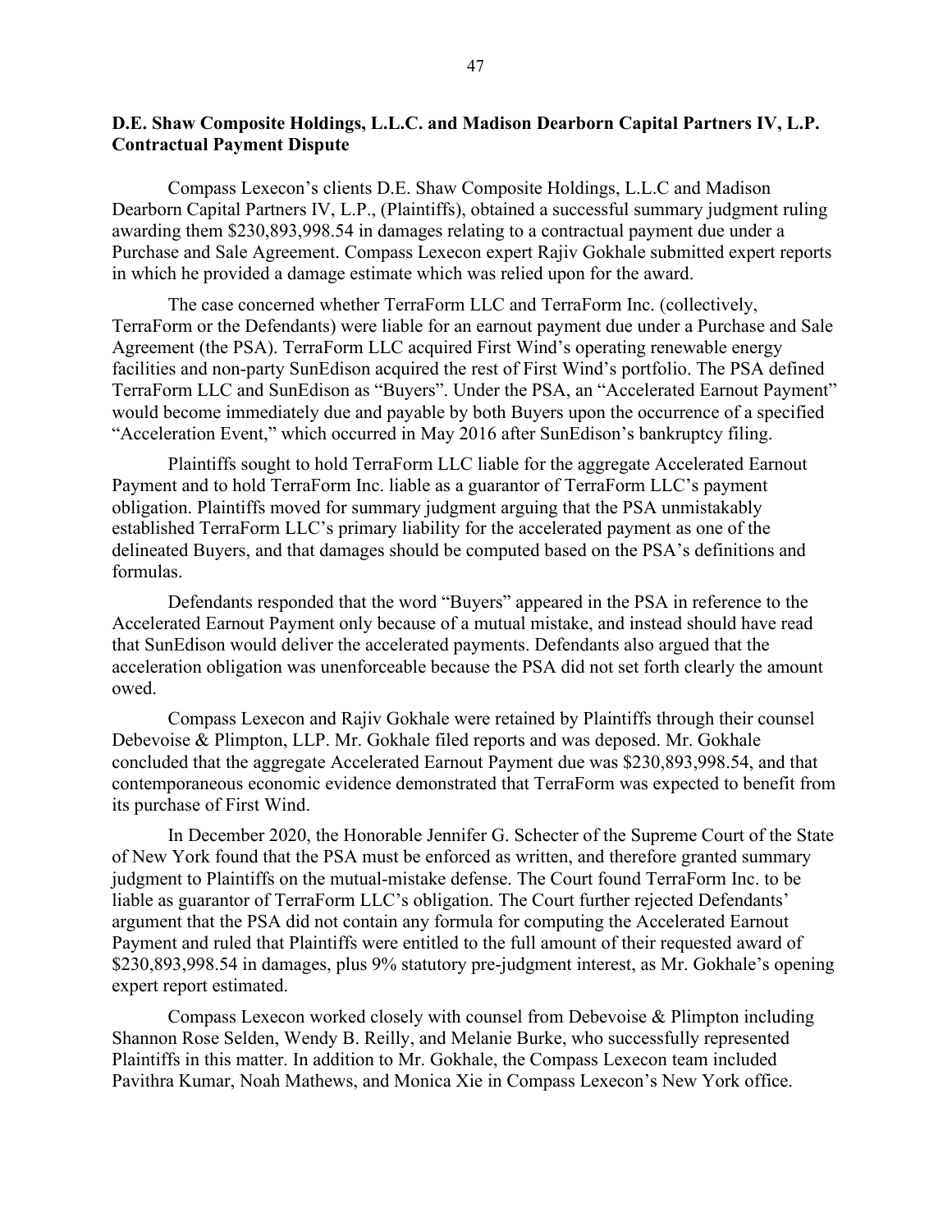**D.E. Shaw Composite Holdings, L.L.C. and Madison Dearborn Capital Partners IV, L.P. Contractual Payment Dispute**

Compass Lexecon's clients D.E. Shaw Composite Holdings, L.L.C and Madison Dearborn Capital Partners IV, L.P., (Plaintiffs), obtained a successful summary judgment ruling awarding them $230,893,998.54 in damages relating to a contractual payment due under a Purchase and Sale Agreement. Compass Lexecon expert Rajiv Gokhale submitted expert reports in which he provided a damage estimate which was relied upon for the award.

The case concerned whether TerraForm LLC and TerraForm Inc. (collectively, TerraForm or the Defendants) were liable for an earnout payment due under a Purchase and Sale Agreement (the PSA). TerraForm LLC acquired First Wind's operating renewable energy facilities and non-party SunEdison acquired the rest of First Wind's portfolio. The PSA defined TerraForm LLC and SunEdison as "Buyers". Under the PSA, an "Accelerated Earnout Payment" would become immediately due and payable by both Buyers upon the occurrence of a specified "Acceleration Event," which occurred in May 2016 after SunEdison's bankruptcy filing.

Plaintiffs sought to hold TerraForm LLC liable for the aggregate Accelerated Earnout Payment and to hold TerraForm Inc. liable as a guarantor of TerraForm LLC's payment obligation. Plaintiffs moved for summary judgment arguing that the PSA unmistakably established TerraForm LLC's primary liability for the accelerated payment as one of the delineated Buyers, and that damages should be computed based on the PSA's definitions and formulas.

Defendants responded that the word "Buyers" appeared in the PSA in reference to the Accelerated Earnout Payment only because of a mutual mistake, and instead should have read that SunEdison would deliver the accelerated payments. Defendants also argued that the acceleration obligation was unenforceable because the PSA did not set forth clearly the amount owed.

Compass Lexecon and Rajiv Gokhale were retained by Plaintiffs through their counsel Debevoise & Plimpton, LLP. Mr. Gokhale filed reports and was deposed. Mr. Gokhale concluded that the aggregate Accelerated Earnout Payment due was $230,893,998.54, and that contemporaneous economic evidence demonstrated that TerraForm was expected to benefit from its purchase of First Wind.

In December 2020, the Honorable Jennifer G. Schecter of the Supreme Court of the State of New York found that the PSA must be enforced as written, and therefore granted summary judgment to Plaintiffs on the mutual-mistake defense. The Court found TerraForm Inc. to be liable as guarantor of TerraForm LLC's obligation. The Court further rejected Defendants' argument that the PSA did not contain any formula for computing the Accelerated Earnout Payment and ruled that Plaintiffs were entitled to the full amount of their requested award of $230,893,998.54 in damages, plus 9% statutory pre-judgment interest, as Mr. Gokhale's opening expert report estimated.

Compass Lexecon worked closely with counsel from Debevoise & Plimpton including Shannon Rose Selden, Wendy B. Reilly, and Melanie Burke, who successfully represented Plaintiffs in this matter. In addition to Mr. Gokhale, the Compass Lexecon team included Pavithra Kumar, Noah Mathews, and Monica Xie in Compass Lexecon's New York office.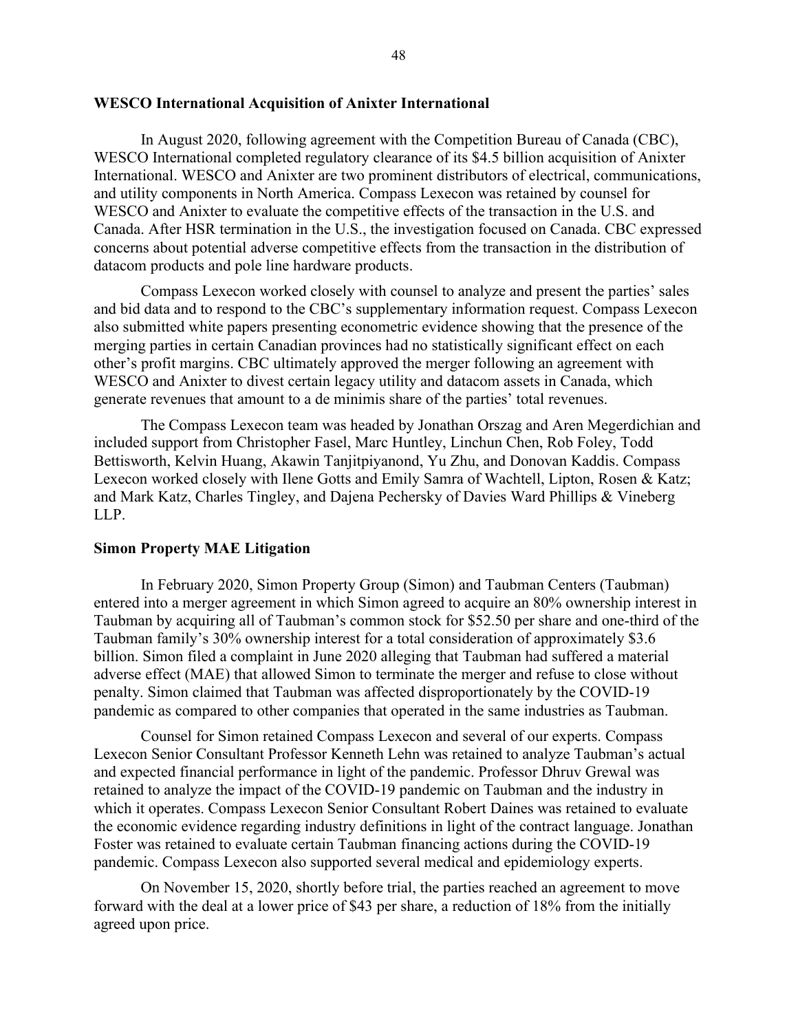**WESCO International Acquisition of Anixter International**

In August 2020, following agreement with the Competition Bureau of Canada (CBC), WESCO International completed regulatory clearance of its $4.5 billion acquisition of Anixter International. WESCO and Anixter are two prominent distributors of electrical, communications, and utility components in North America. Compass Lexecon was retained by counsel for WESCO and Anixter to evaluate the competitive effects of the transaction in the U.S. and Canada. After HSR termination in the U.S., the investigation focused on Canada. CBC expressed concerns about potential adverse competitive effects from the transaction in the distribution of datacom products and pole line hardware products.

Compass Lexecon worked closely with counsel to analyze and present the parties' sales and bid data and to respond to the CBC's supplementary information request. Compass Lexecon also submitted white papers presenting econometric evidence showing that the presence of the merging parties in certain Canadian provinces had no statistically significant effect on each other's profit margins. CBC ultimately approved the merger following an agreement with WESCO and Anixter to divest certain legacy utility and datacom assets in Canada, which generate revenues that amount to a de minimis share of the parties' total revenues.

The Compass Lexecon team was headed by Jonathan Orszag and Aren Megerdichian and included support from Christopher Fasel, Marc Huntley, Linchun Chen, Rob Foley, Todd Bettisworth, Kelvin Huang, Akawin Tanjitpiyanond, Yu Zhu, and Donovan Kaddis. Compass Lexecon worked closely with Ilene Gotts and Emily Samra of Wachtell, Lipton, Rosen & Katz; and Mark Katz, Charles Tingley, and Dajena Pechersky of Davies Ward Phillips & Vineberg LLP.

**Simon Property MAE Litigation**

In February 2020, Simon Property Group (Simon) and Taubman Centers (Taubman) entered into a merger agreement in which Simon agreed to acquire an 80% ownership interest in Taubman by acquiring all of Taubman's common stock for $52.50 per share and one-third of the Taubman family's 30% ownership interest for a total consideration of approximately $3.6 billion. Simon filed a complaint in June 2020 alleging that Taubman had suffered a material adverse effect (MAE) that allowed Simon to terminate the merger and refuse to close without penalty. Simon claimed that Taubman was affected disproportionately by the COVID-19 pandemic as compared to other companies that operated in the same industries as Taubman.

Counsel for Simon retained Compass Lexecon and several of our experts. Compass Lexecon Senior Consultant Professor Kenneth Lehn was retained to analyze Taubman's actual and expected financial performance in light of the pandemic. Professor Dhruv Grewal was retained to analyze the impact of the COVID-19 pandemic on Taubman and the industry in which it operates. Compass Lexecon Senior Consultant Robert Daines was retained to evaluate the economic evidence regarding industry definitions in light of the contract language. Jonathan Foster was retained to evaluate certain Taubman financing actions during the COVID-19 pandemic. Compass Lexecon also supported several medical and epidemiology experts.

On November 15, 2020, shortly before trial, the parties reached an agreement to move forward with the deal at a lower price of $43 per share, a reduction of 18% from the initially agreed upon price.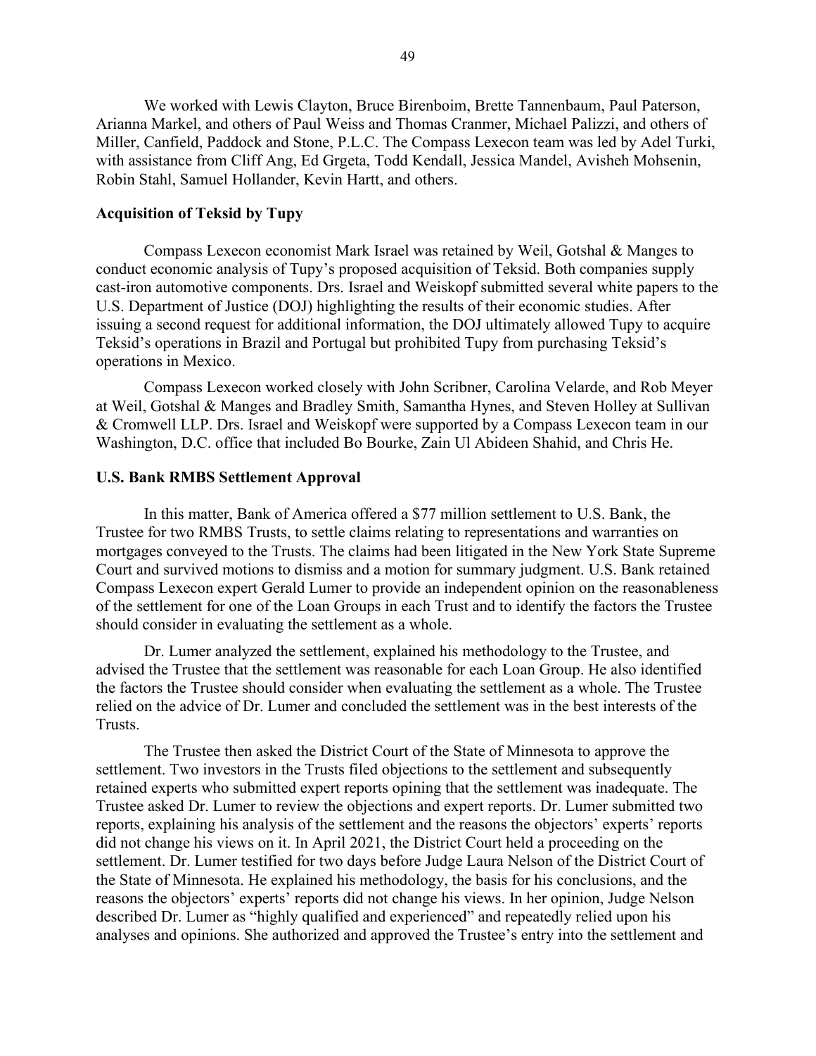We worked with Lewis Clayton, Bruce Birenboim, Brette Tannenbaum, Paul Paterson, Arianna Markel, and others of Paul Weiss and Thomas Cranmer, Michael Palizzi, and others of Miller, Canfield, Paddock and Stone, P.L.C. The Compass Lexecon team was led by Adel Turki, with assistance from Cliff Ang, Ed Grgeta, Todd Kendall, Jessica Mandel, Avisheh Mohsenin, Robin Stahl, Samuel Hollander, Kevin Hartt, and others.

**Acquisition of Teksid by Tupy**

Compass Lexecon economist Mark Israel was retained by Weil, Gotshal & Manges to conduct economic analysis of Tupy's proposed acquisition of Teksid. Both companies supply cast-iron automotive components. Drs. Israel and Weiskopf submitted several white papers to the U.S. Department of Justice (DOJ) highlighting the results of their economic studies. After issuing a second request for additional information, the DOJ ultimately allowed Tupy to acquire Teksid's operations in Brazil and Portugal but prohibited Tupy from purchasing Teksid's operations in Mexico.

Compass Lexecon worked closely with John Scribner, Carolina Velarde, and Rob Meyer at Weil, Gotshal & Manges and Bradley Smith, Samantha Hynes, and Steven Holley at Sullivan & Cromwell LLP. Drs. Israel and Weiskopf were supported by a Compass Lexecon team in our Washington, D.C. office that included Bo Bourke, Zain Ul Abideen Shahid, and Chris He.

**U.S. Bank RMBS Settlement Approval**

In this matter, Bank of America offered a $77 million settlement to U.S. Bank, the Trustee for two RMBS Trusts, to settle claims relating to representations and warranties on mortgages conveyed to the Trusts. The claims had been litigated in the New York State Supreme Court and survived motions to dismiss and a motion for summary judgment. U.S. Bank retained Compass Lexecon expert Gerald Lumer to provide an independent opinion on the reasonableness of the settlement for one of the Loan Groups in each Trust and to identify the factors the Trustee should consider in evaluating the settlement as a whole.

Dr. Lumer analyzed the settlement, explained his methodology to the Trustee, and advised the Trustee that the settlement was reasonable for each Loan Group. He also identified the factors the Trustee should consider when evaluating the settlement as a whole. The Trustee relied on the advice of Dr. Lumer and concluded the settlement was in the best interests of the Trusts.

The Trustee then asked the District Court of the State of Minnesota to approve the settlement. Two investors in the Trusts filed objections to the settlement and subsequently retained experts who submitted expert reports opining that the settlement was inadequate. The Trustee asked Dr. Lumer to review the objections and expert reports. Dr. Lumer submitted two reports, explaining his analysis of the settlement and the reasons the objectors' experts' reports did not change his views on it. In April 2021, the District Court held a proceeding on the settlement. Dr. Lumer testified for two days before Judge Laura Nelson of the District Court of the State of Minnesota. He explained his methodology, the basis for his conclusions, and the reasons the objectors' experts' reports did not change his views. In her opinion, Judge Nelson described Dr. Lumer as "highly qualified and experienced" and repeatedly relied upon his analyses and opinions. She authorized and approved the Trustee's entry into the settlement and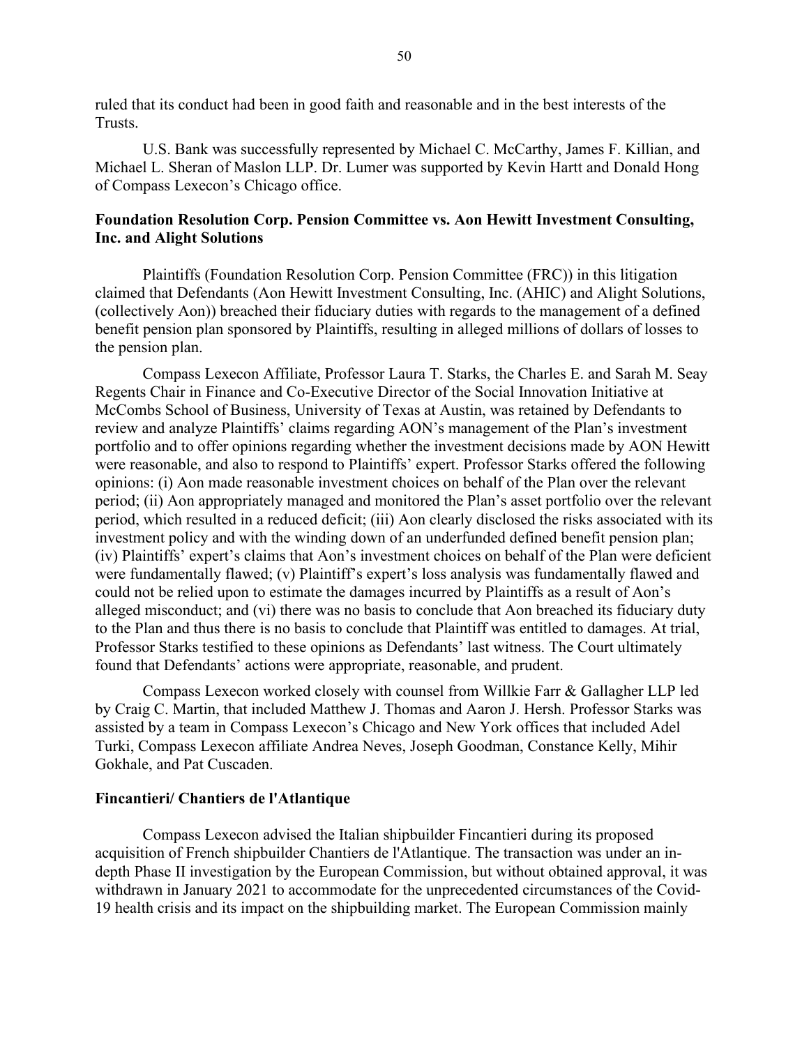ruled that its conduct had been in good faith and reasonable and in the best interests of the Trusts.

U.S. Bank was successfully represented by Michael C. McCarthy, James F. Killian, and Michael L. Sheran of Maslon LLP. Dr. Lumer was supported by Kevin Hartt and Donald Hong of Compass Lexecon's Chicago office.

**Foundation Resolution Corp. Pension Committee vs. Aon Hewitt Investment Consulting, Inc. and Alight Solutions**

Plaintiffs (Foundation Resolution Corp. Pension Committee (FRC)) in this litigation claimed that Defendants (Aon Hewitt Investment Consulting, Inc. (AHIC) and Alight Solutions, (collectively Aon)) breached their fiduciary duties with regards to the management of a defined benefit pension plan sponsored by Plaintiffs, resulting in alleged millions of dollars of losses to the pension plan.

Compass Lexecon Affiliate, Professor Laura T. Starks, the Charles E. and Sarah M. Seay Regents Chair in Finance and Co-Executive Director of the Social Innovation Initiative at McCombs School of Business, University of Texas at Austin, was retained by Defendants to review and analyze Plaintiffs' claims regarding AON's management of the Plan's investment portfolio and to offer opinions regarding whether the investment decisions made by AON Hewitt were reasonable, and also to respond to Plaintiffs' expert. Professor Starks offered the following opinions: (i) Aon made reasonable investment choices on behalf of the Plan over the relevant period; (ii) Aon appropriately managed and monitored the Plan's asset portfolio over the relevant period, which resulted in a reduced deficit; (iii) Aon clearly disclosed the risks associated with its investment policy and with the winding down of an underfunded defined benefit pension plan; (iv) Plaintiffs' expert's claims that Aon's investment choices on behalf of the Plan were deficient were fundamentally flawed; (v) Plaintiff's expert's loss analysis was fundamentally flawed and could not be relied upon to estimate the damages incurred by Plaintiffs as a result of Aon's alleged misconduct; and (vi) there was no basis to conclude that Aon breached its fiduciary duty to the Plan and thus there is no basis to conclude that Plaintiff was entitled to damages. At trial, Professor Starks testified to these opinions as Defendants' last witness. The Court ultimately found that Defendants' actions were appropriate, reasonable, and prudent.

Compass Lexecon worked closely with counsel from Willkie Farr & Gallagher LLP led by Craig C. Martin, that included Matthew J. Thomas and Aaron J. Hersh. Professor Starks was assisted by a team in Compass Lexecon's Chicago and New York offices that included Adel Turki, Compass Lexecon affiliate Andrea Neves, Joseph Goodman, Constance Kelly, Mihir Gokhale, and Pat Cuscaden.

**Fincantieri/ Chantiers de l'Atlantique**

Compass Lexecon advised the Italian shipbuilder Fincantieri during its proposed acquisition of French shipbuilder Chantiers de l'Atlantique. The transaction was under an in-depth Phase II investigation by the European Commission, but without obtained approval, it was withdrawn in January 2021 to accommodate for the unprecedented circumstances of the Covid-19 health crisis and its impact on the shipbuilding market. The European Commission mainly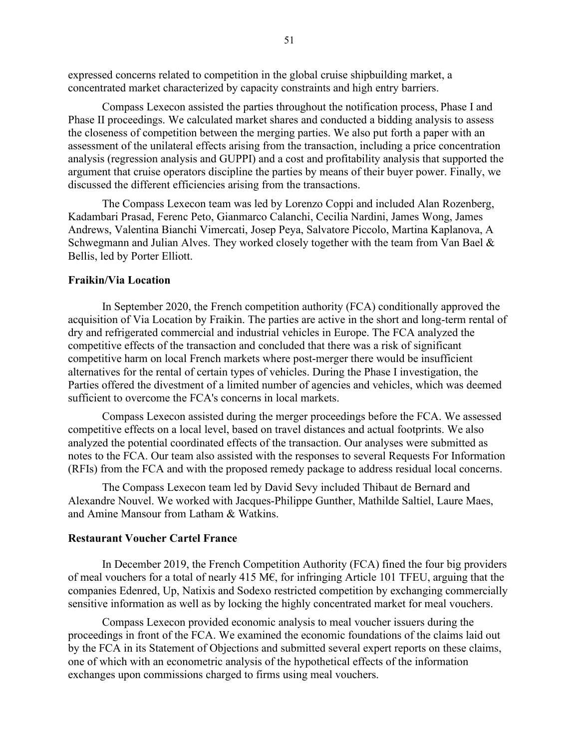expressed concerns related to competition in the global cruise shipbuilding market, a concentrated market characterized by capacity constraints and high entry barriers.

Compass Lexecon assisted the parties throughout the notification process, Phase I and Phase II proceedings. We calculated market shares and conducted a bidding analysis to assess the closeness of competition between the merging parties. We also put forth a paper with an assessment of the unilateral effects arising from the transaction, including a price concentration analysis (regression analysis and GUPPI) and a cost and profitability analysis that supported the argument that cruise operators discipline the parties by means of their buyer power. Finally, we discussed the different efficiencies arising from the transactions.

The Compass Lexecon team was led by Lorenzo Coppi and included Alan Rozenberg, Kadambari Prasad, Ferenc Peto, Gianmarco Calanchi, Cecilia Nardini, James Wong, James Andrews, Valentina Bianchi Vimercati, Josep Peya, Salvatore Piccolo, Martina Kaplanova, A Schwegmann and Julian Alves. They worked closely together with the team from Van Bael & Bellis, led by Porter Elliott.

**Fraikin/Via Location**

In September 2020, the French competition authority (FCA) conditionally approved the acquisition of Via Location by Fraikin. The parties are active in the short and long-term rental of dry and refrigerated commercial and industrial vehicles in Europe. The FCA analyzed the competitive effects of the transaction and concluded that there was a risk of significant competitive harm on local French markets where post-merger there would be insufficient alternatives for the rental of certain types of vehicles. During the Phase I investigation, the Parties offered the divestment of a limited number of agencies and vehicles, which was deemed sufficient to overcome the FCA's concerns in local markets.

Compass Lexecon assisted during the merger proceedings before the FCA. We assessed competitive effects on a local level, based on travel distances and actual footprints. We also analyzed the potential coordinated effects of the transaction. Our analyses were submitted as notes to the FCA. Our team also assisted with the responses to several Requests For Information (RFIs) from the FCA and with the proposed remedy package to address residual local concerns.

The Compass Lexecon team led by David Sevy included Thibaut de Bernard and Alexandre Nouvel. We worked with Jacques-Philippe Gunther, Mathilde Saltiel, Laure Maes, and Amine Mansour from Latham & Watkins.

**Restaurant Voucher Cartel France**

In December 2019, the French Competition Authority (FCA) fined the four big providers of meal vouchers for a total of nearly 415 M€, for infringing Article 101 TFEU, arguing that the companies Edenred, Up, Natixis and Sodexo restricted competition by exchanging commercially sensitive information as well as by locking the highly concentrated market for meal vouchers.

Compass Lexecon provided economic analysis to meal voucher issuers during the proceedings in front of the FCA. We examined the economic foundations of the claims laid out by the FCA in its Statement of Objections and submitted several expert reports on these claims, one of which with an econometric analysis of the hypothetical effects of the information exchanges upon commissions charged to firms using meal vouchers.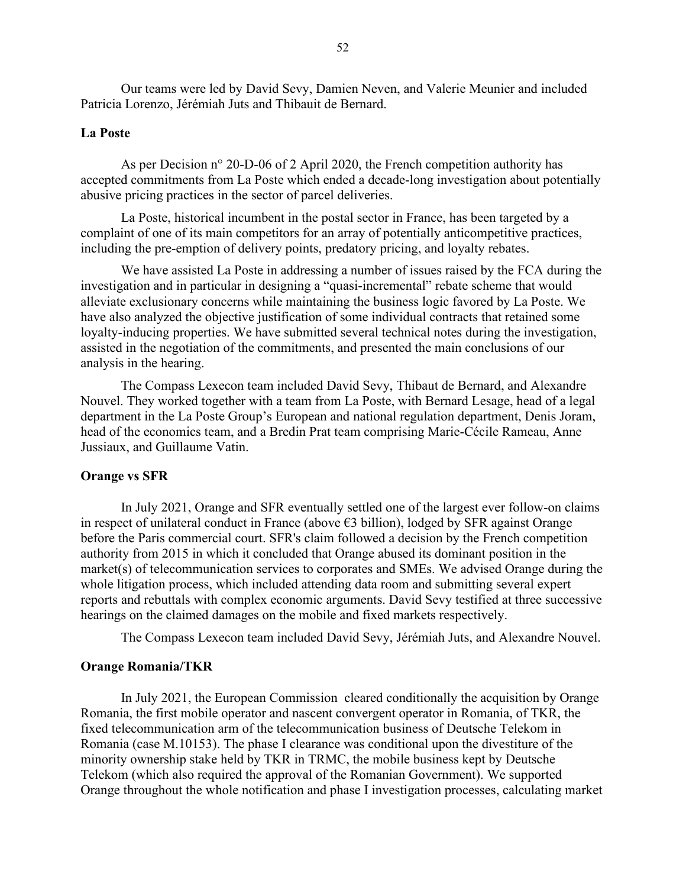Our teams were led by David Sevy, Damien Neven, and Valerie Meunier and included Patricia Lorenzo, Jérémiah Juts and Thibauit de Bernard.

**La Poste**

As per Decision n° 20-D-06 of 2 April 2020, the French competition authority has accepted commitments from La Poste which ended a decade-long investigation about potentially abusive pricing practices in the sector of parcel deliveries.

La Poste, historical incumbent in the postal sector in France, has been targeted by a complaint of one of its main competitors for an array of potentially anticompetitive practices, including the pre-emption of delivery points, predatory pricing, and loyalty rebates.

We have assisted La Poste in addressing a number of issues raised by the FCA during the investigation and in particular in designing a "quasi-incremental" rebate scheme that would alleviate exclusionary concerns while maintaining the business logic favored by La Poste. We have also analyzed the objective justification of some individual contracts that retained some loyalty-inducing properties. We have submitted several technical notes during the investigation, assisted in the negotiation of the commitments, and presented the main conclusions of our analysis in the hearing.

The Compass Lexecon team included David Sevy, Thibaut de Bernard, and Alexandre Nouvel. They worked together with a team from La Poste, with Bernard Lesage, head of a legal department in the La Poste Group's European and national regulation department, Denis Joram, head of the economics team, and a Bredin Prat team comprising Marie-Cécile Rameau, Anne Jussiaux, and Guillaume Vatin.

**Orange vs SFR**

In July 2021, Orange and SFR eventually settled one of the largest ever follow-on claims in respect of unilateral conduct in France (above €3 billion), lodged by SFR against Orange before the Paris commercial court. SFR's claim followed a decision by the French competition authority from 2015 in which it concluded that Orange abused its dominant position in the market(s) of telecommunication services to corporates and SMEs. We advised Orange during the whole litigation process, which included attending data room and submitting several expert reports and rebuttals with complex economic arguments. David Sevy testified at three successive hearings on the claimed damages on the mobile and fixed markets respectively.

The Compass Lexecon team included David Sevy, Jérémiah Juts, and Alexandre Nouvel.

**Orange Romania/TKR**

In July 2021, the European Commission cleared conditionally the acquisition by Orange Romania, the first mobile operator and nascent convergent operator in Romania, of TKR, the fixed telecommunication arm of the telecommunication business of Deutsche Telekom in Romania (case M.10153). The phase I clearance was conditional upon the divestiture of the minority ownership stake held by TKR in TRMC, the mobile business kept by Deutsche Telekom (which also required the approval of the Romanian Government). We supported Orange throughout the whole notification and phase I investigation processes, calculating market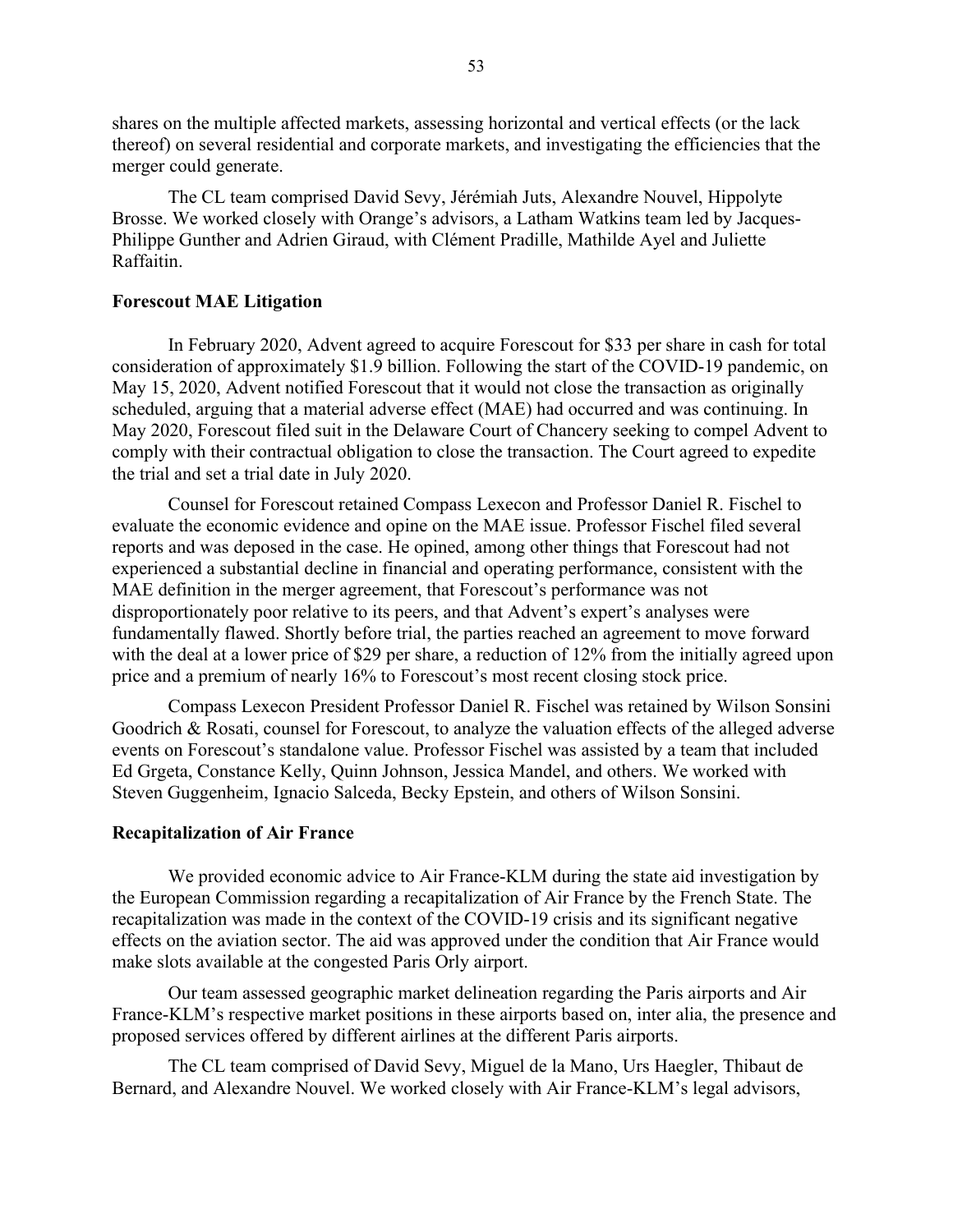shares on the multiple affected markets, assessing horizontal and vertical effects (or the lack thereof) on several residential and corporate markets, and investigating the efficiencies that the merger could generate.

The CL team comprised David Sevy, Jérémiah Juts, Alexandre Nouvel, Hippolyte Brosse. We worked closely with Orange's advisors, a Latham Watkins team led by Jacques-Philippe Gunther and Adrien Giraud, with Clément Pradille, Mathilde Ayel and Juliette Raffaitin.

**Forescout MAE Litigation**

In February 2020, Advent agreed to acquire Forescout for $33 per share in cash for total consideration of approximately $1.9 billion. Following the start of the COVID-19 pandemic, on May 15, 2020, Advent notified Forescout that it would not close the transaction as originally scheduled, arguing that a material adverse effect (MAE) had occurred and was continuing. In May 2020, Forescout filed suit in the Delaware Court of Chancery seeking to compel Advent to comply with their contractual obligation to close the transaction. The Court agreed to expedite the trial and set a trial date in July 2020.

Counsel for Forescout retained Compass Lexecon and Professor Daniel R. Fischel to evaluate the economic evidence and opine on the MAE issue. Professor Fischel filed several reports and was deposed in the case. He opined, among other things that Forescout had not experienced a substantial decline in financial and operating performance, consistent with the MAE definition in the merger agreement, that Forescout's performance was not disproportionately poor relative to its peers, and that Advent's expert's analyses were fundamentally flawed. Shortly before trial, the parties reached an agreement to move forward with the deal at a lower price of $29 per share, a reduction of 12% from the initially agreed upon price and a premium of nearly 16% to Forescout's most recent closing stock price.

Compass Lexecon President Professor Daniel R. Fischel was retained by Wilson Sonsini Goodrich & Rosati, counsel for Forescout, to analyze the valuation effects of the alleged adverse events on Forescout's standalone value. Professor Fischel was assisted by a team that included Ed Grgeta, Constance Kelly, Quinn Johnson, Jessica Mandel, and others. We worked with Steven Guggenheim, Ignacio Salceda, Becky Epstein, and others of Wilson Sonsini.

**Recapitalization of Air France**

We provided economic advice to Air France-KLM during the state aid investigation by the European Commission regarding a recapitalization of Air France by the French State. The recapitalization was made in the context of the COVID-19 crisis and its significant negative effects on the aviation sector. The aid was approved under the condition that Air France would make slots available at the congested Paris Orly airport.

Our team assessed geographic market delineation regarding the Paris airports and Air France-KLM's respective market positions in these airports based on, inter alia, the presence and proposed services offered by different airlines at the different Paris airports.

The CL team comprised of David Sevy, Miguel de la Mano, Urs Haegler, Thibaut de Bernard, and Alexandre Nouvel. We worked closely with Air France-KLM's legal advisors,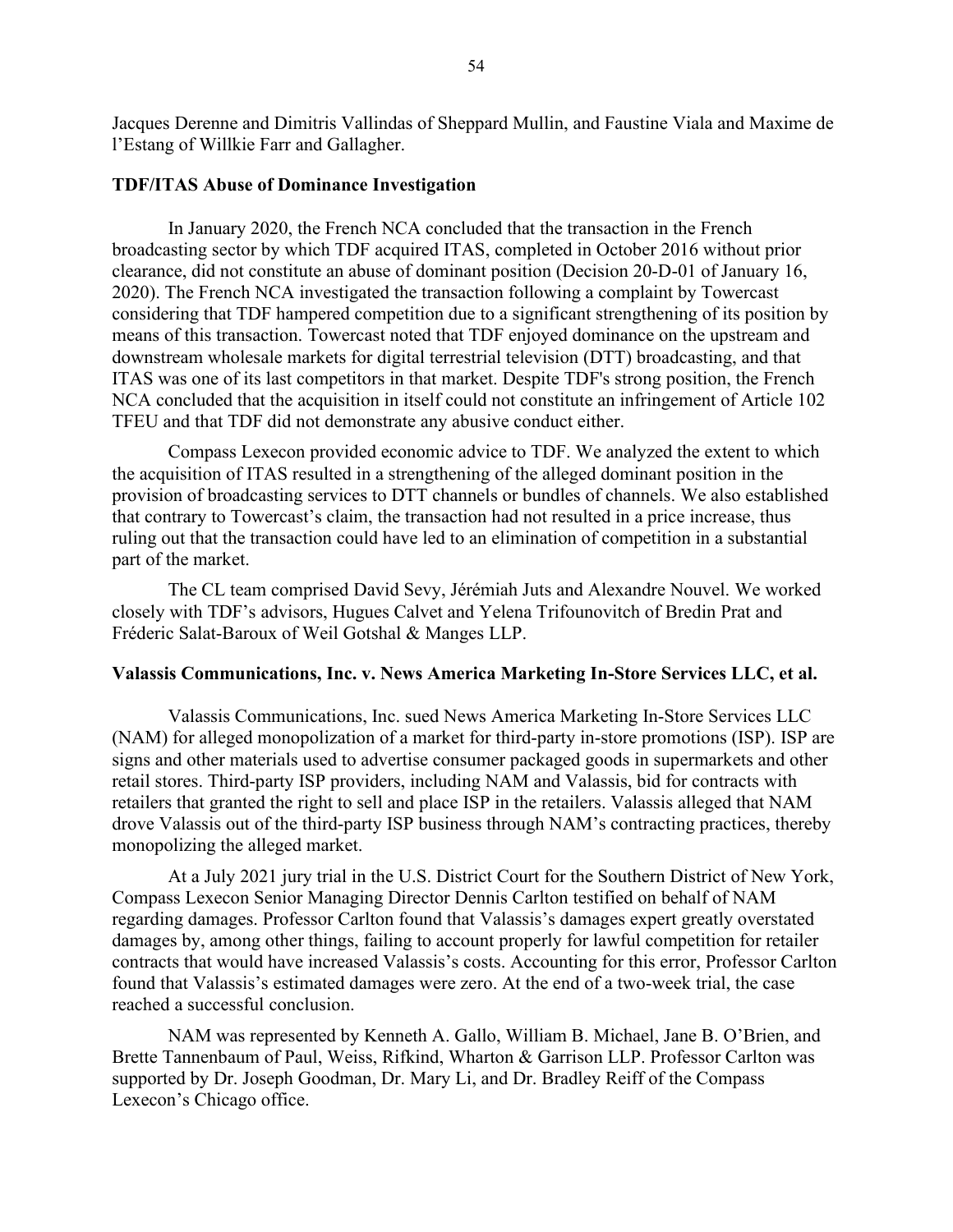Jacques Derenne and Dimitris Vallindas of Sheppard Mullin, and Faustine Viala and Maxime de l'Estang of Willkie Farr and Gallagher.

**TDF/ITAS Abuse of Dominance Investigation**

In January 2020, the French NCA concluded that the transaction in the French broadcasting sector by which TDF acquired ITAS, completed in October 2016 without prior clearance, did not constitute an abuse of dominant position (Decision 20-D-01 of January 16, 2020). The French NCA investigated the transaction following a complaint by Towercast considering that TDF hampered competition due to a significant strengthening of its position by means of this transaction. Towercast noted that TDF enjoyed dominance on the upstream and downstream wholesale markets for digital terrestrial television (DTT) broadcasting, and that ITAS was one of its last competitors in that market. Despite TDF's strong position, the French NCA concluded that the acquisition in itself could not constitute an infringement of Article 102 TFEU and that TDF did not demonstrate any abusive conduct either.

Compass Lexecon provided economic advice to TDF. We analyzed the extent to which the acquisition of ITAS resulted in a strengthening of the alleged dominant position in the provision of broadcasting services to DTT channels or bundles of channels. We also established that contrary to Towercast's claim, the transaction had not resulted in a price increase, thus ruling out that the transaction could have led to an elimination of competition in a substantial part of the market.

The CL team comprised David Sevy, Jérémiah Juts and Alexandre Nouvel. We worked closely with TDF's advisors, Hugues Calvet and Yelena Trifounovitch of Bredin Prat and Fréderic Salat-Baroux of Weil Gotshal & Manges LLP.

**Valassis Communications, Inc. v. News America Marketing In-Store Services LLC, et al.**

Valassis Communications, Inc. sued News America Marketing In-Store Services LLC (NAM) for alleged monopolization of a market for third-party in-store promotions (ISP). ISP are signs and other materials used to advertise consumer packaged goods in supermarkets and other retail stores. Third-party ISP providers, including NAM and Valassis, bid for contracts with retailers that granted the right to sell and place ISP in the retailers. Valassis alleged that NAM drove Valassis out of the third-party ISP business through NAM's contracting practices, thereby monopolizing the alleged market.

At a July 2021 jury trial in the U.S. District Court for the Southern District of New York, Compass Lexecon Senior Managing Director Dennis Carlton testified on behalf of NAM regarding damages. Professor Carlton found that Valassis's damages expert greatly overstated damages by, among other things, failing to account properly for lawful competition for retailer contracts that would have increased Valassis's costs. Accounting for this error, Professor Carlton found that Valassis's estimated damages were zero. At the end of a two-week trial, the case reached a successful conclusion.

NAM was represented by Kenneth A. Gallo, William B. Michael, Jane B. O'Brien, and Brette Tannenbaum of Paul, Weiss, Rifkind, Wharton & Garrison LLP. Professor Carlton was supported by Dr. Joseph Goodman, Dr. Mary Li, and Dr. Bradley Reiff of the Compass Lexecon's Chicago office.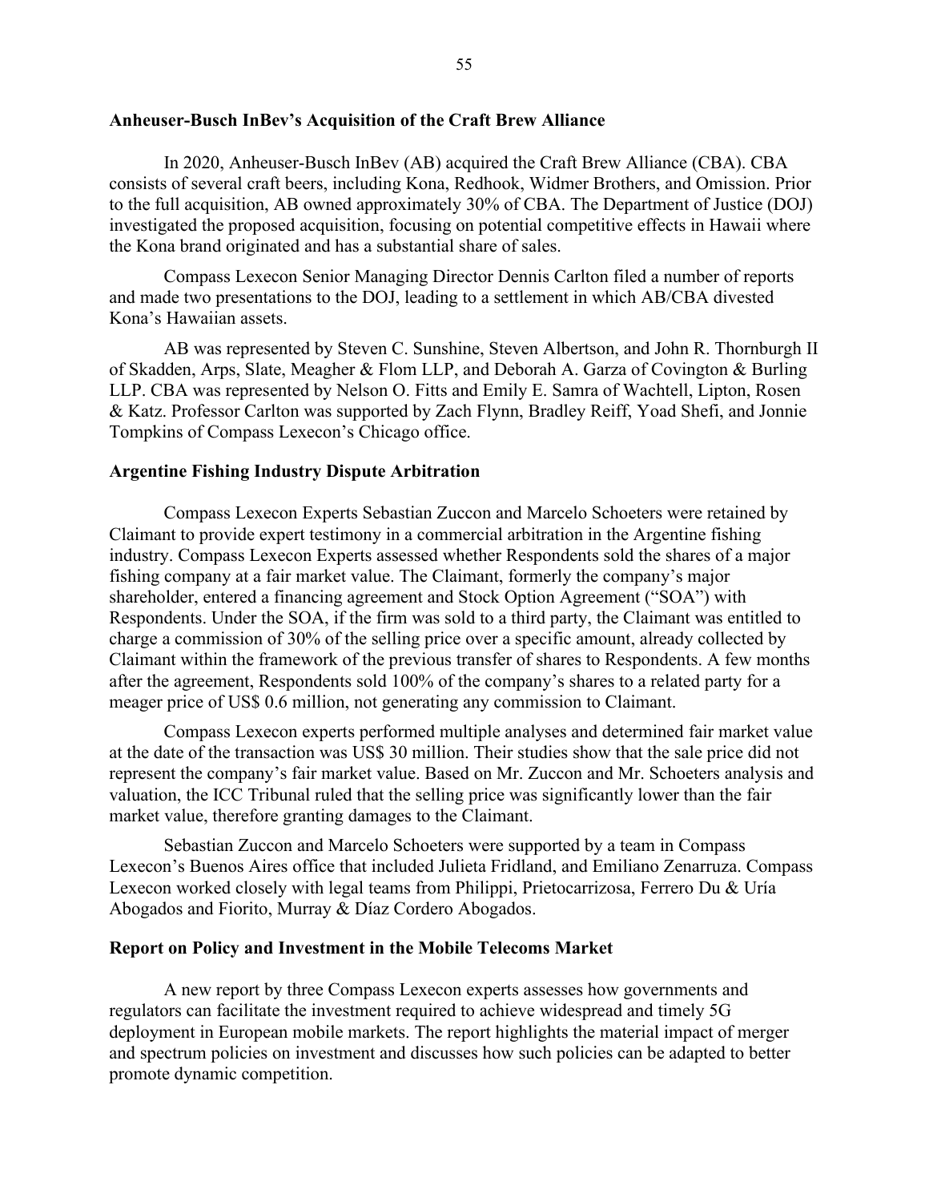### Anheuser-Busch InBev's Acquisition of the Craft Brew Alliance

In 2020, Anheuser-Busch InBev (AB) acquired the Craft Brew Alliance (CBA). CBA consists of several craft beers, including Kona, Redhook, Widmer Brothers, and Omission. Prior to the full acquisition, AB owned approximately 30% of CBA. The Department of Justice (DOJ) investigated the proposed acquisition, focusing on potential competitive effects in Hawaii where the Kona brand originated and has a substantial share of sales.

Compass Lexecon Senior Managing Director Dennis Carlton filed a number of reports and made two presentations to the DOJ, leading to a settlement in which AB/CBA divested Kona's Hawaiian assets.

AB was represented by Steven C. Sunshine, Steven Albertson, and John R. Thornburgh II of Skadden, Arps, Slate, Meagher & Flom LLP, and Deborah A. Garza of Covington & Burling LLP. CBA was represented by Nelson O. Fitts and Emily E. Samra of Wachtell, Lipton, Rosen & Katz. Professor Carlton was supported by Zach Flynn, Bradley Reiff, Yoad Shefi, and Jonnie Tompkins of Compass Lexecon's Chicago office.

### Argentine Fishing Industry Dispute Arbitration

Compass Lexecon Experts Sebastian Zuccon and Marcelo Schoeters were retained by Claimant to provide expert testimony in a commercial arbitration in the Argentine fishing industry. Compass Lexecon Experts assessed whether Respondents sold the shares of a major fishing company at a fair market value. The Claimant, formerly the company's major shareholder, entered a financing agreement and Stock Option Agreement ("SOA") with Respondents. Under the SOA, if the firm was sold to a third party, the Claimant was entitled to charge a commission of 30% of the selling price over a specific amount, already collected by Claimant within the framework of the previous transfer of shares to Respondents. A few months after the agreement, Respondents sold 100% of the company's shares to a related party for a meager price of US$ 0.6 million, not generating any commission to Claimant.

Compass Lexecon experts performed multiple analyses and determined fair market value at the date of the transaction was US$ 30 million. Their studies show that the sale price did not represent the company's fair market value. Based on Mr. Zuccon and Mr. Schoeters analysis and valuation, the ICC Tribunal ruled that the selling price was significantly lower than the fair market value, therefore granting damages to the Claimant.

Sebastian Zuccon and Marcelo Schoeters were supported by a team in Compass Lexecon's Buenos Aires office that included Julieta Fridland, and Emiliano Zenarruza. Compass Lexecon worked closely with legal teams from Philippi, Prietocarrizosa, Ferrero Du & Uría Abogados and Fiorito, Murray & Díaz Cordero Abogados.

### Report on Policy and Investment in the Mobile Telecoms Market

A new report by three Compass Lexecon experts assesses how governments and regulators can facilitate the investment required to achieve widespread and timely 5G deployment in European mobile markets. The report highlights the material impact of merger and spectrum policies on investment and discusses how such policies can be adapted to better promote dynamic competition.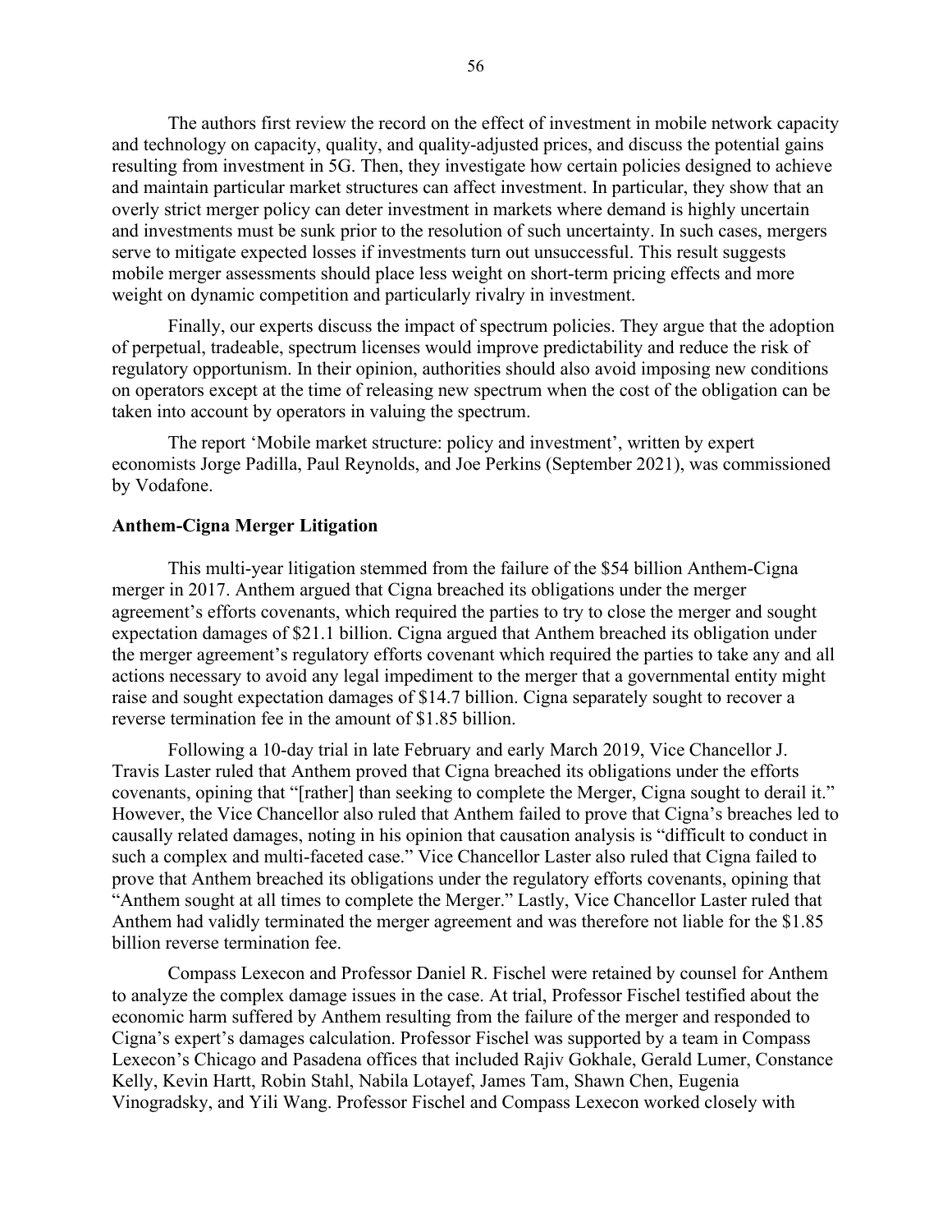The authors first review the record on the effect of investment in mobile network capacity and technology on capacity, quality, and quality-adjusted prices, and discuss the potential gains resulting from investment in 5G. Then, they investigate how certain policies designed to achieve and maintain particular market structures can affect investment. In particular, they show that an overly strict merger policy can deter investment in markets where demand is highly uncertain and investments must be sunk prior to the resolution of such uncertainty. In such cases, mergers serve to mitigate expected losses if investments turn out unsuccessful. This result suggests mobile merger assessments should place less weight on short-term pricing effects and more weight on dynamic competition and particularly rivalry in investment.

Finally, our experts discuss the impact of spectrum policies. They argue that the adoption of perpetual, tradeable, spectrum licenses would improve predictability and reduce the risk of regulatory opportunism. In their opinion, authorities should also avoid imposing new conditions on operators except at the time of releasing new spectrum when the cost of the obligation can be taken into account by operators in valuing the spectrum.

The report 'Mobile market structure: policy and investment', written by expert economists Jorge Padilla, Paul Reynolds, and Joe Perkins (September 2021), was commissioned by Vodafone.

**Anthem-Cigna Merger Litigation**

This multi-year litigation stemmed from the failure of the $54 billion Anthem-Cigna merger in 2017. Anthem argued that Cigna breached its obligations under the merger agreement's efforts covenants, which required the parties to try to close the merger and sought expectation damages of $21.1 billion. Cigna argued that Anthem breached its obligation under the merger agreement's regulatory efforts covenant which required the parties to take any and all actions necessary to avoid any legal impediment to the merger that a governmental entity might raise and sought expectation damages of $14.7 billion. Cigna separately sought to recover a reverse termination fee in the amount of $1.85 billion.

Following a 10-day trial in late February and early March 2019, Vice Chancellor J. Travis Laster ruled that Anthem proved that Cigna breached its obligations under the efforts covenants, opining that "[rather] than seeking to complete the Merger, Cigna sought to derail it." However, the Vice Chancellor also ruled that Anthem failed to prove that Cigna's breaches led to causally related damages, noting in his opinion that causation analysis is "difficult to conduct in such a complex and multi-faceted case." Vice Chancellor Laster also ruled that Cigna failed to prove that Anthem breached its obligations under the regulatory efforts covenants, opining that "Anthem sought at all times to complete the Merger." Lastly, Vice Chancellor Laster ruled that Anthem had validly terminated the merger agreement and was therefore not liable for the $1.85 billion reverse termination fee.

Compass Lexecon and Professor Daniel R. Fischel were retained by counsel for Anthem to analyze the complex damage issues in the case. At trial, Professor Fischel testified about the economic harm suffered by Anthem resulting from the failure of the merger and responded to Cigna's expert's damages calculation. Professor Fischel was supported by a team in Compass Lexecon's Chicago and Pasadena offices that included Rajiv Gokhale, Gerald Lumer, Constance Kelly, Kevin Hartt, Robin Stahl, Nabila Lotayef, James Tam, Shawn Chen, Eugenia Vinogradsky, and Yili Wang. Professor Fischel and Compass Lexecon worked closely with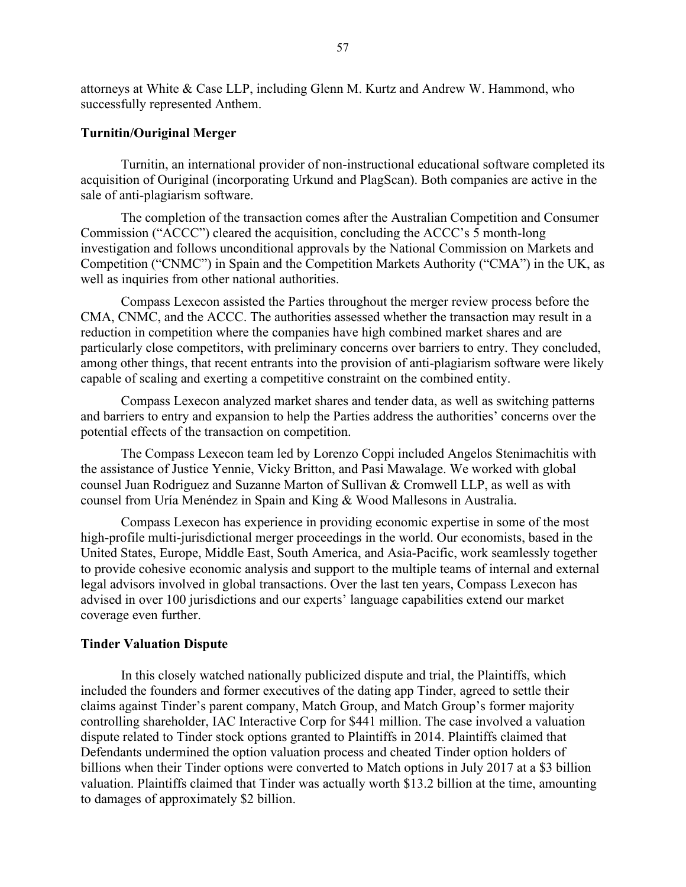attorneys at White & Case LLP, including Glenn M. Kurtz and Andrew W. Hammond, who successfully represented Anthem.

**Turnitin/Ouriginal Merger**

Turnitin, an international provider of non-instructional educational software completed its acquisition of Ouriginal (incorporating Urkund and PlagScan). Both companies are active in the sale of anti-plagiarism software.

The completion of the transaction comes after the Australian Competition and Consumer Commission ("ACCC") cleared the acquisition, concluding the ACCC's 5 month-long investigation and follows unconditional approvals by the National Commission on Markets and Competition ("CNMC") in Spain and the Competition Markets Authority ("CMA") in the UK, as well as inquiries from other national authorities.

Compass Lexecon assisted the Parties throughout the merger review process before the CMA, CNMC, and the ACCC. The authorities assessed whether the transaction may result in a reduction in competition where the companies have high combined market shares and are particularly close competitors, with preliminary concerns over barriers to entry. They concluded, among other things, that recent entrants into the provision of anti-plagiarism software were likely capable of scaling and exerting a competitive constraint on the combined entity.

Compass Lexecon analyzed market shares and tender data, as well as switching patterns and barriers to entry and expansion to help the Parties address the authorities' concerns over the potential effects of the transaction on competition.

The Compass Lexecon team led by Lorenzo Coppi included Angelos Stenimachitis with the assistance of Justice Yennie, Vicky Britton, and Pasi Mawalage. We worked with global counsel Juan Rodriguez and Suzanne Marton of Sullivan & Cromwell LLP, as well as with counsel from Uría Menéndez in Spain and King & Wood Mallesons in Australia.

Compass Lexecon has experience in providing economic expertise in some of the most high-profile multi-jurisdictional merger proceedings in the world. Our economists, based in the United States, Europe, Middle East, South America, and Asia-Pacific, work seamlessly together to provide cohesive economic analysis and support to the multiple teams of internal and external legal advisors involved in global transactions. Over the last ten years, Compass Lexecon has advised in over 100 jurisdictions and our experts' language capabilities extend our market coverage even further.

**Tinder Valuation Dispute**

In this closely watched nationally publicized dispute and trial, the Plaintiffs, which included the founders and former executives of the dating app Tinder, agreed to settle their claims against Tinder's parent company, Match Group, and Match Group's former majority controlling shareholder, IAC Interactive Corp for $441 million. The case involved a valuation dispute related to Tinder stock options granted to Plaintiffs in 2014. Plaintiffs claimed that Defendants undermined the option valuation process and cheated Tinder option holders of billions when their Tinder options were converted to Match options in July 2017 at a $3 billion valuation. Plaintiffs claimed that Tinder was actually worth $13.2 billion at the time, amounting to damages of approximately $2 billion.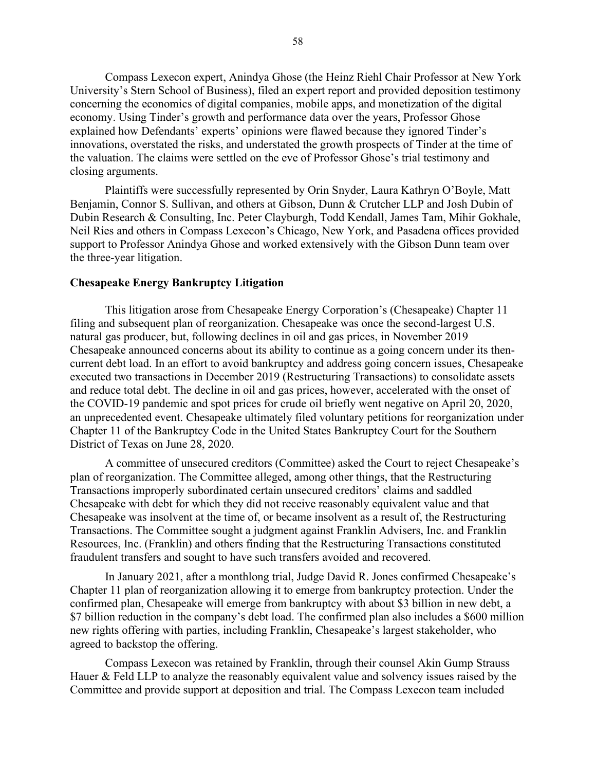Compass Lexecon expert, Anindya Ghose (the Heinz Riehl Chair Professor at New York University's Stern School of Business), filed an expert report and provided deposition testimony concerning the economics of digital companies, mobile apps, and monetization of the digital economy. Using Tinder's growth and performance data over the years, Professor Ghose explained how Defendants' experts' opinions were flawed because they ignored Tinder's innovations, overstated the risks, and understated the growth prospects of Tinder at the time of the valuation. The claims were settled on the eve of Professor Ghose's trial testimony and closing arguments.

Plaintiffs were successfully represented by Orin Snyder, Laura Kathryn O'Boyle, Matt Benjamin, Connor S. Sullivan, and others at Gibson, Dunn & Crutcher LLP and Josh Dubin of Dubin Research & Consulting, Inc. Peter Clayburgh, Todd Kendall, James Tam, Mihir Gokhale, Neil Ries and others in Compass Lexecon's Chicago, New York, and Pasadena offices provided support to Professor Anindya Ghose and worked extensively with the Gibson Dunn team over the three-year litigation.

**Chesapeake Energy Bankruptcy Litigation**

This litigation arose from Chesapeake Energy Corporation's (Chesapeake) Chapter 11 filing and subsequent plan of reorganization. Chesapeake was once the second-largest U.S. natural gas producer, but, following declines in oil and gas prices, in November 2019 Chesapeake announced concerns about its ability to continue as a going concern under its then-current debt load. In an effort to avoid bankruptcy and address going concern issues, Chesapeake executed two transactions in December 2019 (Restructuring Transactions) to consolidate assets and reduce total debt. The decline in oil and gas prices, however, accelerated with the onset of the COVID-19 pandemic and spot prices for crude oil briefly went negative on April 20, 2020, an unprecedented event. Chesapeake ultimately filed voluntary petitions for reorganization under Chapter 11 of the Bankruptcy Code in the United States Bankruptcy Court for the Southern District of Texas on June 28, 2020.

A committee of unsecured creditors (Committee) asked the Court to reject Chesapeake's plan of reorganization. The Committee alleged, among other things, that the Restructuring Transactions improperly subordinated certain unsecured creditors' claims and saddled Chesapeake with debt for which they did not receive reasonably equivalent value and that Chesapeake was insolvent at the time of, or became insolvent as a result of, the Restructuring Transactions. The Committee sought a judgment against Franklin Advisers, Inc. and Franklin Resources, Inc. (Franklin) and others finding that the Restructuring Transactions constituted fraudulent transfers and sought to have such transfers avoided and recovered.

In January 2021, after a monthlong trial, Judge David R. Jones confirmed Chesapeake's Chapter 11 plan of reorganization allowing it to emerge from bankruptcy protection. Under the confirmed plan, Chesapeake will emerge from bankruptcy with about $3 billion in new debt, a $7 billion reduction in the company's debt load. The confirmed plan also includes a $600 million new rights offering with parties, including Franklin, Chesapeake's largest stakeholder, who agreed to backstop the offering.

Compass Lexecon was retained by Franklin, through their counsel Akin Gump Strauss Hauer & Feld LLP to analyze the reasonably equivalent value and solvency issues raised by the Committee and provide support at deposition and trial. The Compass Lexecon team included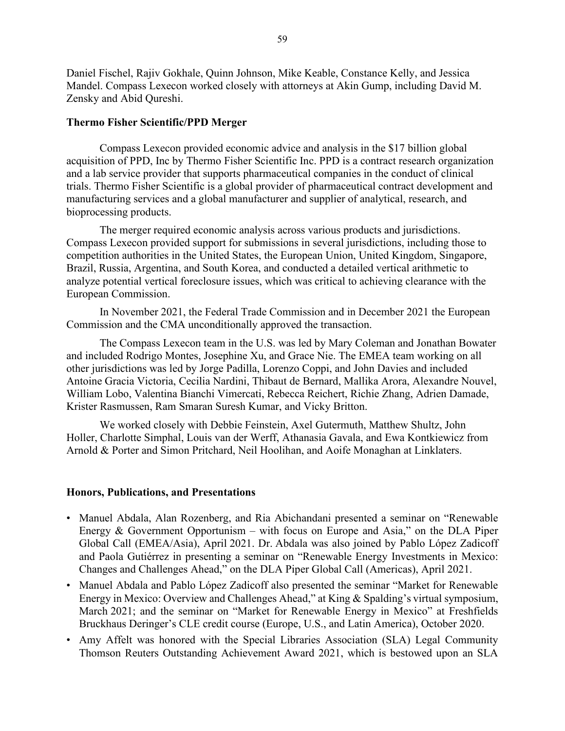Daniel Fischel, Rajiv Gokhale, Quinn Johnson, Mike Keable, Constance Kelly, and Jessica Mandel. Compass Lexecon worked closely with attorneys at Akin Gump, including David M. Zensky and Abid Qureshi.

**Thermo Fisher Scientific/PPD Merger**

Compass Lexecon provided economic advice and analysis in the $17 billion global acquisition of PPD, Inc by Thermo Fisher Scientific Inc. PPD is a contract research organization and a lab service provider that supports pharmaceutical companies in the conduct of clinical trials. Thermo Fisher Scientific is a global provider of pharmaceutical contract development and manufacturing services and a global manufacturer and supplier of analytical, research, and bioprocessing products.

The merger required economic analysis across various products and jurisdictions. Compass Lexecon provided support for submissions in several jurisdictions, including those to competition authorities in the United States, the European Union, United Kingdom, Singapore, Brazil, Russia, Argentina, and South Korea, and conducted a detailed vertical arithmetic to analyze potential vertical foreclosure issues, which was critical to achieving clearance with the European Commission.

In November 2021, the Federal Trade Commission and in December 2021 the European Commission and the CMA unconditionally approved the transaction.

The Compass Lexecon team in the U.S. was led by Mary Coleman and Jonathan Bowater and included Rodrigo Montes, Josephine Xu, and Grace Nie. The EMEA team working on all other jurisdictions was led by Jorge Padilla, Lorenzo Coppi, and John Davies and included Antoine Gracia Victoria, Cecilia Nardini, Thibaut de Bernard, Mallika Arora, Alexandre Nouvel, William Lobo, Valentina Bianchi Vimercati, Rebecca Reichert, Richie Zhang, Adrien Damade, Krister Rasmussen, Ram Smaran Suresh Kumar, and Vicky Britton.

We worked closely with Debbie Feinstein, Axel Gutermuth, Matthew Shultz, John Holler, Charlotte Simphal, Louis van der Werff, Athanasia Gavala, and Ewa Kontkiewicz from Arnold & Porter and Simon Pritchard, Neil Hoolihan, and Aoife Monaghan at Linklaters.

**Honors, Publications, and Presentations**

- Manuel Abdala, Alan Rozenberg, and Ria Abichandani presented a seminar on "Renewable Energy & Government Opportunism – with focus on Europe and Asia," on the DLA Piper Global Call (EMEA/Asia), April 2021. Dr. Abdala was also joined by Pablo López Zadicoff and Paola Gutiérrez in presenting a seminar on "Renewable Energy Investments in Mexico: Changes and Challenges Ahead," on the DLA Piper Global Call (Americas), April 2021.
- Manuel Abdala and Pablo López Zadicoff also presented the seminar "Market for Renewable Energy in Mexico: Overview and Challenges Ahead," at King & Spalding's virtual symposium, March 2021; and the seminar on "Market for Renewable Energy in Mexico" at Freshfields Bruckhaus Deringer's CLE credit course (Europe, U.S., and Latin America), October 2020.
- Amy Affelt was honored with the Special Libraries Association (SLA) Legal Community Thomson Reuters Outstanding Achievement Award 2021, which is bestowed upon an SLA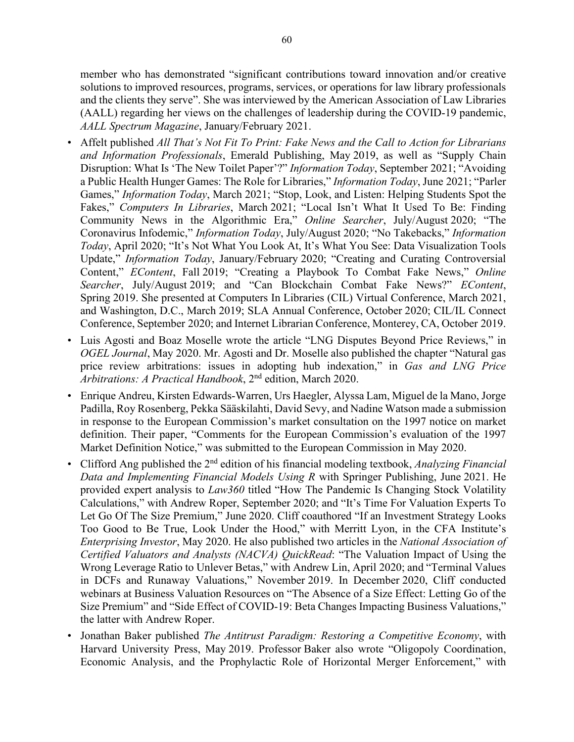member who has demonstrated "significant contributions toward innovation and/or creative solutions to improved resources, programs, services, or operations for law library professionals and the clients they serve". She was interviewed by the American Association of Law Libraries (AALL) regarding her views on the challenges of leadership during the COVID-19 pandemic, *AALL Spectrum Magazine*, January/February 2021.

- Affelt published *All That's Not Fit To Print: Fake News and the Call to Action for Librarians and Information Professionals*, Emerald Publishing, May 2019, as well as "Supply Chain Disruption: What Is 'The New Toilet Paper'?" *Information Today*, September 2021; "Avoiding a Public Health Hunger Games: The Role for Libraries," *Information Today*, June 2021; "Parler Games," *Information Today*, March 2021; "Stop, Look, and Listen: Helping Students Spot the Fakes," *Computers In Libraries*, March 2021; "Local Isn't What It Used To Be: Finding Community News in the Algorithmic Era," *Online Searcher*, July/August 2020; "The Coronavirus Infodemic," *Information Today*, July/August 2020; "No Takebacks," *Information Today*, April 2020; "It's Not What You Look At, It's What You See: Data Visualization Tools Update," *Information Today*, January/February 2020; "Creating and Curating Controversial Content," *EContent*, Fall 2019; "Creating a Playbook To Combat Fake News," *Online Searcher*, July/August 2019; and "Can Blockchain Combat Fake News?" *EContent*, Spring 2019. She presented at Computers In Libraries (CIL) Virtual Conference, March 2021, and Washington, D.C., March 2019; SLA Annual Conference, October 2020; CIL/IL Connect Conference, September 2020; and Internet Librarian Conference, Monterey, CA, October 2019.
- Luis Agosti and Boaz Moselle wrote the article "LNG Disputes Beyond Price Reviews," in *OGEL Journal*, May 2020. Mr. Agosti and Dr. Moselle also published the chapter "Natural gas price review arbitrations: issues in adopting hub indexation," in *Gas and LNG Price Arbitrations: A Practical Handbook*, 2nd edition, March 2020.
- Enrique Andreu, Kirsten Edwards-Warren, Urs Haegler, Alyssa Lam, Miguel de la Mano, Jorge Padilla, Roy Rosenberg, Pekka Sääskilahti, David Sevy, and Nadine Watson made a submission in response to the European Commission's market consultation on the 1997 notice on market definition. Their paper, "Comments for the European Commission's evaluation of the 1997 Market Definition Notice," was submitted to the European Commission in May 2020.
- Clifford Ang published the 2nd edition of his financial modeling textbook, *Analyzing Financial Data and Implementing Financial Models Using R* with Springer Publishing, June 2021. He provided expert analysis to *Law360* titled "How The Pandemic Is Changing Stock Volatility Calculations," with Andrew Roper, September 2020; and "It's Time For Valuation Experts To Let Go Of The Size Premium," June 2020. Cliff coauthored "If an Investment Strategy Looks Too Good to Be True, Look Under the Hood," with Merritt Lyon, in the CFA Institute's *Enterprising Investor*, May 2020. He also published two articles in the *National Association of Certified Valuators and Analysts (NACVA) QuickRead*: "The Valuation Impact of Using the Wrong Leverage Ratio to Unlever Betas," with Andrew Lin, April 2020; and "Terminal Values in DCFs and Runaway Valuations," November 2019. In December 2020, Cliff conducted webinars at Business Valuation Resources on "The Absence of a Size Effect: Letting Go of the Size Premium" and "Side Effect of COVID-19: Beta Changes Impacting Business Valuations," the latter with Andrew Roper.
- Jonathan Baker published *The Antitrust Paradigm: Restoring a Competitive Economy*, with Harvard University Press, May 2019. Professor Baker also wrote "Oligopoly Coordination, Economic Analysis, and the Prophylactic Role of Horizontal Merger Enforcement," with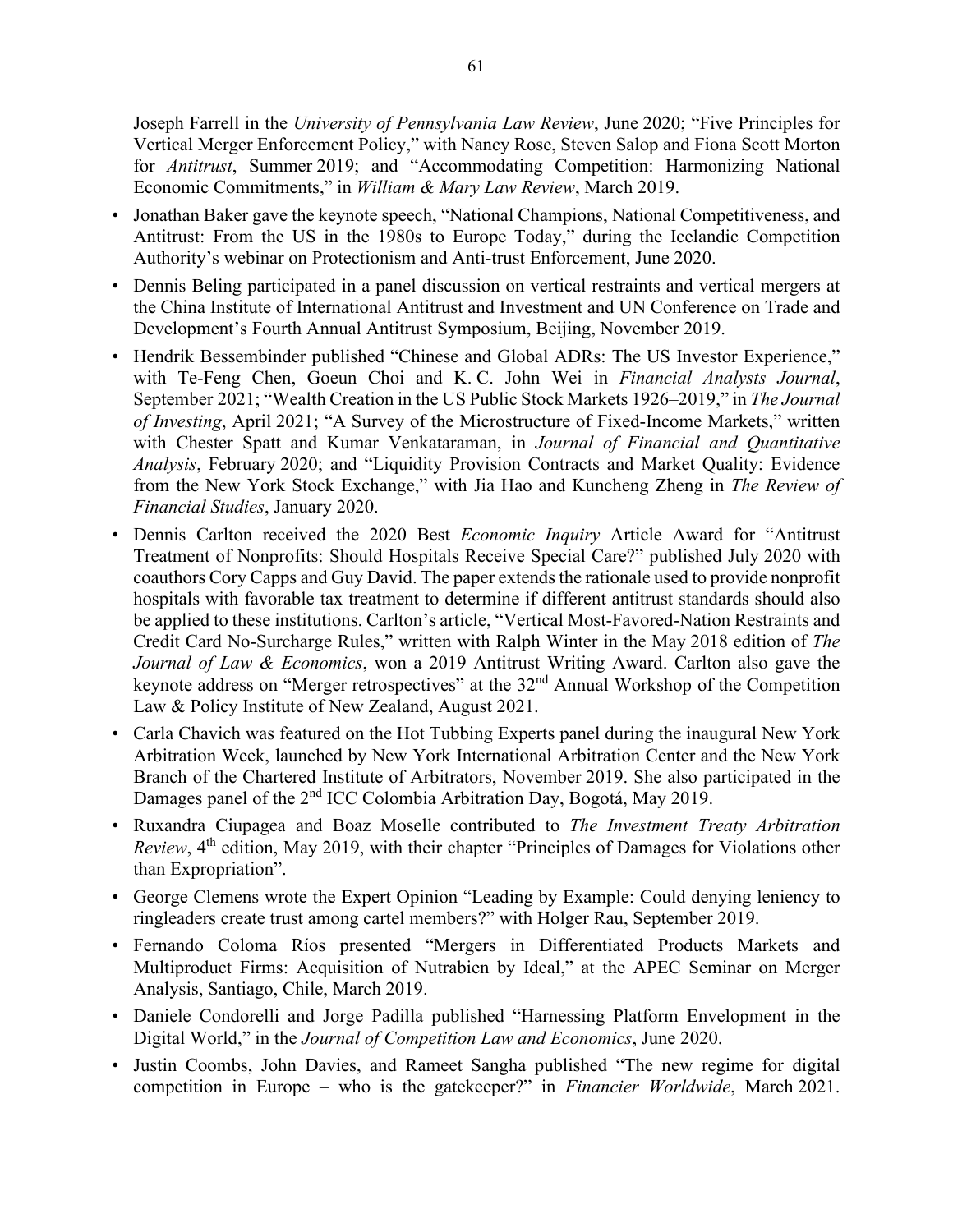Joseph Farrell in the *University of Pennsylvania Law Review*, June 2020; "Five Principles for Vertical Merger Enforcement Policy," with Nancy Rose, Steven Salop and Fiona Scott Morton for *Antitrust*, Summer 2019; and "Accommodating Competition: Harmonizing National Economic Commitments," in *William & Mary Law Review*, March 2019.

- Jonathan Baker gave the keynote speech, "National Champions, National Competitiveness, and Antitrust: From the US in the 1980s to Europe Today," during the Icelandic Competition Authority's webinar on Protectionism and Anti-trust Enforcement, June 2020.
- Dennis Beling participated in a panel discussion on vertical restraints and vertical mergers at the China Institute of International Antitrust and Investment and UN Conference on Trade and Development's Fourth Annual Antitrust Symposium, Beijing, November 2019.
- Hendrik Bessembinder published "Chinese and Global ADRs: The US Investor Experience," with Te-Feng Chen, Goeun Choi and K. C. John Wei in *Financial Analysts Journal*, September 2021; "Wealth Creation in the US Public Stock Markets 1926–2019," in *The Journal of Investing*, April 2021; "A Survey of the Microstructure of Fixed-Income Markets," written with Chester Spatt and Kumar Venkataraman, in *Journal of Financial and Quantitative Analysis*, February 2020; and "Liquidity Provision Contracts and Market Quality: Evidence from the New York Stock Exchange," with Jia Hao and Kuncheng Zheng in *The Review of Financial Studies*, January 2020.
- Dennis Carlton received the 2020 Best *Economic Inquiry* Article Award for "Antitrust Treatment of Nonprofits: Should Hospitals Receive Special Care?" published July 2020 with coauthors Cory Capps and Guy David. The paper extends the rationale used to provide nonprofit hospitals with favorable tax treatment to determine if different antitrust standards should also be applied to these institutions. Carlton's article, "Vertical Most-Favored-Nation Restraints and Credit Card No-Surcharge Rules," written with Ralph Winter in the May 2018 edition of *The Journal of Law & Economics*, won a 2019 Antitrust Writing Award. Carlton also gave the keynote address on "Merger retrospectives" at the 32nd Annual Workshop of the Competition Law & Policy Institute of New Zealand, August 2021.
- Carla Chavich was featured on the Hot Tubbing Experts panel during the inaugural New York Arbitration Week, launched by New York International Arbitration Center and the New York Branch of the Chartered Institute of Arbitrators, November 2019. She also participated in the Damages panel of the 2nd ICC Colombia Arbitration Day, Bogotá, May 2019.
- Ruxandra Ciupagea and Boaz Moselle contributed to *The Investment Treaty Arbitration Review*, 4th edition, May 2019, with their chapter "Principles of Damages for Violations other than Expropriation".
- George Clemens wrote the Expert Opinion "Leading by Example: Could denying leniency to ringleaders create trust among cartel members?" with Holger Rau, September 2019.
- Fernando Coloma Ríos presented "Mergers in Differentiated Products Markets and Multiproduct Firms: Acquisition of Nutrabien by Ideal," at the APEC Seminar on Merger Analysis, Santiago, Chile, March 2019.
- Daniele Condorelli and Jorge Padilla published "Harnessing Platform Envelopment in the Digital World," in the *Journal of Competition Law and Economics*, June 2020.
- Justin Coombs, John Davies, and Rameet Sangha published "The new regime for digital competition in Europe – who is the gatekeeper?" in *Financier Worldwide*, March 2021.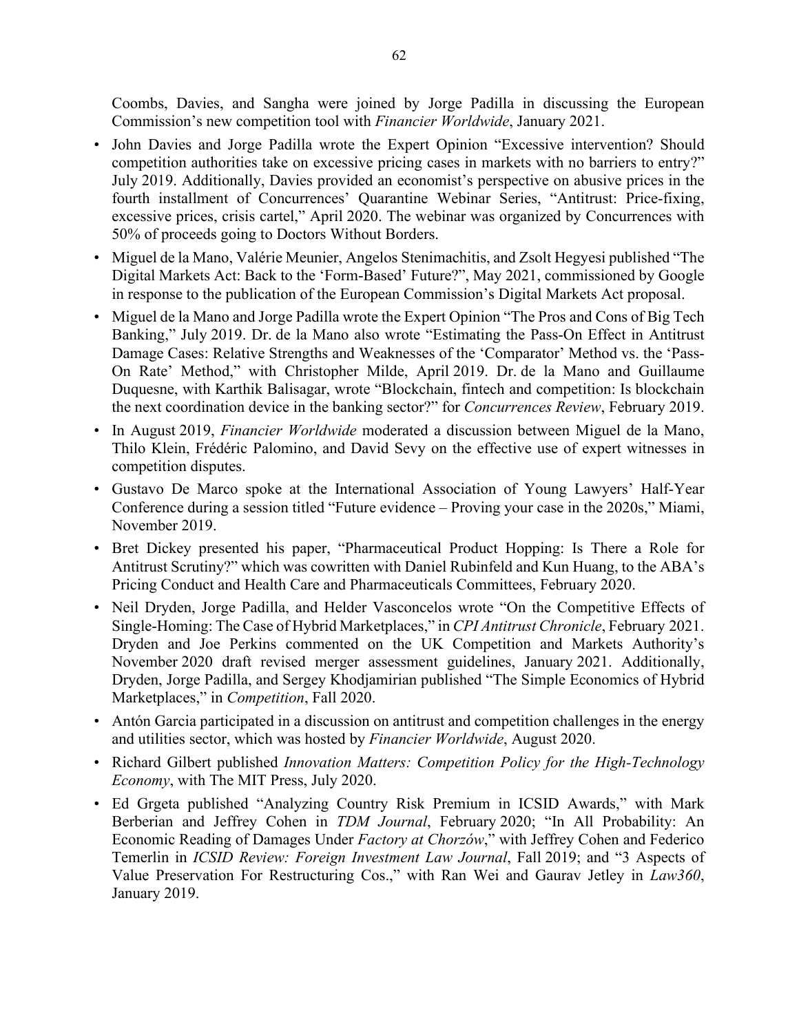Coombs, Davies, and Sangha were joined by Jorge Padilla in discussing the European Commission's new competition tool with *Financier Worldwide*, January 2021.

- John Davies and Jorge Padilla wrote the Expert Opinion "Excessive intervention? Should competition authorities take on excessive pricing cases in markets with no barriers to entry?" July 2019. Additionally, Davies provided an economist's perspective on abusive prices in the fourth installment of Concurrences' Quarantine Webinar Series, "Antitrust: Price-fixing, excessive prices, crisis cartel," April 2020. The webinar was organized by Concurrences with 50% of proceeds going to Doctors Without Borders.
- Miguel de la Mano, Valérie Meunier, Angelos Stenimachitis, and Zsolt Hegyesi published "The Digital Markets Act: Back to the 'Form-Based' Future?", May 2021, commissioned by Google in response to the publication of the European Commission's Digital Markets Act proposal.
- Miguel de la Mano and Jorge Padilla wrote the Expert Opinion "The Pros and Cons of Big Tech Banking," July 2019. Dr. de la Mano also wrote "Estimating the Pass-On Effect in Antitrust Damage Cases: Relative Strengths and Weaknesses of the 'Comparator' Method vs. the 'Pass-On Rate' Method," with Christopher Milde, April 2019. Dr. de la Mano and Guillaume Duquesne, with Karthik Balisagar, wrote "Blockchain, fintech and competition: Is blockchain the next coordination device in the banking sector?" for *Concurrences Review*, February 2019.
- In August 2019, *Financier Worldwide* moderated a discussion between Miguel de la Mano, Thilo Klein, Frédéric Palomino, and David Sevy on the effective use of expert witnesses in competition disputes.
- Gustavo De Marco spoke at the International Association of Young Lawyers' Half-Year Conference during a session titled "Future evidence – Proving your case in the 2020s," Miami, November 2019.
- Bret Dickey presented his paper, "Pharmaceutical Product Hopping: Is There a Role for Antitrust Scrutiny?" which was cowritten with Daniel Rubinfeld and Kun Huang, to the ABA's Pricing Conduct and Health Care and Pharmaceuticals Committees, February 2020.
- Neil Dryden, Jorge Padilla, and Helder Vasconcelos wrote "On the Competitive Effects of Single-Homing: The Case of Hybrid Marketplaces," in *CPI Antitrust Chronicle*, February 2021. Dryden and Joe Perkins commented on the UK Competition and Markets Authority's November 2020 draft revised merger assessment guidelines, January 2021. Additionally, Dryden, Jorge Padilla, and Sergey Khodjamirian published "The Simple Economics of Hybrid Marketplaces," in *Competition*, Fall 2020.
- Antón Garcia participated in a discussion on antitrust and competition challenges in the energy and utilities sector, which was hosted by *Financier Worldwide*, August 2020.
- Richard Gilbert published *Innovation Matters: Competition Policy for the High-Technology Economy*, with The MIT Press, July 2020.
- Ed Grgeta published "Analyzing Country Risk Premium in ICSID Awards," with Mark Berberian and Jeffrey Cohen in *TDM Journal*, February 2020; "In All Probability: An Economic Reading of Damages Under *Factory at Chorzów*," with Jeffrey Cohen and Federico Temerlin in *ICSID Review: Foreign Investment Law Journal*, Fall 2019; and "3 Aspects of Value Preservation For Restructuring Cos.," with Ran Wei and Gaurav Jetley in *Law360*, January 2019.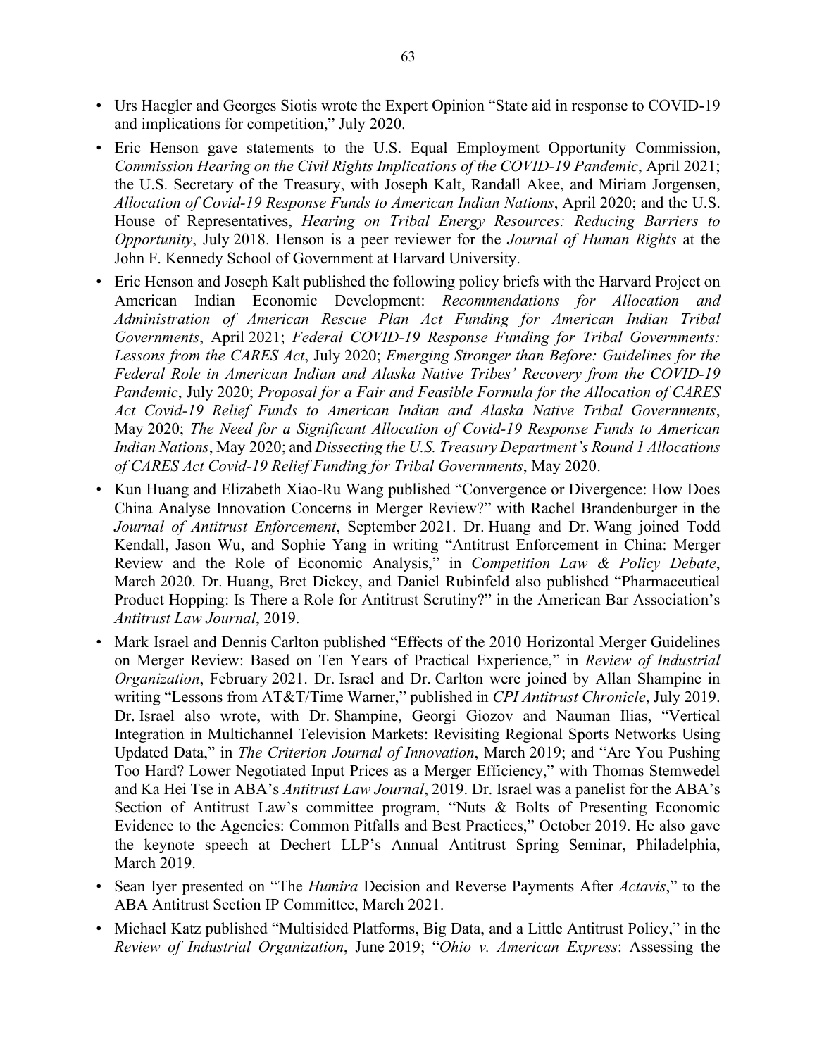- Urs Haegler and Georges Siotis wrote the Expert Opinion "State aid in response to COVID-19 and implications for competition," July 2020.
- Eric Henson gave statements to the U.S. Equal Employment Opportunity Commission, *Commission Hearing on the Civil Rights Implications of the COVID-19 Pandemic*, April 2021; the U.S. Secretary of the Treasury, with Joseph Kalt, Randall Akee, and Miriam Jorgensen, *Allocation of Covid-19 Response Funds to American Indian Nations*, April 2020; and the U.S. House of Representatives, *Hearing on Tribal Energy Resources: Reducing Barriers to Opportunity*, July 2018. Henson is a peer reviewer for the *Journal of Human Rights* at the John F. Kennedy School of Government at Harvard University.
- Eric Henson and Joseph Kalt published the following policy briefs with the Harvard Project on American Indian Economic Development: *Recommendations for Allocation and Administration of American Rescue Plan Act Funding for American Indian Tribal Governments*, April 2021; *Federal COVID-19 Response Funding for Tribal Governments: Lessons from the CARES Act*, July 2020; *Emerging Stronger than Before: Guidelines for the Federal Role in American Indian and Alaska Native Tribes' Recovery from the COVID-19 Pandemic*, July 2020; *Proposal for a Fair and Feasible Formula for the Allocation of CARES Act Covid-19 Relief Funds to American Indian and Alaska Native Tribal Governments*, May 2020; *The Need for a Significant Allocation of Covid-19 Response Funds to American Indian Nations*, May 2020; and *Dissecting the U.S. Treasury Department's Round 1 Allocations of CARES Act Covid-19 Relief Funding for Tribal Governments*, May 2020.
- Kun Huang and Elizabeth Xiao-Ru Wang published "Convergence or Divergence: How Does China Analyse Innovation Concerns in Merger Review?" with Rachel Brandenburger in the *Journal of Antitrust Enforcement*, September 2021. Dr. Huang and Dr. Wang joined Todd Kendall, Jason Wu, and Sophie Yang in writing "Antitrust Enforcement in China: Merger Review and the Role of Economic Analysis," in *Competition Law & Policy Debate*, March 2020. Dr. Huang, Bret Dickey, and Daniel Rubinfeld also published "Pharmaceutical Product Hopping: Is There a Role for Antitrust Scrutiny?" in the American Bar Association's *Antitrust Law Journal*, 2019.
- Mark Israel and Dennis Carlton published "Effects of the 2010 Horizontal Merger Guidelines on Merger Review: Based on Ten Years of Practical Experience," in *Review of Industrial Organization*, February 2021. Dr. Israel and Dr. Carlton were joined by Allan Shampine in writing "Lessons from AT&T/Time Warner," published in *CPI Antitrust Chronicle*, July 2019. Dr. Israel also wrote, with Dr. Shampine, Georgi Giozov and Nauman Ilias, "Vertical Integration in Multichannel Television Markets: Revisiting Regional Sports Networks Using Updated Data," in *The Criterion Journal of Innovation*, March 2019; and "Are You Pushing Too Hard? Lower Negotiated Input Prices as a Merger Efficiency," with Thomas Stemwedel and Ka Hei Tse in ABA's *Antitrust Law Journal*, 2019. Dr. Israel was a panelist for the ABA's Section of Antitrust Law's committee program, "Nuts & Bolts of Presenting Economic Evidence to the Agencies: Common Pitfalls and Best Practices," October 2019. He also gave the keynote speech at Dechert LLP's Annual Antitrust Spring Seminar, Philadelphia, March 2019.
- Sean Iyer presented on "The *Humira* Decision and Reverse Payments After *Actavis*," to the ABA Antitrust Section IP Committee, March 2021.
- Michael Katz published "Multisided Platforms, Big Data, and a Little Antitrust Policy," in the *Review of Industrial Organization*, June 2019; "*Ohio v. American Express*: Assessing the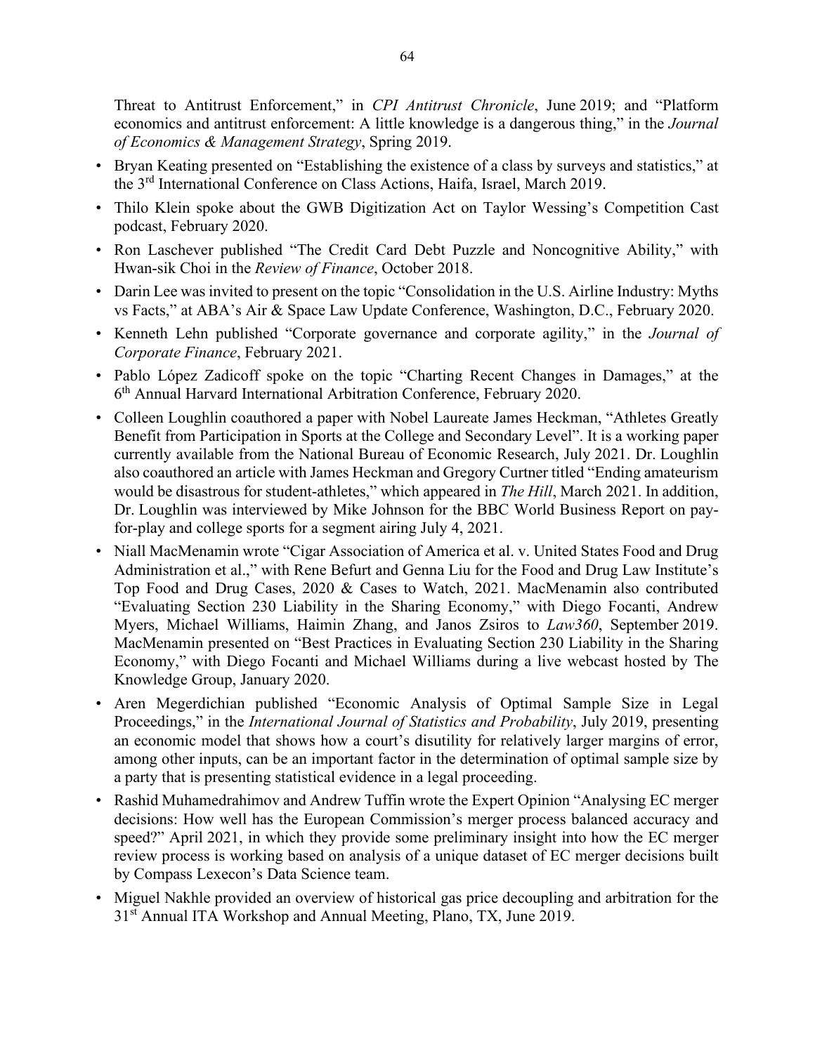Threat to Antitrust Enforcement," in *CPI Antitrust Chronicle*, June 2019; and "Platform economics and antitrust enforcement: A little knowledge is a dangerous thing," in the *Journal of Economics & Management Strategy*, Spring 2019.

- Bryan Keating presented on "Establishing the existence of a class by surveys and statistics," at the 3rd International Conference on Class Actions, Haifa, Israel, March 2019.
- Thilo Klein spoke about the GWB Digitization Act on Taylor Wessing's Competition Cast podcast, February 2020.
- Ron Laschever published "The Credit Card Debt Puzzle and Noncognitive Ability," with Hwan-sik Choi in the *Review of Finance*, October 2018.
- Darin Lee was invited to present on the topic "Consolidation in the U.S. Airline Industry: Myths vs Facts," at ABA's Air & Space Law Update Conference, Washington, D.C., February 2020.
- Kenneth Lehn published "Corporate governance and corporate agility," in the *Journal of Corporate Finance*, February 2021.
- Pablo López Zadicoff spoke on the topic "Charting Recent Changes in Damages," at the 6th Annual Harvard International Arbitration Conference, February 2020.
- Colleen Loughlin coauthored a paper with Nobel Laureate James Heckman, "Athletes Greatly Benefit from Participation in Sports at the College and Secondary Level". It is a working paper currently available from the National Bureau of Economic Research, July 2021. Dr. Loughlin also coauthored an article with James Heckman and Gregory Curtner titled "Ending amateurism would be disastrous for student-athletes," which appeared in *The Hill*, March 2021. In addition, Dr. Loughlin was interviewed by Mike Johnson for the BBC World Business Report on pay-for-play and college sports for a segment airing July 4, 2021.
- Niall MacMenamin wrote "Cigar Association of America et al. v. United States Food and Drug Administration et al.," with Rene Befurt and Genna Liu for the Food and Drug Law Institute's Top Food and Drug Cases, 2020 & Cases to Watch, 2021. MacMenamin also contributed "Evaluating Section 230 Liability in the Sharing Economy," with Diego Focanti, Andrew Myers, Michael Williams, Haimin Zhang, and Janos Zsiros to *Law360*, September 2019. MacMenamin presented on "Best Practices in Evaluating Section 230 Liability in the Sharing Economy," with Diego Focanti and Michael Williams during a live webcast hosted by The Knowledge Group, January 2020.
- Aren Megerdichian published "Economic Analysis of Optimal Sample Size in Legal Proceedings," in the *International Journal of Statistics and Probability*, July 2019, presenting an economic model that shows how a court's disutility for relatively larger margins of error, among other inputs, can be an important factor in the determination of optimal sample size by a party that is presenting statistical evidence in a legal proceeding.
- Rashid Muhamedrahimov and Andrew Tuffin wrote the Expert Opinion "Analysing EC merger decisions: How well has the European Commission's merger process balanced accuracy and speed?" April 2021, in which they provide some preliminary insight into how the EC merger review process is working based on analysis of a unique dataset of EC merger decisions built by Compass Lexecon's Data Science team.
- Miguel Nakhle provided an overview of historical gas price decoupling and arbitration for the 31st Annual ITA Workshop and Annual Meeting, Plano, TX, June 2019.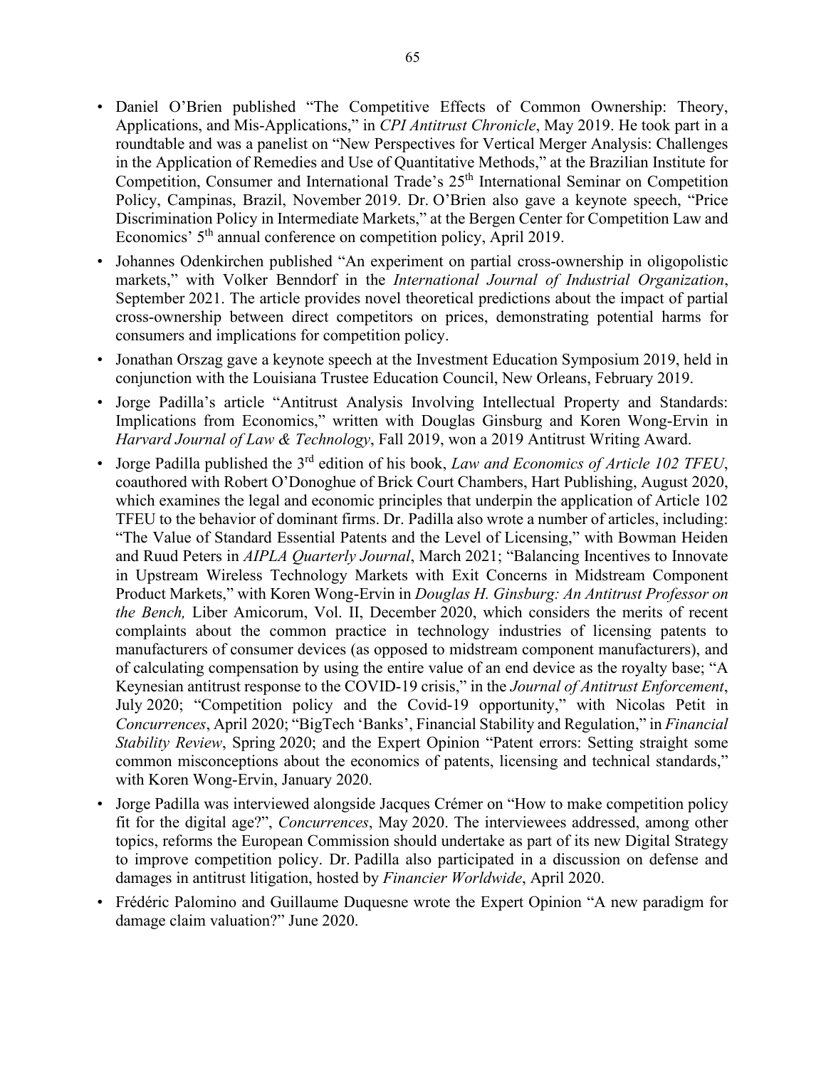- Daniel O'Brien published "The Competitive Effects of Common Ownership: Theory, Applications, and Mis-Applications," in *CPI Antitrust Chronicle*, May 2019. He took part in a roundtable and was a panelist on "New Perspectives for Vertical Merger Analysis: Challenges in the Application of Remedies and Use of Quantitative Methods," at the Brazilian Institute for Competition, Consumer and International Trade's 25th International Seminar on Competition Policy, Campinas, Brazil, November 2019. Dr. O'Brien also gave a keynote speech, "Price Discrimination Policy in Intermediate Markets," at the Bergen Center for Competition Law and Economics' 5th annual conference on competition policy, April 2019.
- Johannes Odenkirchen published "An experiment on partial cross-ownership in oligopolistic markets," with Volker Benndorf in the *International Journal of Industrial Organization*, September 2021. The article provides novel theoretical predictions about the impact of partial cross-ownership between direct competitors on prices, demonstrating potential harms for consumers and implications for competition policy.
- Jonathan Orszag gave a keynote speech at the Investment Education Symposium 2019, held in conjunction with the Louisiana Trustee Education Council, New Orleans, February 2019.
- Jorge Padilla's article "Antitrust Analysis Involving Intellectual Property and Standards: Implications from Economics," written with Douglas Ginsburg and Koren Wong-Ervin in *Harvard Journal of Law & Technology*, Fall 2019, won a 2019 Antitrust Writing Award.
- Jorge Padilla published the 3rd edition of his book, *Law and Economics of Article 102 TFEU*, coauthored with Robert O'Donoghue of Brick Court Chambers, Hart Publishing, August 2020, which examines the legal and economic principles that underpin the application of Article 102 TFEU to the behavior of dominant firms. Dr. Padilla also wrote a number of articles, including: "The Value of Standard Essential Patents and the Level of Licensing," with Bowman Heiden and Ruud Peters in *AIPLA Quarterly Journal*, March 2021; "Balancing Incentives to Innovate in Upstream Wireless Technology Markets with Exit Concerns in Midstream Component Product Markets," with Koren Wong-Ervin in *Douglas H. Ginsburg: An Antitrust Professor on the Bench,* Liber Amicorum, Vol. II, December 2020, which considers the merits of recent complaints about the common practice in technology industries of licensing patents to manufacturers of consumer devices (as opposed to midstream component manufacturers), and of calculating compensation by using the entire value of an end device as the royalty base; "A Keynesian antitrust response to the COVID-19 crisis," in the *Journal of Antitrust Enforcement*, July 2020; "Competition policy and the Covid-19 opportunity," with Nicolas Petit in *Concurrences*, April 2020; "BigTech 'Banks', Financial Stability and Regulation," in *Financial Stability Review*, Spring 2020; and the Expert Opinion "Patent errors: Setting straight some common misconceptions about the economics of patents, licensing and technical standards," with Koren Wong-Ervin, January 2020.
- Jorge Padilla was interviewed alongside Jacques Crémer on "How to make competition policy fit for the digital age?", *Concurrences*, May 2020. The interviewees addressed, among other topics, reforms the European Commission should undertake as part of its new Digital Strategy to improve competition policy. Dr. Padilla also participated in a discussion on defense and damages in antitrust litigation, hosted by *Financier Worldwide*, April 2020.
- Frédéric Palomino and Guillaume Duquesne wrote the Expert Opinion "A new paradigm for damage claim valuation?" June 2020.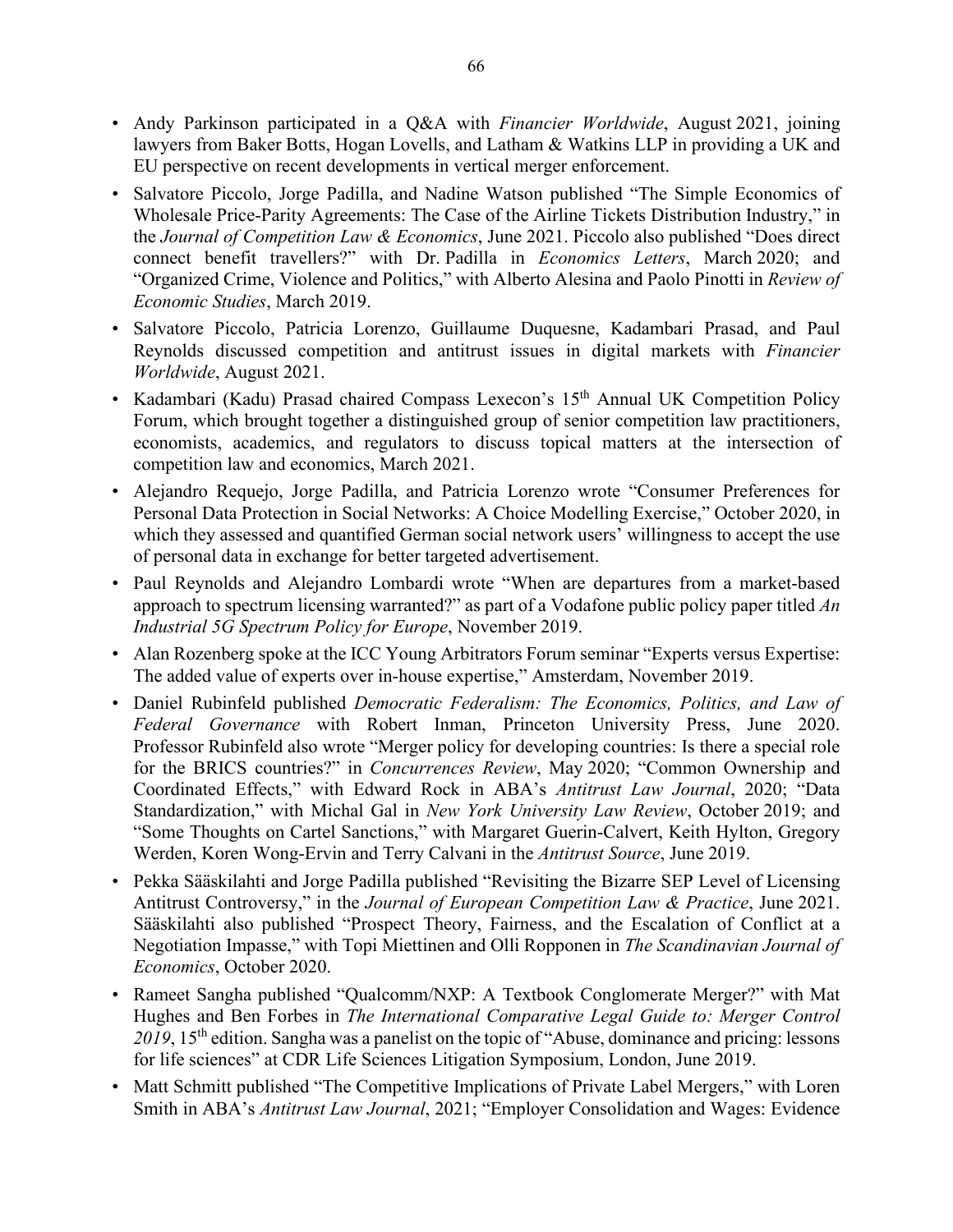- Andy Parkinson participated in a Q&A with *Financier Worldwide*, August 2021, joining lawyers from Baker Botts, Hogan Lovells, and Latham & Watkins LLP in providing a UK and EU perspective on recent developments in vertical merger enforcement.
- Salvatore Piccolo, Jorge Padilla, and Nadine Watson published "The Simple Economics of Wholesale Price-Parity Agreements: The Case of the Airline Tickets Distribution Industry," in the *Journal of Competition Law & Economics*, June 2021. Piccolo also published "Does direct connect benefit travellers?" with Dr. Padilla in *Economics Letters*, March 2020; and "Organized Crime, Violence and Politics," with Alberto Alesina and Paolo Pinotti in *Review of Economic Studies*, March 2019.
- Salvatore Piccolo, Patricia Lorenzo, Guillaume Duquesne, Kadambari Prasad, and Paul Reynolds discussed competition and antitrust issues in digital markets with *Financier Worldwide*, August 2021.
- Kadambari (Kadu) Prasad chaired Compass Lexecon's 15th Annual UK Competition Policy Forum, which brought together a distinguished group of senior competition law practitioners, economists, academics, and regulators to discuss topical matters at the intersection of competition law and economics, March 2021.
- Alejandro Requejo, Jorge Padilla, and Patricia Lorenzo wrote "Consumer Preferences for Personal Data Protection in Social Networks: A Choice Modelling Exercise," October 2020, in which they assessed and quantified German social network users' willingness to accept the use of personal data in exchange for better targeted advertisement.
- Paul Reynolds and Alejandro Lombardi wrote "When are departures from a market-based approach to spectrum licensing warranted?" as part of a Vodafone public policy paper titled *An Industrial 5G Spectrum Policy for Europe*, November 2019.
- Alan Rozenberg spoke at the ICC Young Arbitrators Forum seminar "Experts versus Expertise: The added value of experts over in-house expertise," Amsterdam, November 2019.
- Daniel Rubinfeld published *Democratic Federalism: The Economics, Politics, and Law of Federal Governance* with Robert Inman, Princeton University Press, June 2020. Professor Rubinfeld also wrote "Merger policy for developing countries: Is there a special role for the BRICS countries?" in *Concurrences Review*, May 2020; "Common Ownership and Coordinated Effects," with Edward Rock in ABA's *Antitrust Law Journal*, 2020; "Data Standardization," with Michal Gal in *New York University Law Review*, October 2019; and "Some Thoughts on Cartel Sanctions," with Margaret Guerin-Calvert, Keith Hylton, Gregory Werden, Koren Wong-Ervin and Terry Calvani in the *Antitrust Source*, June 2019.
- Pekka Sääskilahti and Jorge Padilla published "Revisiting the Bizarre SEP Level of Licensing Antitrust Controversy," in the *Journal of European Competition Law & Practice*, June 2021. Sääskilahti also published "Prospect Theory, Fairness, and the Escalation of Conflict at a Negotiation Impasse," with Topi Miettinen and Olli Ropponen in *The Scandinavian Journal of Economics*, October 2020.
- Rameet Sangha published "Qualcomm/NXP: A Textbook Conglomerate Merger?" with Mat Hughes and Ben Forbes in *The International Comparative Legal Guide to: Merger Control 2019*, 15th edition. Sangha was a panelist on the topic of "Abuse, dominance and pricing: lessons for life sciences" at CDR Life Sciences Litigation Symposium, London, June 2019.
- Matt Schmitt published "The Competitive Implications of Private Label Mergers," with Loren Smith in ABA's *Antitrust Law Journal*, 2021; "Employer Consolidation and Wages: Evidence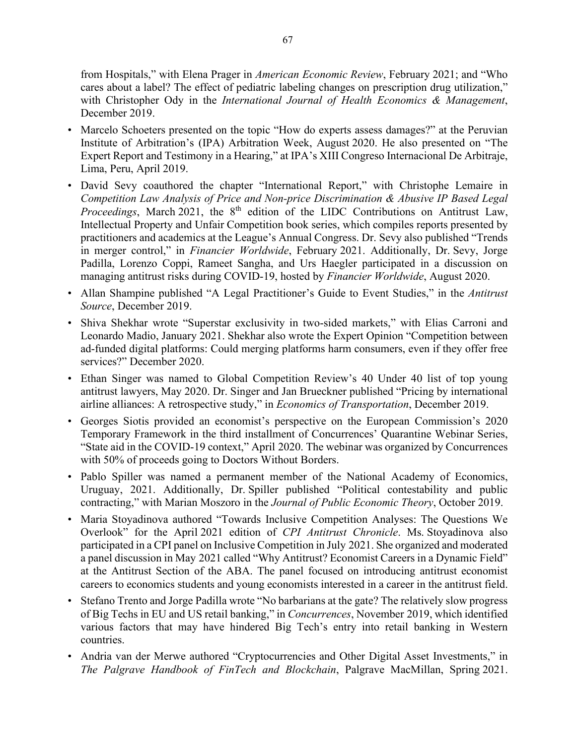from Hospitals," with Elena Prager in *American Economic Review*, February 2021; and "Who cares about a label? The effect of pediatric labeling changes on prescription drug utilization," with Christopher Ody in the *International Journal of Health Economics & Management*, December 2019.

- Marcelo Schoeters presented on the topic "How do experts assess damages?" at the Peruvian Institute of Arbitration's (IPA) Arbitration Week, August 2020. He also presented on "The Expert Report and Testimony in a Hearing," at IPA's XIII Congreso Internacional De Arbitraje, Lima, Peru, April 2019.
- David Sevy coauthored the chapter "International Report," with Christophe Lemaire in *Competition Law Analysis of Price and Non-price Discrimination & Abusive IP Based Legal Proceedings*, March 2021, the 8th edition of the LIDC Contributions on Antitrust Law, Intellectual Property and Unfair Competition book series, which compiles reports presented by practitioners and academics at the League's Annual Congress. Dr. Sevy also published "Trends in merger control," in *Financier Worldwide*, February 2021. Additionally, Dr. Sevy, Jorge Padilla, Lorenzo Coppi, Rameet Sangha, and Urs Haegler participated in a discussion on managing antitrust risks during COVID-19, hosted by *Financier Worldwide*, August 2020.
- Allan Shampine published "A Legal Practitioner's Guide to Event Studies," in the *Antitrust Source*, December 2019.
- Shiva Shekhar wrote "Superstar exclusivity in two-sided markets," with Elias Carroni and Leonardo Madio, January 2021. Shekhar also wrote the Expert Opinion "Competition between ad-funded digital platforms: Could merging platforms harm consumers, even if they offer free services?" December 2020.
- Ethan Singer was named to Global Competition Review's 40 Under 40 list of top young antitrust lawyers, May 2020. Dr. Singer and Jan Brueckner published "Pricing by international airline alliances: A retrospective study," in *Economics of Transportation*, December 2019.
- Georges Siotis provided an economist's perspective on the European Commission's 2020 Temporary Framework in the third installment of Concurrences' Quarantine Webinar Series, "State aid in the COVID-19 context," April 2020. The webinar was organized by Concurrences with 50% of proceeds going to Doctors Without Borders.
- Pablo Spiller was named a permanent member of the National Academy of Economics, Uruguay, 2021. Additionally, Dr. Spiller published "Political contestability and public contracting," with Marian Moszoro in the *Journal of Public Economic Theory*, October 2019.
- Maria Stoyadinova authored "Towards Inclusive Competition Analyses: The Questions We Overlook" for the April 2021 edition of *CPI Antitrust Chronicle*. Ms. Stoyadinova also participated in a CPI panel on Inclusive Competition in July 2021. She organized and moderated a panel discussion in May 2021 called "Why Antitrust? Economist Careers in a Dynamic Field" at the Antitrust Section of the ABA. The panel focused on introducing antitrust economist careers to economics students and young economists interested in a career in the antitrust field.
- Stefano Trento and Jorge Padilla wrote "No barbarians at the gate? The relatively slow progress of Big Techs in EU and US retail banking," in *Concurrences*, November 2019, which identified various factors that may have hindered Big Tech's entry into retail banking in Western countries.
- Andria van der Merwe authored "Cryptocurrencies and Other Digital Asset Investments," in *The Palgrave Handbook of FinTech and Blockchain*, Palgrave MacMillan, Spring 2021.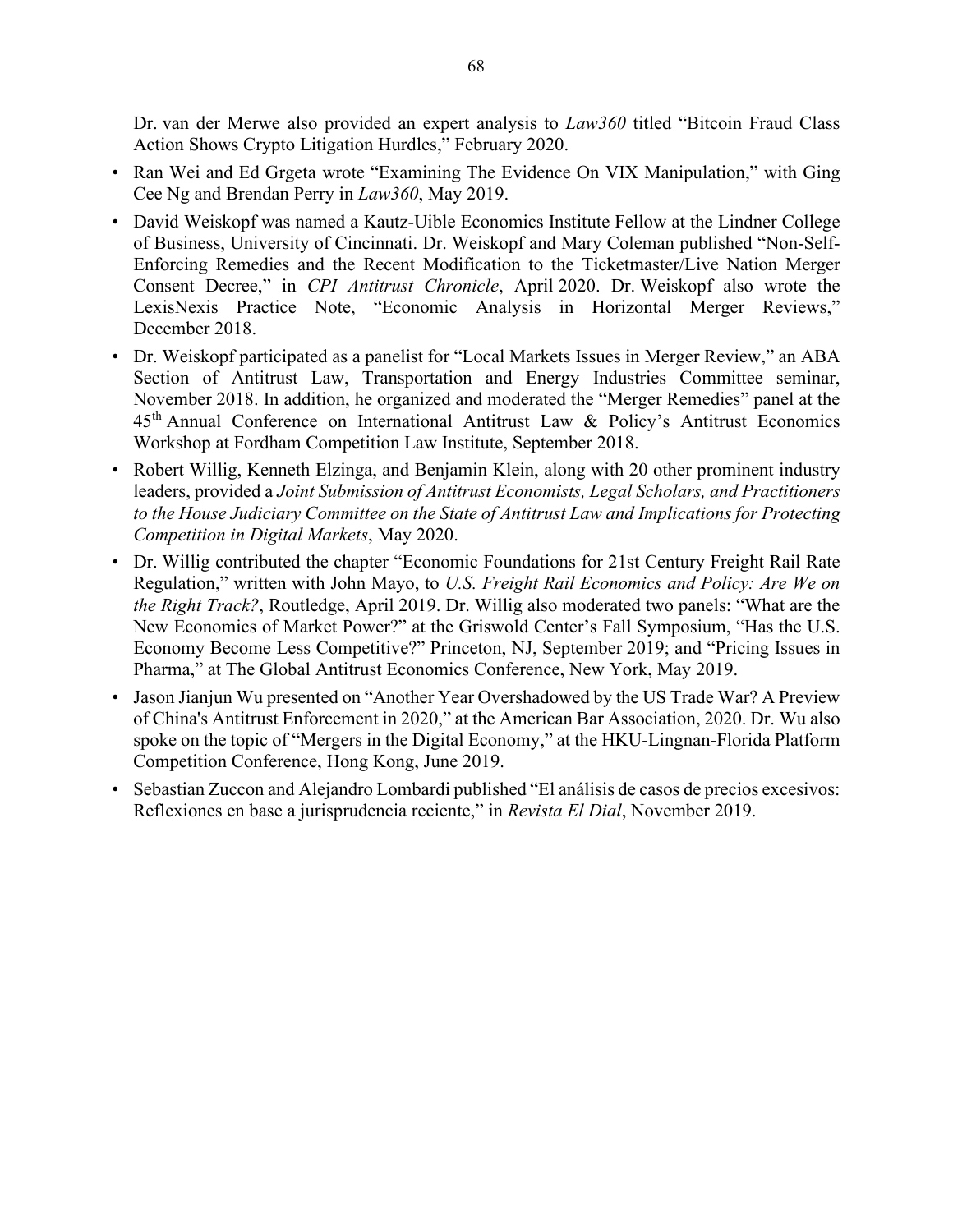Dr. van der Merwe also provided an expert analysis to *Law360* titled "Bitcoin Fraud Class Action Shows Crypto Litigation Hurdles," February 2020.

- Ran Wei and Ed Grgeta wrote "Examining The Evidence On VIX Manipulation," with Ging Cee Ng and Brendan Perry in *Law360*, May 2019.
- David Weiskopf was named a Kautz-Uible Economics Institute Fellow at the Lindner College of Business, University of Cincinnati. Dr. Weiskopf and Mary Coleman published "Non-Self-Enforcing Remedies and the Recent Modification to the Ticketmaster/Live Nation Merger Consent Decree," in *CPI Antitrust Chronicle*, April 2020. Dr. Weiskopf also wrote the LexisNexis Practice Note, "Economic Analysis in Horizontal Merger Reviews," December 2018.
- Dr. Weiskopf participated as a panelist for "Local Markets Issues in Merger Review," an ABA Section of Antitrust Law, Transportation and Energy Industries Committee seminar, November 2018. In addition, he organized and moderated the "Merger Remedies" panel at the 45th Annual Conference on International Antitrust Law & Policy's Antitrust Economics Workshop at Fordham Competition Law Institute, September 2018.
- Robert Willig, Kenneth Elzinga, and Benjamin Klein, along with 20 other prominent industry leaders, provided a *Joint Submission of Antitrust Economists, Legal Scholars, and Practitioners to the House Judiciary Committee on the State of Antitrust Law and Implications for Protecting Competition in Digital Markets*, May 2020.
- Dr. Willig contributed the chapter "Economic Foundations for 21st Century Freight Rail Rate Regulation," written with John Mayo, to *U.S. Freight Rail Economics and Policy: Are We on the Right Track?*, Routledge, April 2019. Dr. Willig also moderated two panels: "What are the New Economics of Market Power?" at the Griswold Center's Fall Symposium, "Has the U.S. Economy Become Less Competitive?" Princeton, NJ, September 2019; and "Pricing Issues in Pharma," at The Global Antitrust Economics Conference, New York, May 2019.
- Jason Jianjun Wu presented on "Another Year Overshadowed by the US Trade War? A Preview of China's Antitrust Enforcement in 2020," at the American Bar Association, 2020. Dr. Wu also spoke on the topic of "Mergers in the Digital Economy," at the HKU-Lingnan-Florida Platform Competition Conference, Hong Kong, June 2019.
- Sebastian Zuccon and Alejandro Lombardi published "El análisis de casos de precios excesivos: Reflexiones en base a jurisprudencia reciente," in *Revista El Dial*, November 2019.